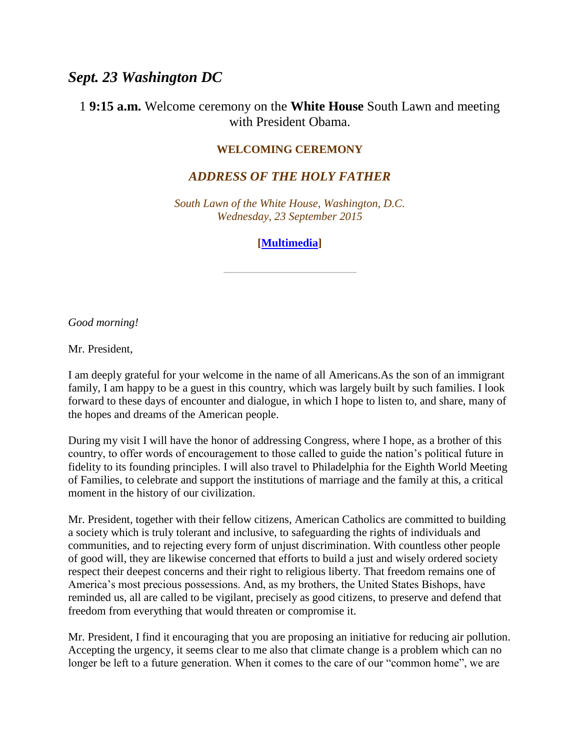## *Sept. 23 Washington DC*

1 **9:15 a.m.** Welcome ceremony on the **White House** South Lawn and meeting with President Obama.

**WELCOMING CEREMONY**

***ADDRESS OF THE HOLY FATHER***

*South Lawn of the White House, Washington, D.C.*
*Wednesday, 23 September 2015*

**[Multimedia]**

---

*Good morning!*

Mr. President,

I am deeply grateful for your welcome in the name of all Americans.As the son of an immigrant family, I am happy to be a guest in this country, which was largely built by such families. I look forward to these days of encounter and dialogue, in which I hope to listen to, and share, many of the hopes and dreams of the American people.

During my visit I will have the honor of addressing Congress, where I hope, as a brother of this country, to offer words of encouragement to those called to guide the nation's political future in fidelity to its founding principles. I will also travel to Philadelphia for the Eighth World Meeting of Families, to celebrate and support the institutions of marriage and the family at this, a critical moment in the history of our civilization.

Mr. President, together with their fellow citizens, American Catholics are committed to building a society which is truly tolerant and inclusive, to safeguarding the rights of individuals and communities, and to rejecting every form of unjust discrimination. With countless other people of good will, they are likewise concerned that efforts to build a just and wisely ordered society respect their deepest concerns and their right to religious liberty. That freedom remains one of America's most precious possessions. And, as my brothers, the United States Bishops, have reminded us, all are called to be vigilant, precisely as good citizens, to preserve and defend that freedom from everything that would threaten or compromise it.

Mr. President, I find it encouraging that you are proposing an initiative for reducing air pollution. Accepting the urgency, it seems clear to me also that climate change is a problem which can no longer be left to a future generation. When it comes to the care of our "common home", we are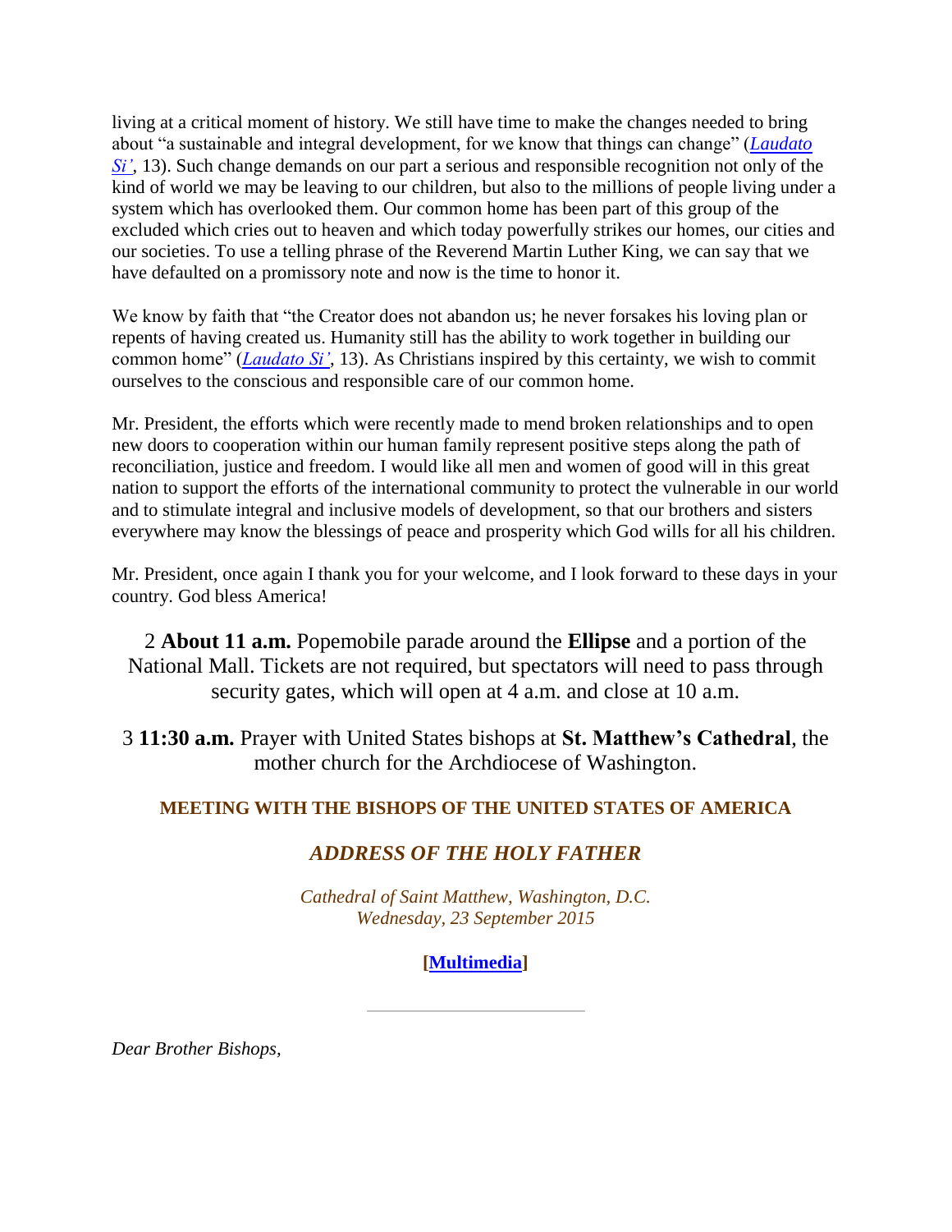living at a critical moment of history. We still have time to make the changes needed to bring about "a sustainable and integral development, for we know that things can change" (*Laudato Si'*, 13). Such change demands on our part a serious and responsible recognition not only of the kind of world we may be leaving to our children, but also to the millions of people living under a system which has overlooked them. Our common home has been part of this group of the excluded which cries out to heaven and which today powerfully strikes our homes, our cities and our societies. To use a telling phrase of the Reverend Martin Luther King, we can say that we have defaulted on a promissory note and now is the time to honor it.

We know by faith that "the Creator does not abandon us; he never forsakes his loving plan or repents of having created us. Humanity still has the ability to work together in building our common home" (*Laudato Si'*, 13). As Christians inspired by this certainty, we wish to commit ourselves to the conscious and responsible care of our common home.

Mr. President, the efforts which were recently made to mend broken relationships and to open new doors to cooperation within our human family represent positive steps along the path of reconciliation, justice and freedom. I would like all men and women of good will in this great nation to support the efforts of the international community to protect the vulnerable in our world and to stimulate integral and inclusive models of development, so that our brothers and sisters everywhere may know the blessings of peace and prosperity which God wills for all his children.

Mr. President, once again I thank you for your welcome, and I look forward to these days in your country. God bless America!

2 **About 11 a.m.** Popemobile parade around the **Ellipse** and a portion of the National Mall. Tickets are not required, but spectators will need to pass through security gates, which will open at 4 a.m. and close at 10 a.m.

3 **11:30 a.m.** Prayer with United States bishops at **St. Matthew's Cathedral**, the mother church for the Archdiocese of Washington.

## MEETING WITH THE BISHOPS OF THE UNITED STATES OF AMERICA

## *ADDRESS OF THE HOLY FATHER*

*Cathedral of Saint Matthew, Washington, D.C.*
*Wednesday, 23 September 2015*

**[Multimedia]**

---

*Dear Brother Bishops,*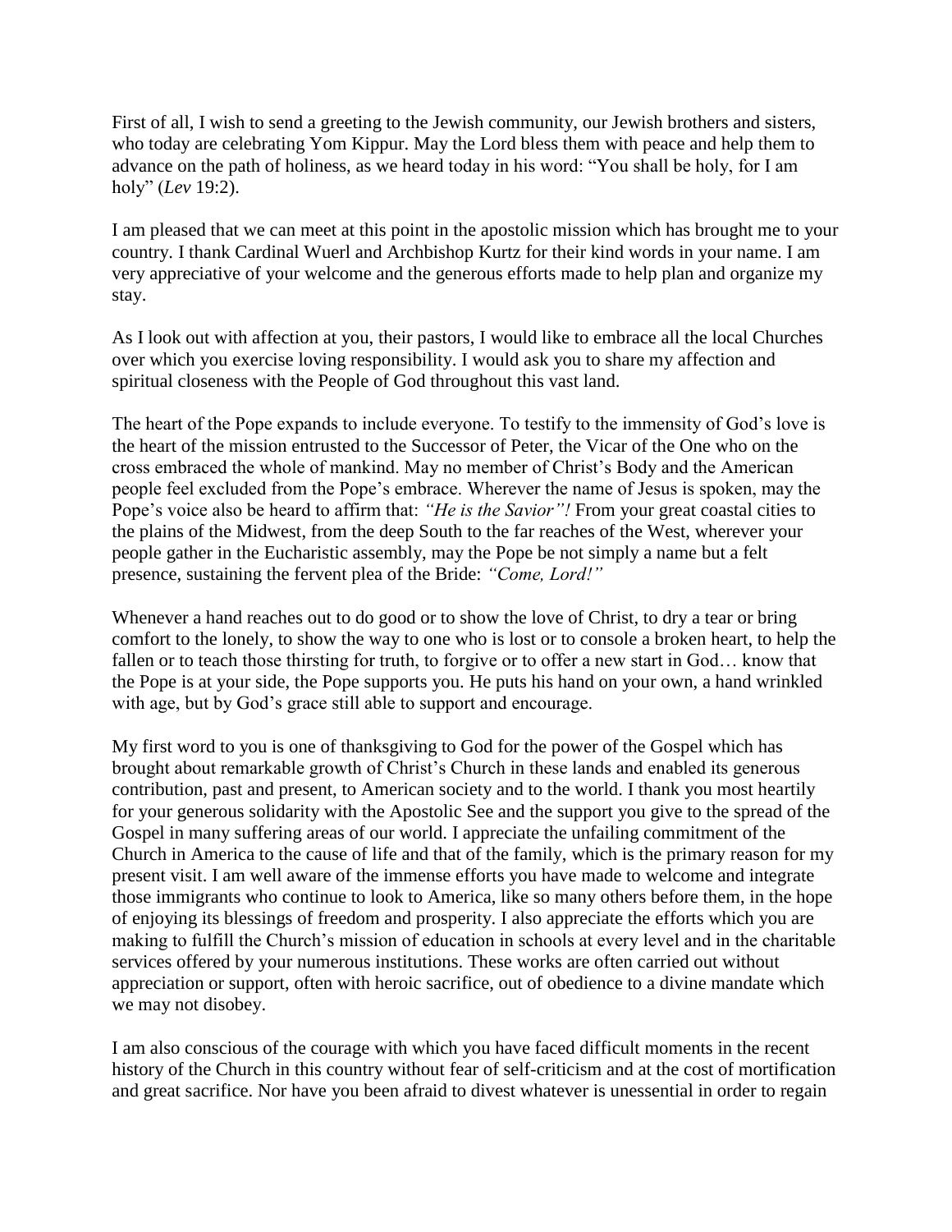First of all, I wish to send a greeting to the Jewish community, our Jewish brothers and sisters, who today are celebrating Yom Kippur. May the Lord bless them with peace and help them to advance on the path of holiness, as we heard today in his word: "You shall be holy, for I am holy" (*Lev* 19:2).

I am pleased that we can meet at this point in the apostolic mission which has brought me to your country. I thank Cardinal Wuerl and Archbishop Kurtz for their kind words in your name. I am very appreciative of your welcome and the generous efforts made to help plan and organize my stay.

As I look out with affection at you, their pastors, I would like to embrace all the local Churches over which you exercise loving responsibility. I would ask you to share my affection and spiritual closeness with the People of God throughout this vast land.

The heart of the Pope expands to include everyone. To testify to the immensity of God's love is the heart of the mission entrusted to the Successor of Peter, the Vicar of the One who on the cross embraced the whole of mankind. May no member of Christ's Body and the American people feel excluded from the Pope's embrace. Wherever the name of Jesus is spoken, may the Pope's voice also be heard to affirm that: *"He is the Savior"!* From your great coastal cities to the plains of the Midwest, from the deep South to the far reaches of the West, wherever your people gather in the Eucharistic assembly, may the Pope be not simply a name but a felt presence, sustaining the fervent plea of the Bride: *"Come, Lord!"*

Whenever a hand reaches out to do good or to show the love of Christ, to dry a tear or bring comfort to the lonely, to show the way to one who is lost or to console a broken heart, to help the fallen or to teach those thirsting for truth, to forgive or to offer a new start in God… know that the Pope is at your side, the Pope supports you. He puts his hand on your own, a hand wrinkled with age, but by God's grace still able to support and encourage.

My first word to you is one of thanksgiving to God for the power of the Gospel which has brought about remarkable growth of Christ's Church in these lands and enabled its generous contribution, past and present, to American society and to the world. I thank you most heartily for your generous solidarity with the Apostolic See and the support you give to the spread of the Gospel in many suffering areas of our world. I appreciate the unfailing commitment of the Church in America to the cause of life and that of the family, which is the primary reason for my present visit. I am well aware of the immense efforts you have made to welcome and integrate those immigrants who continue to look to America, like so many others before them, in the hope of enjoying its blessings of freedom and prosperity. I also appreciate the efforts which you are making to fulfill the Church's mission of education in schools at every level and in the charitable services offered by your numerous institutions. These works are often carried out without appreciation or support, often with heroic sacrifice, out of obedience to a divine mandate which we may not disobey.

I am also conscious of the courage with which you have faced difficult moments in the recent history of the Church in this country without fear of self-criticism and at the cost of mortification and great sacrifice. Nor have you been afraid to divest whatever is unessential in order to regain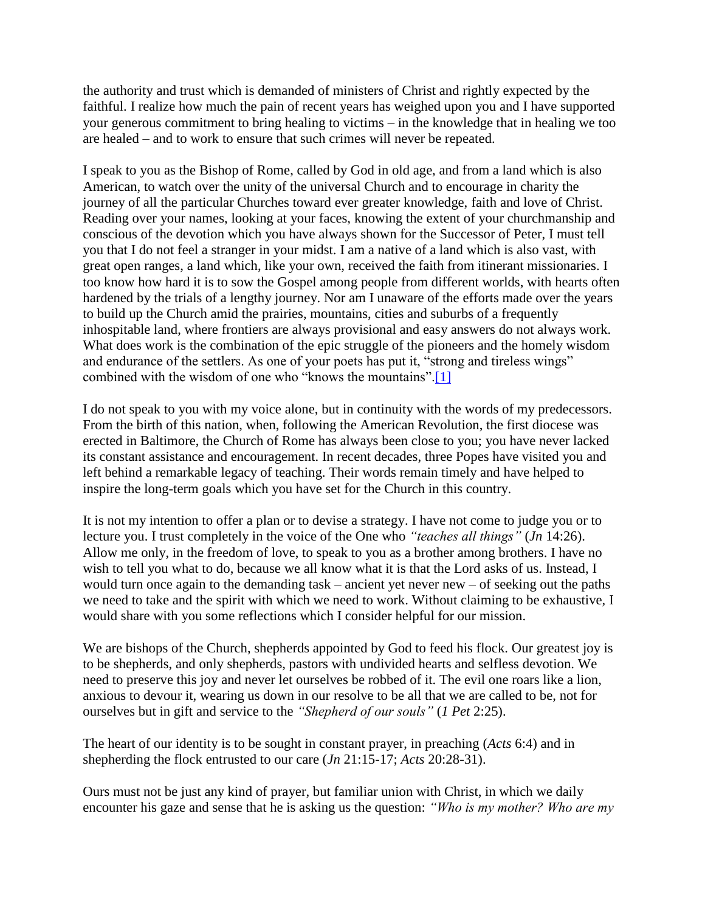the authority and trust which is demanded of ministers of Christ and rightly expected by the faithful. I realize how much the pain of recent years has weighed upon you and I have supported your generous commitment to bring healing to victims – in the knowledge that in healing we too are healed – and to work to ensure that such crimes will never be repeated.

I speak to you as the Bishop of Rome, called by God in old age, and from a land which is also American, to watch over the unity of the universal Church and to encourage in charity the journey of all the particular Churches toward ever greater knowledge, faith and love of Christ. Reading over your names, looking at your faces, knowing the extent of your churchmanship and conscious of the devotion which you have always shown for the Successor of Peter, I must tell you that I do not feel a stranger in your midst. I am a native of a land which is also vast, with great open ranges, a land which, like your own, received the faith from itinerant missionaries. I too know how hard it is to sow the Gospel among people from different worlds, with hearts often hardened by the trials of a lengthy journey. Nor am I unaware of the efforts made over the years to build up the Church amid the prairies, mountains, cities and suburbs of a frequently inhospitable land, where frontiers are always provisional and easy answers do not always work. What does work is the combination of the epic struggle of the pioneers and the homely wisdom and endurance of the settlers. As one of your poets has put it, "strong and tireless wings" combined with the wisdom of one who "knows the mountains".[1]

I do not speak to you with my voice alone, but in continuity with the words of my predecessors. From the birth of this nation, when, following the American Revolution, the first diocese was erected in Baltimore, the Church of Rome has always been close to you; you have never lacked its constant assistance and encouragement. In recent decades, three Popes have visited you and left behind a remarkable legacy of teaching. Their words remain timely and have helped to inspire the long-term goals which you have set for the Church in this country.

It is not my intention to offer a plan or to devise a strategy. I have not come to judge you or to lecture you. I trust completely in the voice of the One who *"teaches all things"* (*Jn* 14:26). Allow me only, in the freedom of love, to speak to you as a brother among brothers. I have no wish to tell you what to do, because we all know what it is that the Lord asks of us. Instead, I would turn once again to the demanding task – ancient yet never new – of seeking out the paths we need to take and the spirit with which we need to work. Without claiming to be exhaustive, I would share with you some reflections which I consider helpful for our mission.

We are bishops of the Church, shepherds appointed by God to feed his flock. Our greatest joy is to be shepherds, and only shepherds, pastors with undivided hearts and selfless devotion. We need to preserve this joy and never let ourselves be robbed of it. The evil one roars like a lion, anxious to devour it, wearing us down in our resolve to be all that we are called to be, not for ourselves but in gift and service to the *"Shepherd of our souls"* (*1 Pet* 2:25).

The heart of our identity is to be sought in constant prayer, in preaching (*Acts* 6:4) and in shepherding the flock entrusted to our care (*Jn* 21:15-17; *Acts* 20:28-31).

Ours must not be just any kind of prayer, but familiar union with Christ, in which we daily encounter his gaze and sense that he is asking us the question: *"Who is my mother? Who are my*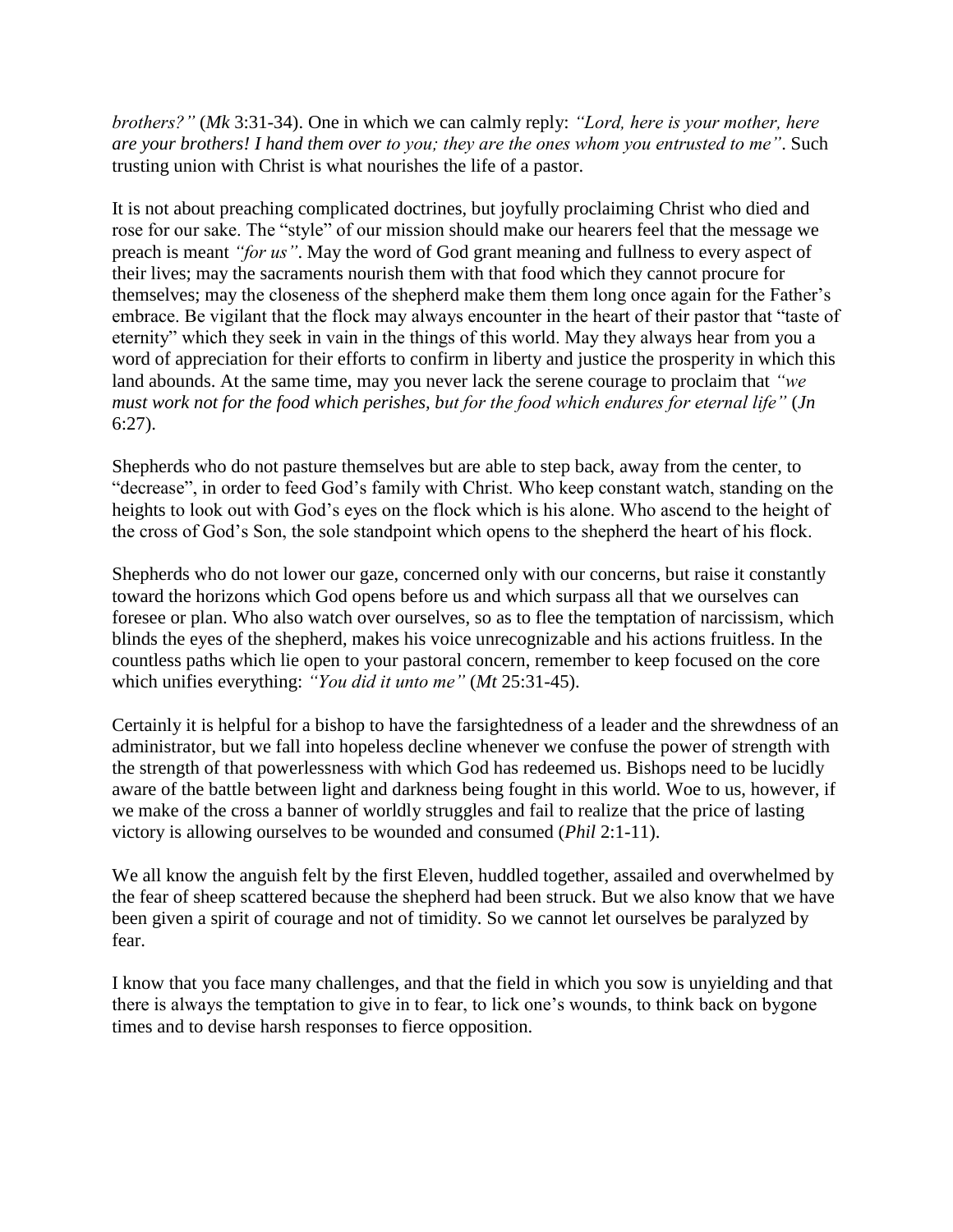*brothers?"* (*Mk* 3:31-34). One in which we can calmly reply: *"Lord, here is your mother, here are your brothers! I hand them over to you; they are the ones whom you entrusted to me"*. Such trusting union with Christ is what nourishes the life of a pastor.

It is not about preaching complicated doctrines, but joyfully proclaiming Christ who died and rose for our sake. The "style" of our mission should make our hearers feel that the message we preach is meant *"for us"*. May the word of God grant meaning and fullness to every aspect of their lives; may the sacraments nourish them with that food which they cannot procure for themselves; may the closeness of the shepherd make them them long once again for the Father's embrace. Be vigilant that the flock may always encounter in the heart of their pastor that "taste of eternity" which they seek in vain in the things of this world. May they always hear from you a word of appreciation for their efforts to confirm in liberty and justice the prosperity in which this land abounds. At the same time, may you never lack the serene courage to proclaim that *"we must work not for the food which perishes, but for the food which endures for eternal life"* (*Jn* 6:27).

Shepherds who do not pasture themselves but are able to step back, away from the center, to "decrease", in order to feed God's family with Christ. Who keep constant watch, standing on the heights to look out with God's eyes on the flock which is his alone. Who ascend to the height of the cross of God's Son, the sole standpoint which opens to the shepherd the heart of his flock.

Shepherds who do not lower our gaze, concerned only with our concerns, but raise it constantly toward the horizons which God opens before us and which surpass all that we ourselves can foresee or plan. Who also watch over ourselves, so as to flee the temptation of narcissism, which blinds the eyes of the shepherd, makes his voice unrecognizable and his actions fruitless. In the countless paths which lie open to your pastoral concern, remember to keep focused on the core which unifies everything: *"You did it unto me"* (*Mt* 25:31-45).

Certainly it is helpful for a bishop to have the farsightedness of a leader and the shrewdness of an administrator, but we fall into hopeless decline whenever we confuse the power of strength with the strength of that powerlessness with which God has redeemed us. Bishops need to be lucidly aware of the battle between light and darkness being fought in this world. Woe to us, however, if we make of the cross a banner of worldly struggles and fail to realize that the price of lasting victory is allowing ourselves to be wounded and consumed (*Phil* 2:1-11).

We all know the anguish felt by the first Eleven, huddled together, assailed and overwhelmed by the fear of sheep scattered because the shepherd had been struck. But we also know that we have been given a spirit of courage and not of timidity. So we cannot let ourselves be paralyzed by fear.

I know that you face many challenges, and that the field in which you sow is unyielding and that there is always the temptation to give in to fear, to lick one's wounds, to think back on bygone times and to devise harsh responses to fierce opposition.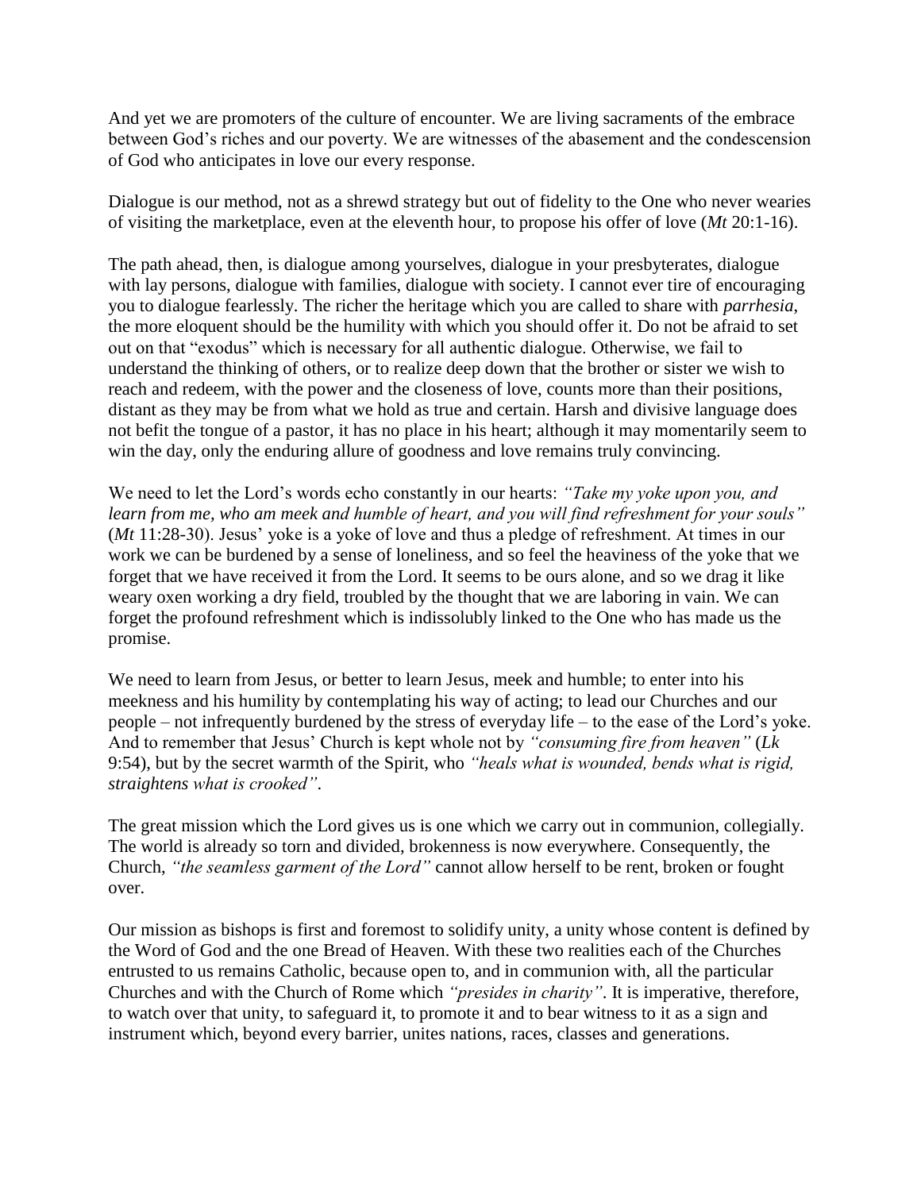And yet we are promoters of the culture of encounter. We are living sacraments of the embrace between God's riches and our poverty. We are witnesses of the abasement and the condescension of God who anticipates in love our every response.

Dialogue is our method, not as a shrewd strategy but out of fidelity to the One who never wearies of visiting the marketplace, even at the eleventh hour, to propose his offer of love (*Mt* 20:1-16).

The path ahead, then, is dialogue among yourselves, dialogue in your presbyterates, dialogue with lay persons, dialogue with families, dialogue with society. I cannot ever tire of encouraging you to dialogue fearlessly. The richer the heritage which you are called to share with *parrhesia,* the more eloquent should be the humility with which you should offer it. Do not be afraid to set out on that "exodus" which is necessary for all authentic dialogue. Otherwise, we fail to understand the thinking of others, or to realize deep down that the brother or sister we wish to reach and redeem, with the power and the closeness of love, counts more than their positions, distant as they may be from what we hold as true and certain. Harsh and divisive language does not befit the tongue of a pastor, it has no place in his heart; although it may momentarily seem to win the day, only the enduring allure of goodness and love remains truly convincing.

We need to let the Lord's words echo constantly in our hearts: *"Take my yoke upon you, and learn from me, who am meek and humble of heart, and you will find refreshment for your souls"* (*Mt* 11:28-30). Jesus' yoke is a yoke of love and thus a pledge of refreshment. At times in our work we can be burdened by a sense of loneliness, and so feel the heaviness of the yoke that we forget that we have received it from the Lord. It seems to be ours alone, and so we drag it like weary oxen working a dry field, troubled by the thought that we are laboring in vain. We can forget the profound refreshment which is indissolubly linked to the One who has made us the promise.

We need to learn from Jesus, or better to learn Jesus, meek and humble; to enter into his meekness and his humility by contemplating his way of acting; to lead our Churches and our people – not infrequently burdened by the stress of everyday life – to the ease of the Lord's yoke. And to remember that Jesus' Church is kept whole not by *"consuming fire from heaven"* (*Lk* 9:54), but by the secret warmth of the Spirit, who *"heals what is wounded, bends what is rigid, straightens what is crooked"*.

The great mission which the Lord gives us is one which we carry out in communion, collegially. The world is already so torn and divided, brokenness is now everywhere. Consequently, the Church, *"the seamless garment of the Lord"* cannot allow herself to be rent, broken or fought over.

Our mission as bishops is first and foremost to solidify unity, a unity whose content is defined by the Word of God and the one Bread of Heaven. With these two realities each of the Churches entrusted to us remains Catholic, because open to, and in communion with, all the particular Churches and with the Church of Rome which *"presides in charity"*. It is imperative, therefore, to watch over that unity, to safeguard it, to promote it and to bear witness to it as a sign and instrument which, beyond every barrier, unites nations, races, classes and generations.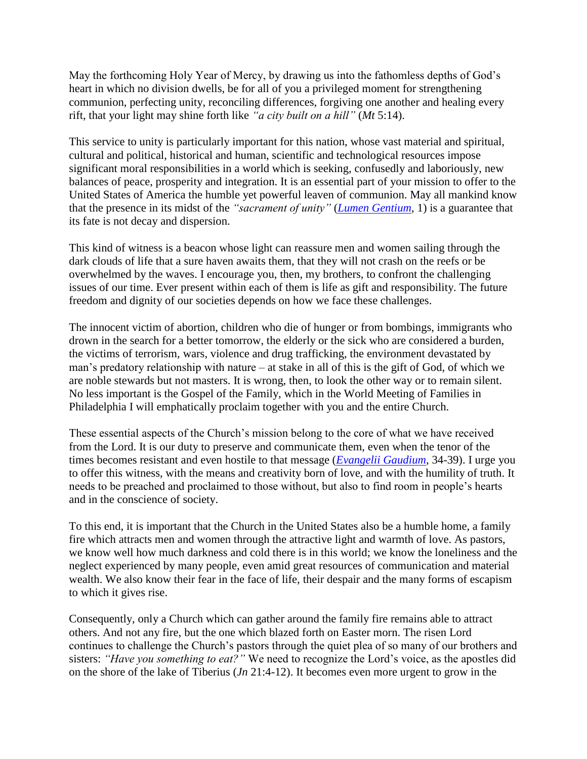May the forthcoming Holy Year of Mercy, by drawing us into the fathomless depths of God's heart in which no division dwells, be for all of you a privileged moment for strengthening communion, perfecting unity, reconciling differences, forgiving one another and healing every rift, that your light may shine forth like *"a city built on a hill"* (*Mt* 5:14).

This service to unity is particularly important for this nation, whose vast material and spiritual, cultural and political, historical and human, scientific and technological resources impose significant moral responsibilities in a world which is seeking, confusedly and laboriously, new balances of peace, prosperity and integration. It is an essential part of your mission to offer to the United States of America the humble yet powerful leaven of communion. May all mankind know that the presence in its midst of the *"sacrament of unity"* (*Lumen Gentium*, 1) is a guarantee that its fate is not decay and dispersion.

This kind of witness is a beacon whose light can reassure men and women sailing through the dark clouds of life that a sure haven awaits them, that they will not crash on the reefs or be overwhelmed by the waves. I encourage you, then, my brothers, to confront the challenging issues of our time. Ever present within each of them is life as gift and responsibility. The future freedom and dignity of our societies depends on how we face these challenges.

The innocent victim of abortion, children who die of hunger or from bombings, immigrants who drown in the search for a better tomorrow, the elderly or the sick who are considered a burden, the victims of terrorism, wars, violence and drug trafficking, the environment devastated by man's predatory relationship with nature – at stake in all of this is the gift of God, of which we are noble stewards but not masters. It is wrong, then, to look the other way or to remain silent. No less important is the Gospel of the Family, which in the World Meeting of Families in Philadelphia I will emphatically proclaim together with you and the entire Church.

These essential aspects of the Church's mission belong to the core of what we have received from the Lord. It is our duty to preserve and communicate them, even when the tenor of the times becomes resistant and even hostile to that message (*Evangelii Gaudium*, 34-39). I urge you to offer this witness, with the means and creativity born of love, and with the humility of truth. It needs to be preached and proclaimed to those without, but also to find room in people's hearts and in the conscience of society.

To this end, it is important that the Church in the United States also be a humble home, a family fire which attracts men and women through the attractive light and warmth of love. As pastors, we know well how much darkness and cold there is in this world; we know the loneliness and the neglect experienced by many people, even amid great resources of communication and material wealth. We also know their fear in the face of life, their despair and the many forms of escapism to which it gives rise.

Consequently, only a Church which can gather around the family fire remains able to attract others. And not any fire, but the one which blazed forth on Easter morn. The risen Lord continues to challenge the Church's pastors through the quiet plea of so many of our brothers and sisters: *"Have you something to eat?"* We need to recognize the Lord's voice, as the apostles did on the shore of the lake of Tiberius (*Jn* 21:4-12). It becomes even more urgent to grow in the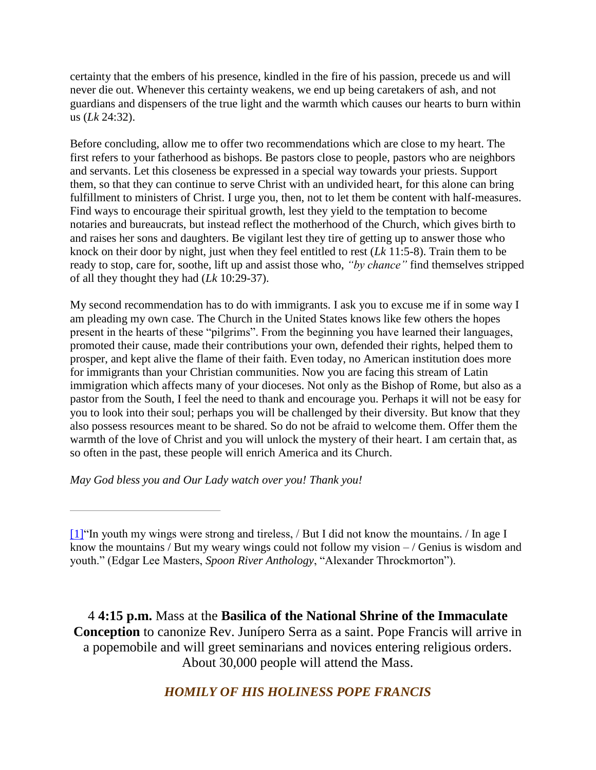certainty that the embers of his presence, kindled in the fire of his passion, precede us and will never die out. Whenever this certainty weakens, we end up being caretakers of ash, and not guardians and dispensers of the true light and the warmth which causes our hearts to burn within us (*Lk* 24:32).

Before concluding, allow me to offer two recommendations which are close to my heart. The first refers to your fatherhood as bishops. Be pastors close to people, pastors who are neighbors and servants. Let this closeness be expressed in a special way towards your priests. Support them, so that they can continue to serve Christ with an undivided heart, for this alone can bring fulfillment to ministers of Christ. I urge you, then, not to let them be content with half-measures. Find ways to encourage their spiritual growth, lest they yield to the temptation to become notaries and bureaucrats, but instead reflect the motherhood of the Church, which gives birth to and raises her sons and daughters. Be vigilant lest they tire of getting up to answer those who knock on their door by night, just when they feel entitled to rest (*Lk* 11:5-8). Train them to be ready to stop, care for, soothe, lift up and assist those who, *"by chance"* find themselves stripped of all they thought they had (*Lk* 10:29-37).

My second recommendation has to do with immigrants. I ask you to excuse me if in some way I am pleading my own case. The Church in the United States knows like few others the hopes present in the hearts of these "pilgrims". From the beginning you have learned their languages, promoted their cause, made their contributions your own, defended their rights, helped them to prosper, and kept alive the flame of their faith. Even today, no American institution does more for immigrants than your Christian communities. Now you are facing this stream of Latin immigration which affects many of your dioceses. Not only as the Bishop of Rome, but also as a pastor from the South, I feel the need to thank and encourage you. Perhaps it will not be easy for you to look into their soul; perhaps you will be challenged by their diversity. But know that they also possess resources meant to be shared. So do not be afraid to welcome them. Offer them the warmth of the love of Christ and you will unlock the mystery of their heart. I am certain that, as so often in the past, these people will enrich America and its Church.

*May God bless you and Our Lady watch over you! Thank you!*

---

[1]"In youth my wings were strong and tireless, / But I did not know the mountains. / In age I know the mountains / But my weary wings could not follow my vision – / Genius is wisdom and youth." (Edgar Lee Masters, *Spoon River Anthology*, "Alexander Throckmorton").

4 **4:15 p.m.** Mass at the **Basilica of the National Shrine of the Immaculate Conception** to canonize Rev. Junípero Serra as a saint. Pope Francis will arrive in a popemobile and will greet seminarians and novices entering religious orders. About 30,000 people will attend the Mass.

## *HOMILY OF HIS HOLINESS POPE FRANCIS*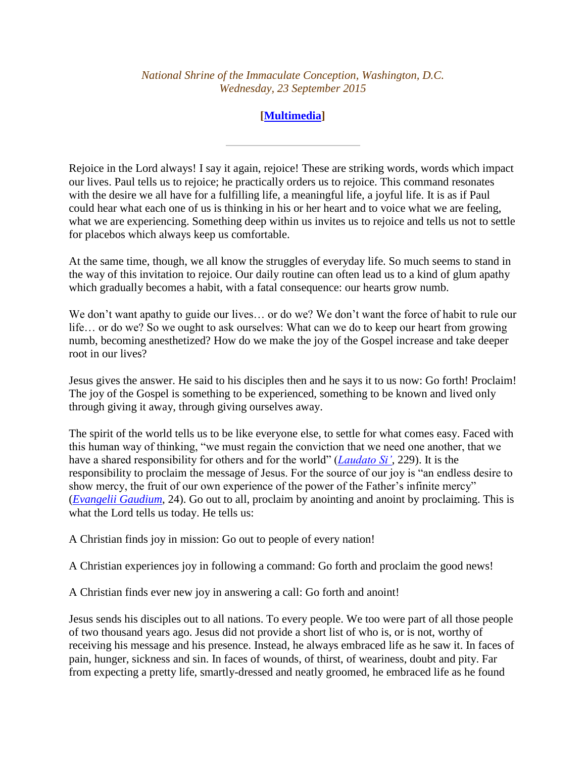*National Shrine of the Immaculate Conception, Washington, D.C.*
*Wednesday, 23 September 2015*

**[Multimedia]**

---

Rejoice in the Lord always! I say it again, rejoice! These are striking words, words which impact our lives. Paul tells us to rejoice; he practically orders us to rejoice. This command resonates with the desire we all have for a fulfilling life, a meaningful life, a joyful life. It is as if Paul could hear what each one of us is thinking in his or her heart and to voice what we are feeling, what we are experiencing. Something deep within us invites us to rejoice and tells us not to settle for placebos which always keep us comfortable.

At the same time, though, we all know the struggles of everyday life. So much seems to stand in the way of this invitation to rejoice. Our daily routine can often lead us to a kind of glum apathy which gradually becomes a habit, with a fatal consequence: our hearts grow numb.

We don't want apathy to guide our lives… or do we? We don't want the force of habit to rule our life… or do we? So we ought to ask ourselves: What can we do to keep our heart from growing numb, becoming anesthetized? How do we make the joy of the Gospel increase and take deeper root in our lives?

Jesus gives the answer. He said to his disciples then and he says it to us now: Go forth! Proclaim! The joy of the Gospel is something to be experienced, something to be known and lived only through giving it away, through giving ourselves away.

The spirit of the world tells us to be like everyone else, to settle for what comes easy. Faced with this human way of thinking, "we must regain the conviction that we need one another, that we have a shared responsibility for others and for the world" (*Laudato Si'*, 229). It is the responsibility to proclaim the message of Jesus. For the source of our joy is "an endless desire to show mercy, the fruit of our own experience of the power of the Father's infinite mercy" (*Evangelii Gaudium*, 24). Go out to all, proclaim by anointing and anoint by proclaiming. This is what the Lord tells us today. He tells us:

A Christian finds joy in mission: Go out to people of every nation!

A Christian experiences joy in following a command: Go forth and proclaim the good news!

A Christian finds ever new joy in answering a call: Go forth and anoint!

Jesus sends his disciples out to all nations. To every people. We too were part of all those people of two thousand years ago. Jesus did not provide a short list of who is, or is not, worthy of receiving his message and his presence. Instead, he always embraced life as he saw it. In faces of pain, hunger, sickness and sin. In faces of wounds, of thirst, of weariness, doubt and pity. Far from expecting a pretty life, smartly-dressed and neatly groomed, he embraced life as he found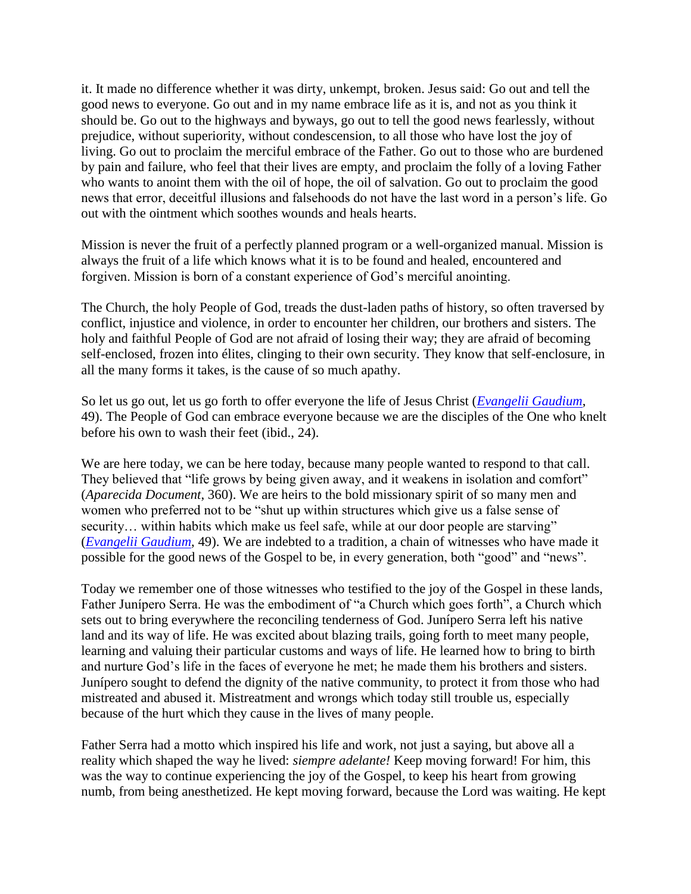it. It made no difference whether it was dirty, unkempt, broken. Jesus said: Go out and tell the good news to everyone. Go out and in my name embrace life as it is, and not as you think it should be. Go out to the highways and byways, go out to tell the good news fearlessly, without prejudice, without superiority, without condescension, to all those who have lost the joy of living. Go out to proclaim the merciful embrace of the Father. Go out to those who are burdened by pain and failure, who feel that their lives are empty, and proclaim the folly of a loving Father who wants to anoint them with the oil of hope, the oil of salvation. Go out to proclaim the good news that error, deceitful illusions and falsehoods do not have the last word in a person's life. Go out with the ointment which soothes wounds and heals hearts.

Mission is never the fruit of a perfectly planned program or a well-organized manual. Mission is always the fruit of a life which knows what it is to be found and healed, encountered and forgiven. Mission is born of a constant experience of God's merciful anointing.

The Church, the holy People of God, treads the dust-laden paths of history, so often traversed by conflict, injustice and violence, in order to encounter her children, our brothers and sisters. The holy and faithful People of God are not afraid of losing their way; they are afraid of becoming self-enclosed, frozen into élites, clinging to their own security. They know that self-enclosure, in all the many forms it takes, is the cause of so much apathy.

So let us go out, let us go forth to offer everyone the life of Jesus Christ (*Evangelii Gaudium*, 49). The People of God can embrace everyone because we are the disciples of the One who knelt before his own to wash their feet (ibid., 24).

We are here today, we can be here today, because many people wanted to respond to that call. They believed that "life grows by being given away, and it weakens in isolation and comfort" (*Aparecida Document*, 360). We are heirs to the bold missionary spirit of so many men and women who preferred not to be "shut up within structures which give us a false sense of security… within habits which make us feel safe, while at our door people are starving" (*Evangelii Gaudium*, 49). We are indebted to a tradition, a chain of witnesses who have made it possible for the good news of the Gospel to be, in every generation, both "good" and "news".

Today we remember one of those witnesses who testified to the joy of the Gospel in these lands, Father Junípero Serra. He was the embodiment of "a Church which goes forth", a Church which sets out to bring everywhere the reconciling tenderness of God. Junípero Serra left his native land and its way of life. He was excited about blazing trails, going forth to meet many people, learning and valuing their particular customs and ways of life. He learned how to bring to birth and nurture God's life in the faces of everyone he met; he made them his brothers and sisters. Junípero sought to defend the dignity of the native community, to protect it from those who had mistreated and abused it. Mistreatment and wrongs which today still trouble us, especially because of the hurt which they cause in the lives of many people.

Father Serra had a motto which inspired his life and work, not just a saying, but above all a reality which shaped the way he lived: *siempre adelante!* Keep moving forward! For him, this was the way to continue experiencing the joy of the Gospel, to keep his heart from growing numb, from being anesthetized. He kept moving forward, because the Lord was waiting. He kept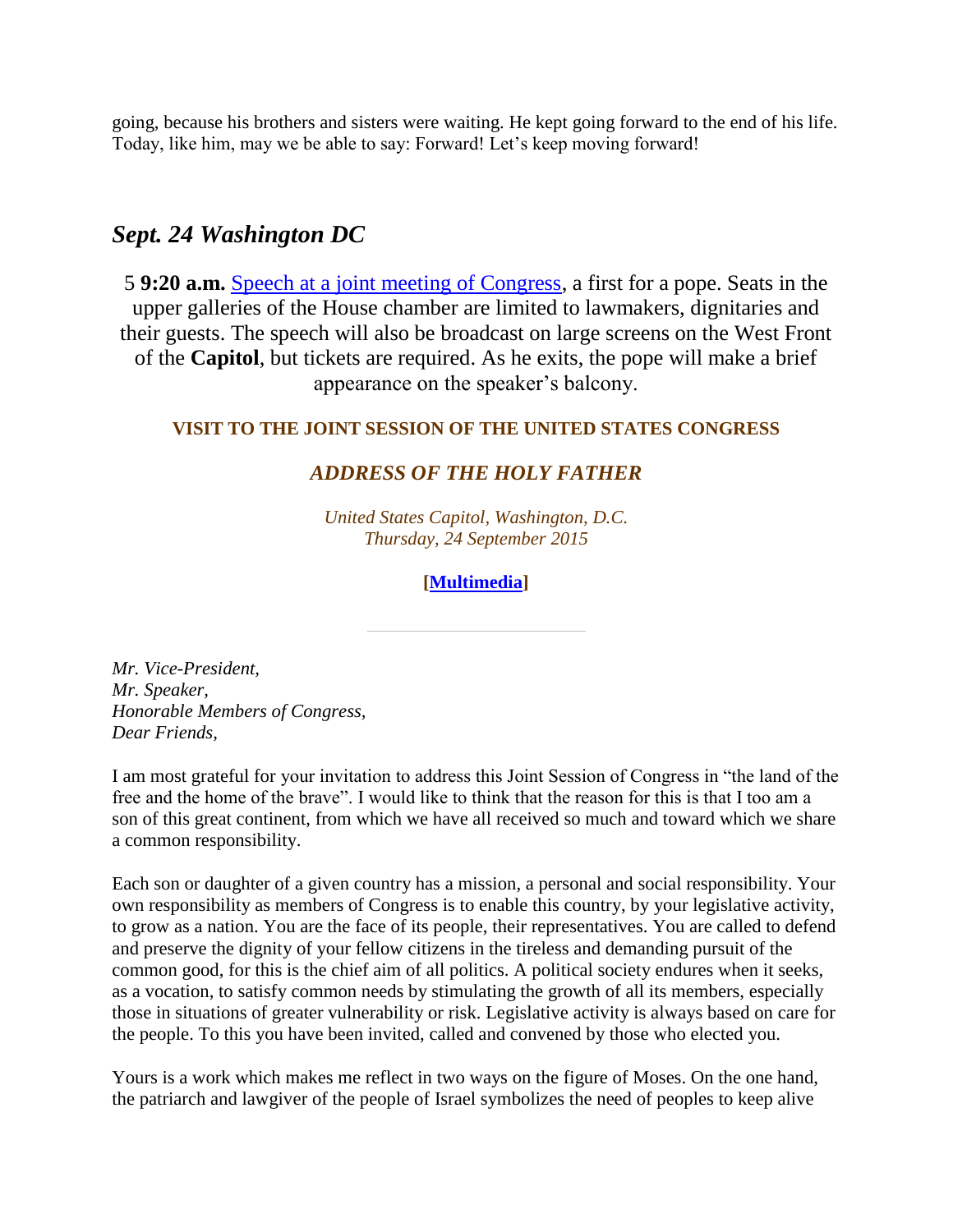going, because his brothers and sisters were waiting. He kept going forward to the end of his life. Today, like him, may we be able to say: Forward! Let's keep moving forward!

## *Sept. 24 Washington DC*

5 **9:20 a.m.** Speech at a joint meeting of Congress, a first for a pope. Seats in the upper galleries of the House chamber are limited to lawmakers, dignitaries and their guests. The speech will also be broadcast on large screens on the West Front of the **Capitol**, but tickets are required. As he exits, the pope will make a brief appearance on the speaker's balcony.

**VISIT TO THE JOINT SESSION OF THE UNITED STATES CONGRESS**

***ADDRESS OF THE HOLY FATHER***

*United States Capitol, Washington, D.C.*
*Thursday, 24 September 2015*

**[Multimedia]**

---

*Mr. Vice-President,*
*Mr. Speaker,*
*Honorable Members of Congress,*
*Dear Friends,*

I am most grateful for your invitation to address this Joint Session of Congress in "the land of the free and the home of the brave". I would like to think that the reason for this is that I too am a son of this great continent, from which we have all received so much and toward which we share a common responsibility.

Each son or daughter of a given country has a mission, a personal and social responsibility. Your own responsibility as members of Congress is to enable this country, by your legislative activity, to grow as a nation. You are the face of its people, their representatives. You are called to defend and preserve the dignity of your fellow citizens in the tireless and demanding pursuit of the common good, for this is the chief aim of all politics. A political society endures when it seeks, as a vocation, to satisfy common needs by stimulating the growth of all its members, especially those in situations of greater vulnerability or risk. Legislative activity is always based on care for the people. To this you have been invited, called and convened by those who elected you.

Yours is a work which makes me reflect in two ways on the figure of Moses. On the one hand, the patriarch and lawgiver of the people of Israel symbolizes the need of peoples to keep alive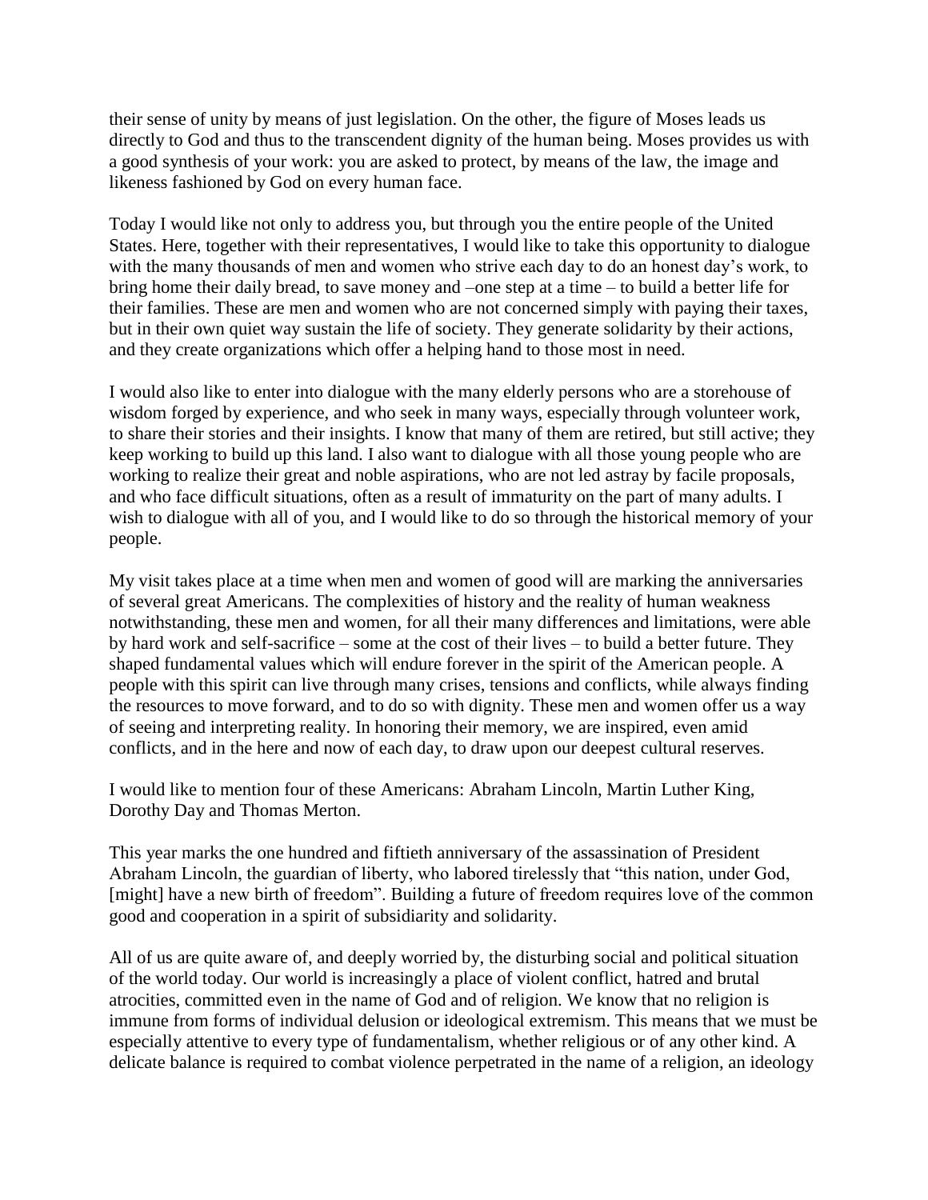their sense of unity by means of just legislation. On the other, the figure of Moses leads us directly to God and thus to the transcendent dignity of the human being. Moses provides us with a good synthesis of your work: you are asked to protect, by means of the law, the image and likeness fashioned by God on every human face.

Today I would like not only to address you, but through you the entire people of the United States. Here, together with their representatives, I would like to take this opportunity to dialogue with the many thousands of men and women who strive each day to do an honest day's work, to bring home their daily bread, to save money and –one step at a time – to build a better life for their families. These are men and women who are not concerned simply with paying their taxes, but in their own quiet way sustain the life of society. They generate solidarity by their actions, and they create organizations which offer a helping hand to those most in need.

I would also like to enter into dialogue with the many elderly persons who are a storehouse of wisdom forged by experience, and who seek in many ways, especially through volunteer work, to share their stories and their insights. I know that many of them are retired, but still active; they keep working to build up this land. I also want to dialogue with all those young people who are working to realize their great and noble aspirations, who are not led astray by facile proposals, and who face difficult situations, often as a result of immaturity on the part of many adults. I wish to dialogue with all of you, and I would like to do so through the historical memory of your people.

My visit takes place at a time when men and women of good will are marking the anniversaries of several great Americans. The complexities of history and the reality of human weakness notwithstanding, these men and women, for all their many differences and limitations, were able by hard work and self-sacrifice – some at the cost of their lives – to build a better future. They shaped fundamental values which will endure forever in the spirit of the American people. A people with this spirit can live through many crises, tensions and conflicts, while always finding the resources to move forward, and to do so with dignity. These men and women offer us a way of seeing and interpreting reality. In honoring their memory, we are inspired, even amid conflicts, and in the here and now of each day, to draw upon our deepest cultural reserves.

I would like to mention four of these Americans: Abraham Lincoln, Martin Luther King, Dorothy Day and Thomas Merton.

This year marks the one hundred and fiftieth anniversary of the assassination of President Abraham Lincoln, the guardian of liberty, who labored tirelessly that "this nation, under God, [might] have a new birth of freedom". Building a future of freedom requires love of the common good and cooperation in a spirit of subsidiarity and solidarity.

All of us are quite aware of, and deeply worried by, the disturbing social and political situation of the world today. Our world is increasingly a place of violent conflict, hatred and brutal atrocities, committed even in the name of God and of religion. We know that no religion is immune from forms of individual delusion or ideological extremism. This means that we must be especially attentive to every type of fundamentalism, whether religious or of any other kind. A delicate balance is required to combat violence perpetrated in the name of a religion, an ideology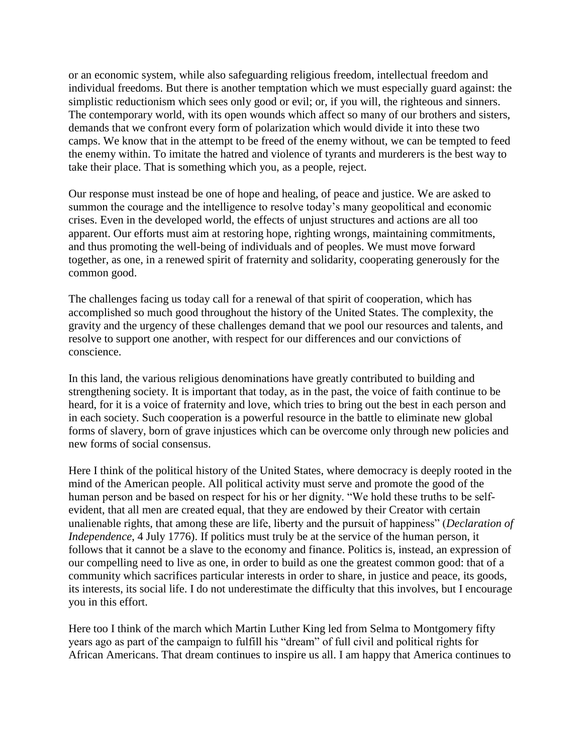or an economic system, while also safeguarding religious freedom, intellectual freedom and individual freedoms. But there is another temptation which we must especially guard against: the simplistic reductionism which sees only good or evil; or, if you will, the righteous and sinners. The contemporary world, with its open wounds which affect so many of our brothers and sisters, demands that we confront every form of polarization which would divide it into these two camps. We know that in the attempt to be freed of the enemy without, we can be tempted to feed the enemy within. To imitate the hatred and violence of tyrants and murderers is the best way to take their place. That is something which you, as a people, reject.

Our response must instead be one of hope and healing, of peace and justice. We are asked to summon the courage and the intelligence to resolve today's many geopolitical and economic crises. Even in the developed world, the effects of unjust structures and actions are all too apparent. Our efforts must aim at restoring hope, righting wrongs, maintaining commitments, and thus promoting the well-being of individuals and of peoples. We must move forward together, as one, in a renewed spirit of fraternity and solidarity, cooperating generously for the common good.

The challenges facing us today call for a renewal of that spirit of cooperation, which has accomplished so much good throughout the history of the United States. The complexity, the gravity and the urgency of these challenges demand that we pool our resources and talents, and resolve to support one another, with respect for our differences and our convictions of conscience.

In this land, the various religious denominations have greatly contributed to building and strengthening society. It is important that today, as in the past, the voice of faith continue to be heard, for it is a voice of fraternity and love, which tries to bring out the best in each person and in each society. Such cooperation is a powerful resource in the battle to eliminate new global forms of slavery, born of grave injustices which can be overcome only through new policies and new forms of social consensus.

Here I think of the political history of the United States, where democracy is deeply rooted in the mind of the American people. All political activity must serve and promote the good of the human person and be based on respect for his or her dignity. "We hold these truths to be self-evident, that all men are created equal, that they are endowed by their Creator with certain unalienable rights, that among these are life, liberty and the pursuit of happiness" (*Declaration of Independence*, 4 July 1776). If politics must truly be at the service of the human person, it follows that it cannot be a slave to the economy and finance. Politics is, instead, an expression of our compelling need to live as one, in order to build as one the greatest common good: that of a community which sacrifices particular interests in order to share, in justice and peace, its goods, its interests, its social life. I do not underestimate the difficulty that this involves, but I encourage you in this effort.

Here too I think of the march which Martin Luther King led from Selma to Montgomery fifty years ago as part of the campaign to fulfill his "dream" of full civil and political rights for African Americans. That dream continues to inspire us all. I am happy that America continues to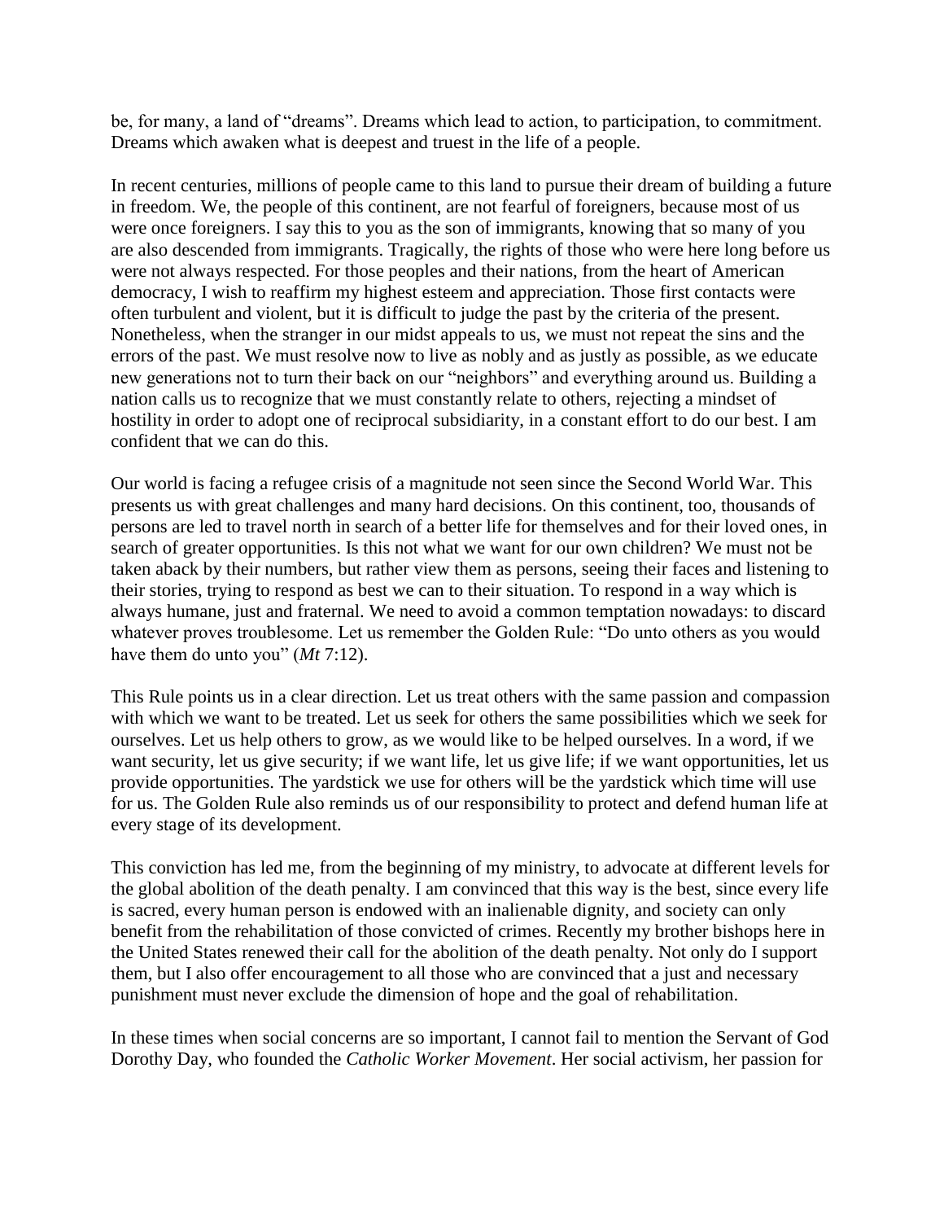be, for many, a land of "dreams". Dreams which lead to action, to participation, to commitment. Dreams which awaken what is deepest and truest in the life of a people.

In recent centuries, millions of people came to this land to pursue their dream of building a future in freedom. We, the people of this continent, are not fearful of foreigners, because most of us were once foreigners. I say this to you as the son of immigrants, knowing that so many of you are also descended from immigrants. Tragically, the rights of those who were here long before us were not always respected. For those peoples and their nations, from the heart of American democracy, I wish to reaffirm my highest esteem and appreciation. Those first contacts were often turbulent and violent, but it is difficult to judge the past by the criteria of the present. Nonetheless, when the stranger in our midst appeals to us, we must not repeat the sins and the errors of the past. We must resolve now to live as nobly and as justly as possible, as we educate new generations not to turn their back on our "neighbors" and everything around us. Building a nation calls us to recognize that we must constantly relate to others, rejecting a mindset of hostility in order to adopt one of reciprocal subsidiarity, in a constant effort to do our best. I am confident that we can do this.

Our world is facing a refugee crisis of a magnitude not seen since the Second World War. This presents us with great challenges and many hard decisions. On this continent, too, thousands of persons are led to travel north in search of a better life for themselves and for their loved ones, in search of greater opportunities. Is this not what we want for our own children? We must not be taken aback by their numbers, but rather view them as persons, seeing their faces and listening to their stories, trying to respond as best we can to their situation. To respond in a way which is always humane, just and fraternal. We need to avoid a common temptation nowadays: to discard whatever proves troublesome. Let us remember the Golden Rule: "Do unto others as you would have them do unto you" (*Mt* 7:12).

This Rule points us in a clear direction. Let us treat others with the same passion and compassion with which we want to be treated. Let us seek for others the same possibilities which we seek for ourselves. Let us help others to grow, as we would like to be helped ourselves. In a word, if we want security, let us give security; if we want life, let us give life; if we want opportunities, let us provide opportunities. The yardstick we use for others will be the yardstick which time will use for us. The Golden Rule also reminds us of our responsibility to protect and defend human life at every stage of its development.

This conviction has led me, from the beginning of my ministry, to advocate at different levels for the global abolition of the death penalty. I am convinced that this way is the best, since every life is sacred, every human person is endowed with an inalienable dignity, and society can only benefit from the rehabilitation of those convicted of crimes. Recently my brother bishops here in the United States renewed their call for the abolition of the death penalty. Not only do I support them, but I also offer encouragement to all those who are convinced that a just and necessary punishment must never exclude the dimension of hope and the goal of rehabilitation.

In these times when social concerns are so important, I cannot fail to mention the Servant of God Dorothy Day, who founded the *Catholic Worker Movement*. Her social activism, her passion for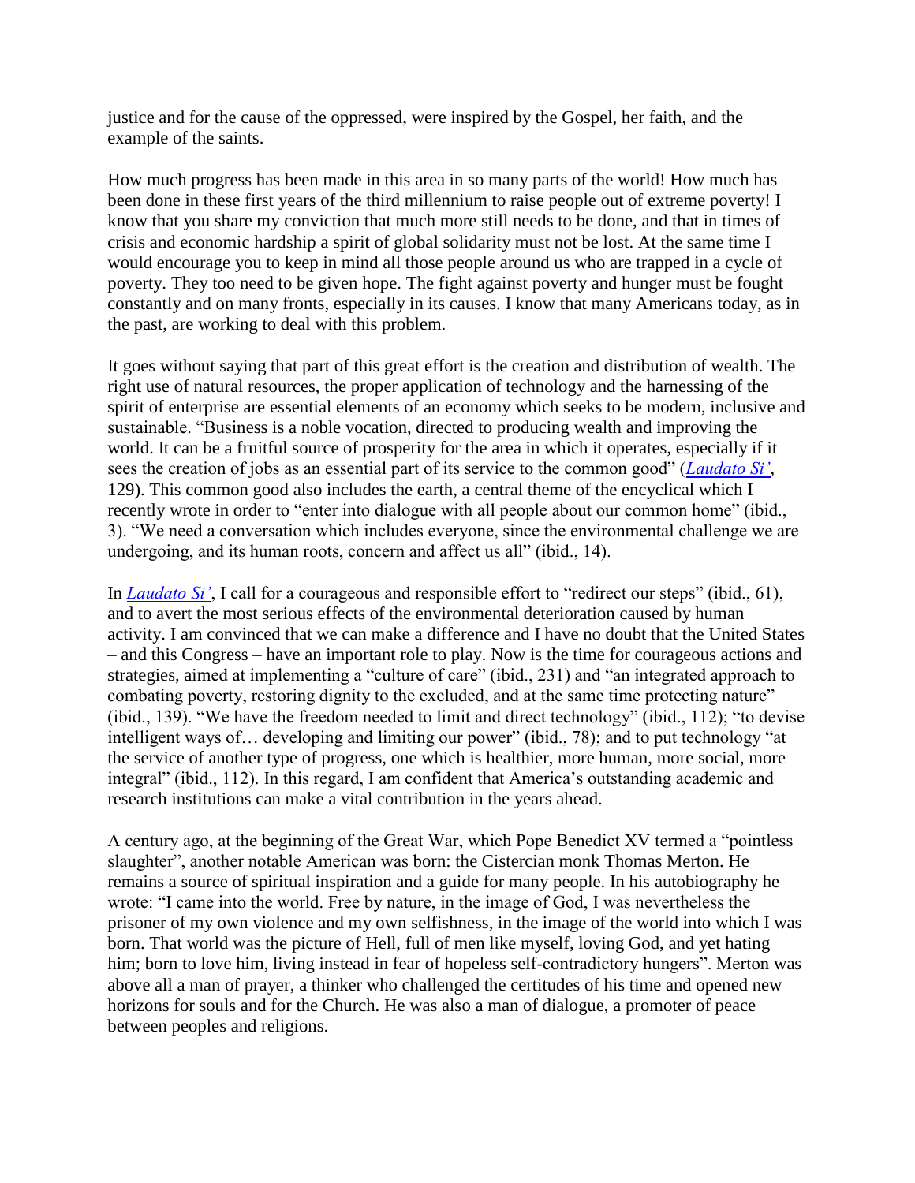justice and for the cause of the oppressed, were inspired by the Gospel, her faith, and the example of the saints.

How much progress has been made in this area in so many parts of the world! How much has been done in these first years of the third millennium to raise people out of extreme poverty! I know that you share my conviction that much more still needs to be done, and that in times of crisis and economic hardship a spirit of global solidarity must not be lost. At the same time I would encourage you to keep in mind all those people around us who are trapped in a cycle of poverty. They too need to be given hope. The fight against poverty and hunger must be fought constantly and on many fronts, especially in its causes. I know that many Americans today, as in the past, are working to deal with this problem.

It goes without saying that part of this great effort is the creation and distribution of wealth. The right use of natural resources, the proper application of technology and the harnessing of the spirit of enterprise are essential elements of an economy which seeks to be modern, inclusive and sustainable. "Business is a noble vocation, directed to producing wealth and improving the world. It can be a fruitful source of prosperity for the area in which it operates, especially if it sees the creation of jobs as an essential part of its service to the common good" (*Laudato Si'*, 129). This common good also includes the earth, a central theme of the encyclical which I recently wrote in order to "enter into dialogue with all people about our common home" (ibid., 3). "We need a conversation which includes everyone, since the environmental challenge we are undergoing, and its human roots, concern and affect us all" (ibid., 14).

In *Laudato Si'*, I call for a courageous and responsible effort to "redirect our steps" (ibid., 61), and to avert the most serious effects of the environmental deterioration caused by human activity. I am convinced that we can make a difference and I have no doubt that the United States – and this Congress – have an important role to play. Now is the time for courageous actions and strategies, aimed at implementing a "culture of care" (ibid., 231) and "an integrated approach to combating poverty, restoring dignity to the excluded, and at the same time protecting nature" (ibid., 139). "We have the freedom needed to limit and direct technology" (ibid., 112); "to devise intelligent ways of… developing and limiting our power" (ibid., 78); and to put technology "at the service of another type of progress, one which is healthier, more human, more social, more integral" (ibid., 112). In this regard, I am confident that America's outstanding academic and research institutions can make a vital contribution in the years ahead.

A century ago, at the beginning of the Great War, which Pope Benedict XV termed a "pointless slaughter", another notable American was born: the Cistercian monk Thomas Merton. He remains a source of spiritual inspiration and a guide for many people. In his autobiography he wrote: "I came into the world. Free by nature, in the image of God, I was nevertheless the prisoner of my own violence and my own selfishness, in the image of the world into which I was born. That world was the picture of Hell, full of men like myself, loving God, and yet hating him; born to love him, living instead in fear of hopeless self-contradictory hungers". Merton was above all a man of prayer, a thinker who challenged the certitudes of his time and opened new horizons for souls and for the Church. He was also a man of dialogue, a promoter of peace between peoples and religions.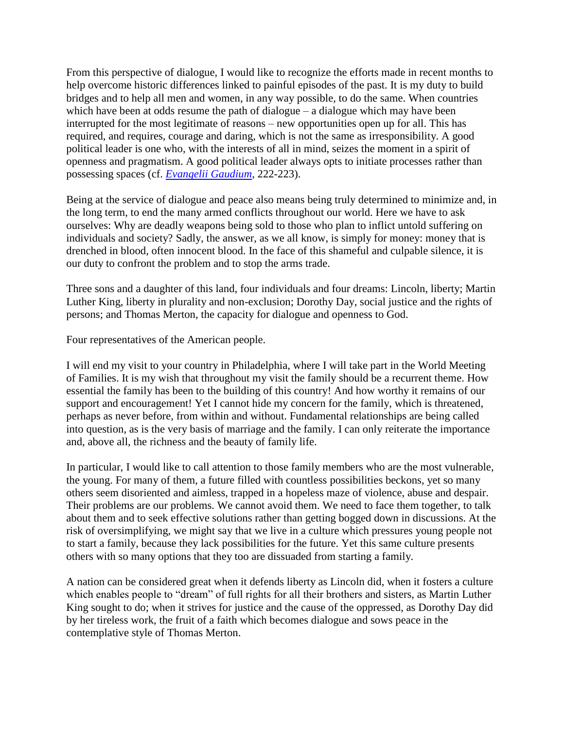From this perspective of dialogue, I would like to recognize the efforts made in recent months to help overcome historic differences linked to painful episodes of the past. It is my duty to build bridges and to help all men and women, in any way possible, to do the same. When countries which have been at odds resume the path of dialogue – a dialogue which may have been interrupted for the most legitimate of reasons – new opportunities open up for all. This has required, and requires, courage and daring, which is not the same as irresponsibility. A good political leader is one who, with the interests of all in mind, seizes the moment in a spirit of openness and pragmatism. A good political leader always opts to initiate processes rather than possessing spaces (cf. *Evangelii Gaudium*, 222-223).

Being at the service of dialogue and peace also means being truly determined to minimize and, in the long term, to end the many armed conflicts throughout our world. Here we have to ask ourselves: Why are deadly weapons being sold to those who plan to inflict untold suffering on individuals and society? Sadly, the answer, as we all know, is simply for money: money that is drenched in blood, often innocent blood. In the face of this shameful and culpable silence, it is our duty to confront the problem and to stop the arms trade.

Three sons and a daughter of this land, four individuals and four dreams: Lincoln, liberty; Martin Luther King, liberty in plurality and non-exclusion; Dorothy Day, social justice and the rights of persons; and Thomas Merton, the capacity for dialogue and openness to God.

Four representatives of the American people.

I will end my visit to your country in Philadelphia, where I will take part in the World Meeting of Families. It is my wish that throughout my visit the family should be a recurrent theme. How essential the family has been to the building of this country! And how worthy it remains of our support and encouragement! Yet I cannot hide my concern for the family, which is threatened, perhaps as never before, from within and without. Fundamental relationships are being called into question, as is the very basis of marriage and the family. I can only reiterate the importance and, above all, the richness and the beauty of family life.

In particular, I would like to call attention to those family members who are the most vulnerable, the young. For many of them, a future filled with countless possibilities beckons, yet so many others seem disoriented and aimless, trapped in a hopeless maze of violence, abuse and despair. Their problems are our problems. We cannot avoid them. We need to face them together, to talk about them and to seek effective solutions rather than getting bogged down in discussions. At the risk of oversimplifying, we might say that we live in a culture which pressures young people not to start a family, because they lack possibilities for the future. Yet this same culture presents others with so many options that they too are dissuaded from starting a family.

A nation can be considered great when it defends liberty as Lincoln did, when it fosters a culture which enables people to "dream" of full rights for all their brothers and sisters, as Martin Luther King sought to do; when it strives for justice and the cause of the oppressed, as Dorothy Day did by her tireless work, the fruit of a faith which becomes dialogue and sows peace in the contemplative style of Thomas Merton.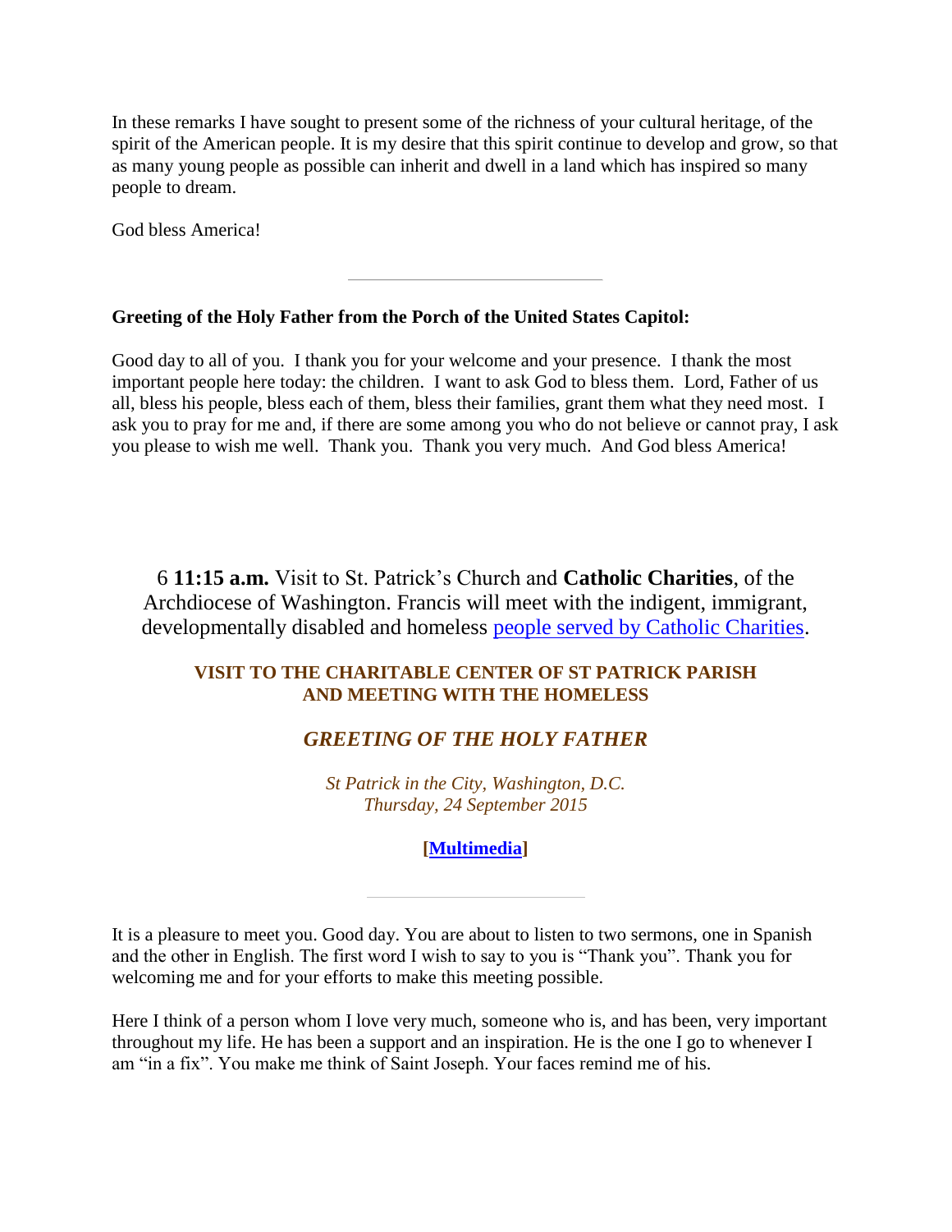In these remarks I have sought to present some of the richness of your cultural heritage, of the spirit of the American people. It is my desire that this spirit continue to develop and grow, so that as many young people as possible can inherit and dwell in a land which has inspired so many people to dream.

God bless America!

---

**Greeting of the Holy Father from the Porch of the United States Capitol:**

Good day to all of you. I thank you for your welcome and your presence. I thank the most important people here today: the children. I want to ask God to bless them. Lord, Father of us all, bless his people, bless each of them, bless their families, grant them what they need most. I ask you to pray for me and, if there are some among you who do not believe or cannot pray, I ask you please to wish me well. Thank you. Thank you very much. And God bless America!

6 **11:15 a.m.** Visit to St. Patrick's Church and **Catholic Charities**, of the Archdiocese of Washington. Francis will meet with the indigent, immigrant, developmentally disabled and homeless people served by Catholic Charities.

**VISIT TO THE CHARITABLE CENTER OF ST PATRICK PARISH AND MEETING WITH THE HOMELESS**

***GREETING OF THE HOLY FATHER***

*St Patrick in the City, Washington, D.C.*
*Thursday, 24 September 2015*

**[Multimedia]**

---

It is a pleasure to meet you. Good day. You are about to listen to two sermons, one in Spanish and the other in English. The first word I wish to say to you is "Thank you". Thank you for welcoming me and for your efforts to make this meeting possible.

Here I think of a person whom I love very much, someone who is, and has been, very important throughout my life. He has been a support and an inspiration. He is the one I go to whenever I am "in a fix". You make me think of Saint Joseph. Your faces remind me of his.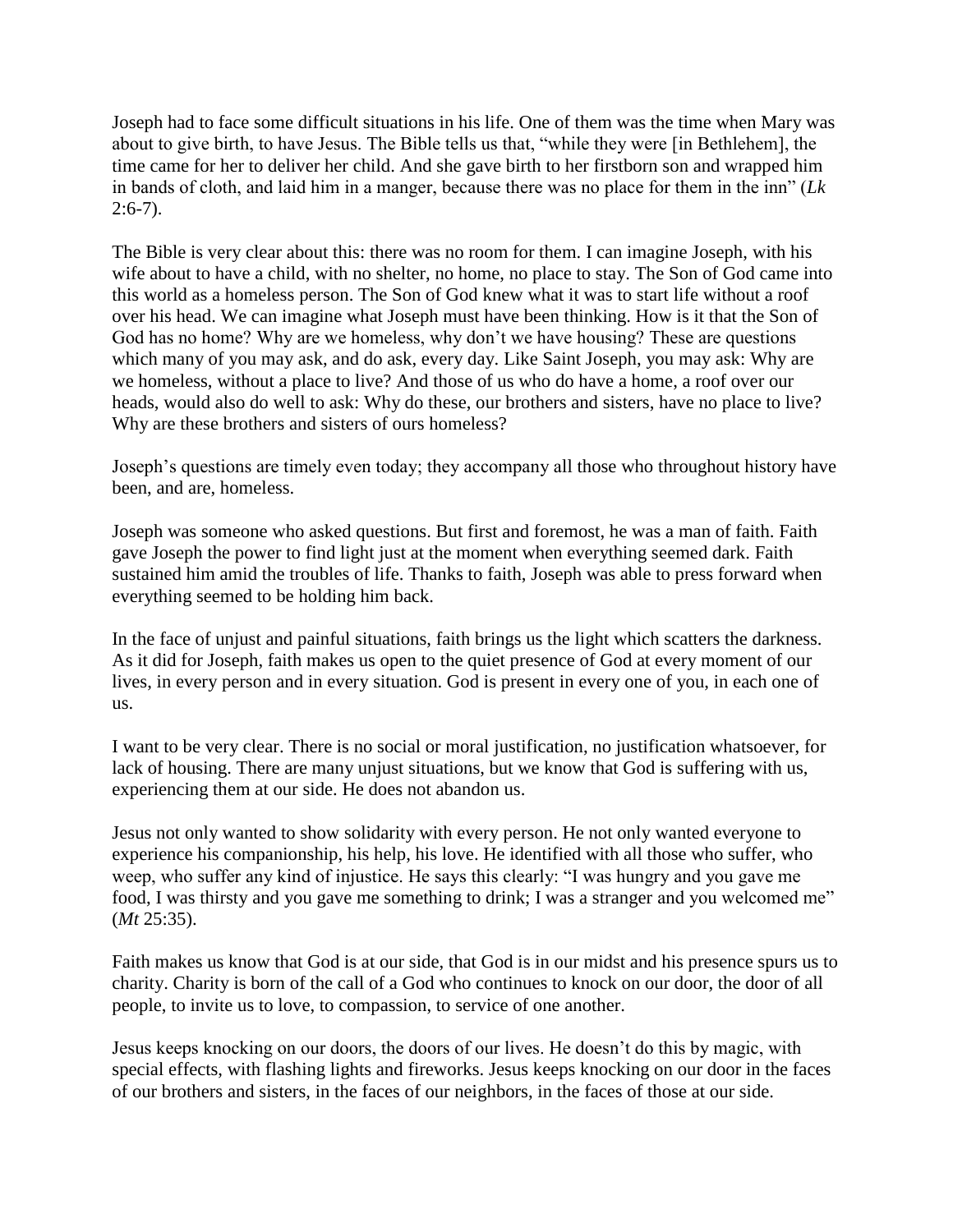Joseph had to face some difficult situations in his life. One of them was the time when Mary was about to give birth, to have Jesus. The Bible tells us that, "while they were [in Bethlehem], the time came for her to deliver her child. And she gave birth to her firstborn son and wrapped him in bands of cloth, and laid him in a manger, because there was no place for them in the inn" (*Lk* 2:6-7).

The Bible is very clear about this: there was no room for them. I can imagine Joseph, with his wife about to have a child, with no shelter, no home, no place to stay. The Son of God came into this world as a homeless person. The Son of God knew what it was to start life without a roof over his head. We can imagine what Joseph must have been thinking. How is it that the Son of God has no home? Why are we homeless, why don't we have housing? These are questions which many of you may ask, and do ask, every day. Like Saint Joseph, you may ask: Why are we homeless, without a place to live? And those of us who do have a home, a roof over our heads, would also do well to ask: Why do these, our brothers and sisters, have no place to live? Why are these brothers and sisters of ours homeless?

Joseph's questions are timely even today; they accompany all those who throughout history have been, and are, homeless.

Joseph was someone who asked questions. But first and foremost, he was a man of faith. Faith gave Joseph the power to find light just at the moment when everything seemed dark. Faith sustained him amid the troubles of life. Thanks to faith, Joseph was able to press forward when everything seemed to be holding him back.

In the face of unjust and painful situations, faith brings us the light which scatters the darkness. As it did for Joseph, faith makes us open to the quiet presence of God at every moment of our lives, in every person and in every situation. God is present in every one of you, in each one of us.

I want to be very clear. There is no social or moral justification, no justification whatsoever, for lack of housing. There are many unjust situations, but we know that God is suffering with us, experiencing them at our side. He does not abandon us.

Jesus not only wanted to show solidarity with every person. He not only wanted everyone to experience his companionship, his help, his love. He identified with all those who suffer, who weep, who suffer any kind of injustice. He says this clearly: "I was hungry and you gave me food, I was thirsty and you gave me something to drink; I was a stranger and you welcomed me" (*Mt* 25:35).

Faith makes us know that God is at our side, that God is in our midst and his presence spurs us to charity. Charity is born of the call of a God who continues to knock on our door, the door of all people, to invite us to love, to compassion, to service of one another.

Jesus keeps knocking on our doors, the doors of our lives. He doesn't do this by magic, with special effects, with flashing lights and fireworks. Jesus keeps knocking on our door in the faces of our brothers and sisters, in the faces of our neighbors, in the faces of those at our side.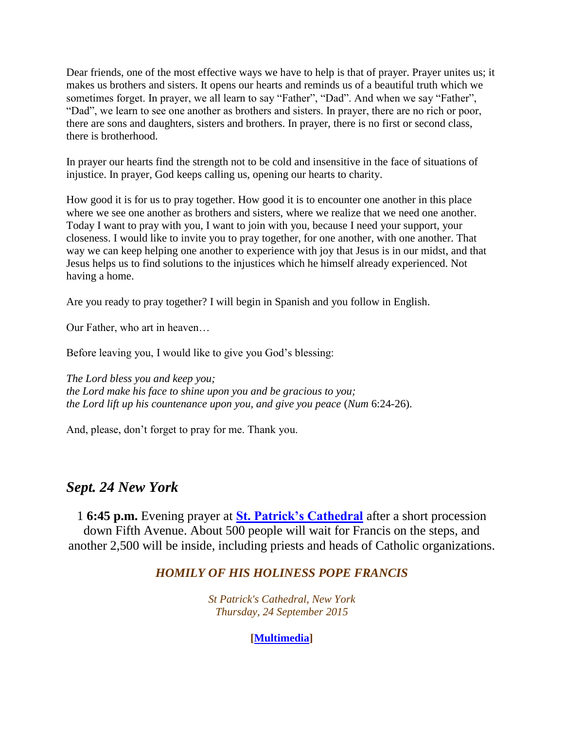Dear friends, one of the most effective ways we have to help is that of prayer. Prayer unites us; it makes us brothers and sisters. It opens our hearts and reminds us of a beautiful truth which we sometimes forget. In prayer, we all learn to say “Father”, “Dad”. And when we say “Father”, “Dad”, we learn to see one another as brothers and sisters. In prayer, there are no rich or poor, there are sons and daughters, sisters and brothers. In prayer, there is no first or second class, there is brotherhood.

In prayer our hearts find the strength not to be cold and insensitive in the face of situations of injustice. In prayer, God keeps calling us, opening our hearts to charity.

How good it is for us to pray together. How good it is to encounter one another in this place where we see one another as brothers and sisters, where we realize that we need one another. Today I want to pray with you, I want to join with you, because I need your support, your closeness. I would like to invite you to pray together, for one another, with one another. That way we can keep helping one another to experience with joy that Jesus is in our midst, and that Jesus helps us to find solutions to the injustices which he himself already experienced. Not having a home.

Are you ready to pray together? I will begin in Spanish and you follow in English.

Our Father, who art in heaven…

Before leaving you, I would like to give you God’s blessing:

*The Lord bless you and keep you;*
*the Lord make his face to shine upon you and be gracious to you;*
*the Lord lift up his countenance upon you, and give you peace* (*Num* 6:24-26).

And, please, don’t forget to pray for me. Thank you.

## *Sept. 24 New York*

1 **6:45 p.m.** Evening prayer at **St. Patrick’s Cathedral** after a short procession down Fifth Avenue. About 500 people will wait for Francis on the steps, and another 2,500 will be inside, including priests and heads of Catholic organizations.

### *HOMILY OF HIS HOLINESS POPE FRANCIS*

*St Patrick's Cathedral, New York*
*Thursday, 24 September 2015*

**[Multimedia]**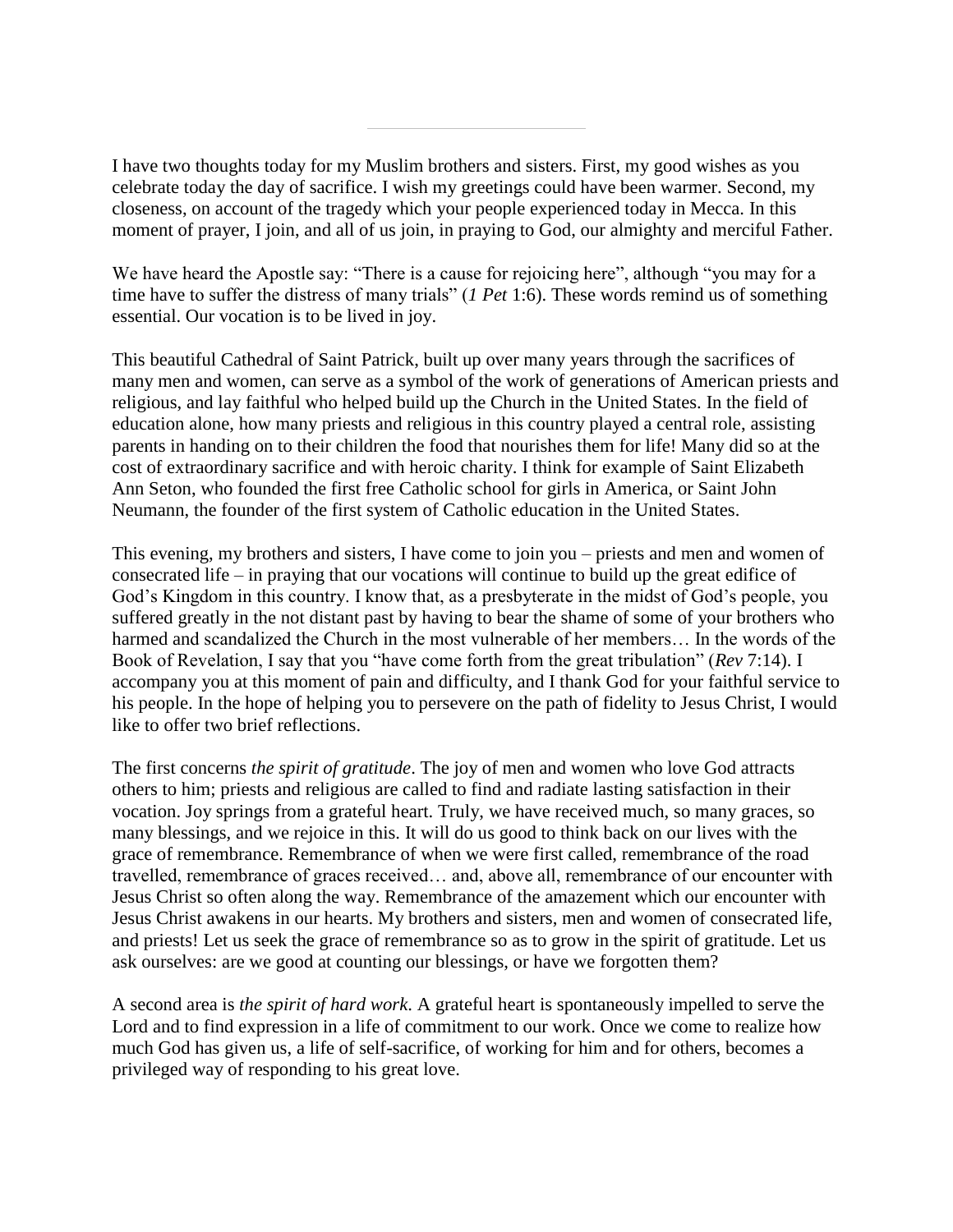---

I have two thoughts today for my Muslim brothers and sisters. First, my good wishes as you celebrate today the day of sacrifice. I wish my greetings could have been warmer. Second, my closeness, on account of the tragedy which your people experienced today in Mecca. In this moment of prayer, I join, and all of us join, in praying to God, our almighty and merciful Father.

We have heard the Apostle say: "There is a cause for rejoicing here", although "you may for a time have to suffer the distress of many trials" (*1 Pet* 1:6). These words remind us of something essential. Our vocation is to be lived in joy.

This beautiful Cathedral of Saint Patrick, built up over many years through the sacrifices of many men and women, can serve as a symbol of the work of generations of American priests and religious, and lay faithful who helped build up the Church in the United States. In the field of education alone, how many priests and religious in this country played a central role, assisting parents in handing on to their children the food that nourishes them for life! Many did so at the cost of extraordinary sacrifice and with heroic charity. I think for example of Saint Elizabeth Ann Seton, who founded the first free Catholic school for girls in America, or Saint John Neumann, the founder of the first system of Catholic education in the United States.

This evening, my brothers and sisters, I have come to join you – priests and men and women of consecrated life – in praying that our vocations will continue to build up the great edifice of God's Kingdom in this country. I know that, as a presbyterate in the midst of God's people, you suffered greatly in the not distant past by having to bear the shame of some of your brothers who harmed and scandalized the Church in the most vulnerable of her members… In the words of the Book of Revelation, I say that you "have come forth from the great tribulation" (*Rev* 7:14). I accompany you at this moment of pain and difficulty, and I thank God for your faithful service to his people. In the hope of helping you to persevere on the path of fidelity to Jesus Christ, I would like to offer two brief reflections.

The first concerns *the spirit of gratitude*. The joy of men and women who love God attracts others to him; priests and religious are called to find and radiate lasting satisfaction in their vocation. Joy springs from a grateful heart. Truly, we have received much, so many graces, so many blessings, and we rejoice in this. It will do us good to think back on our lives with the grace of remembrance. Remembrance of when we were first called, remembrance of the road travelled, remembrance of graces received… and, above all, remembrance of our encounter with Jesus Christ so often along the way. Remembrance of the amazement which our encounter with Jesus Christ awakens in our hearts. My brothers and sisters, men and women of consecrated life, and priests! Let us seek the grace of remembrance so as to grow in the spirit of gratitude. Let us ask ourselves: are we good at counting our blessings, or have we forgotten them?

A second area is *the spirit of hard work*. A grateful heart is spontaneously impelled to serve the Lord and to find expression in a life of commitment to our work. Once we come to realize how much God has given us, a life of self-sacrifice, of working for him and for others, becomes a privileged way of responding to his great love.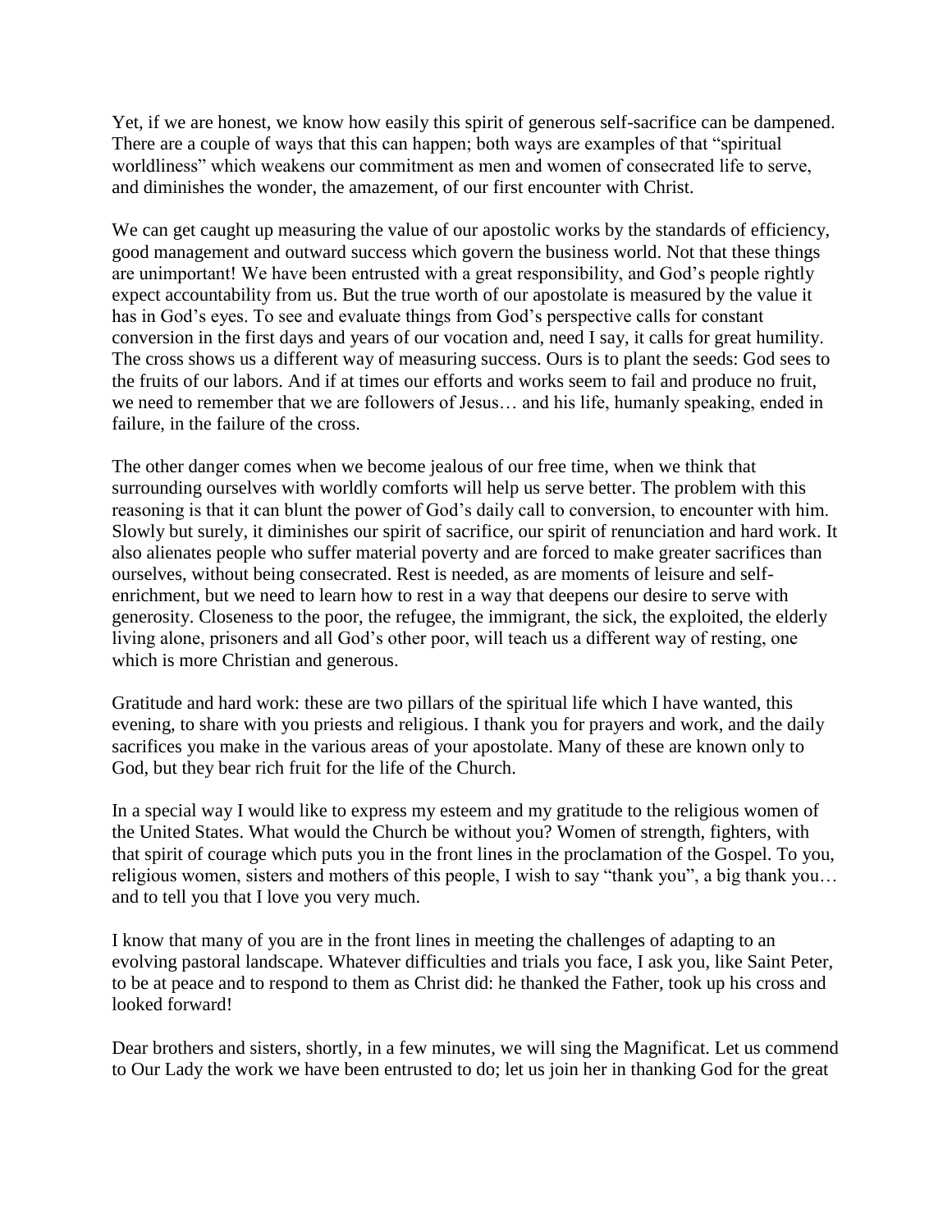Yet, if we are honest, we know how easily this spirit of generous self-sacrifice can be dampened. There are a couple of ways that this can happen; both ways are examples of that "spiritual worldliness" which weakens our commitment as men and women of consecrated life to serve, and diminishes the wonder, the amazement, of our first encounter with Christ.

We can get caught up measuring the value of our apostolic works by the standards of efficiency, good management and outward success which govern the business world. Not that these things are unimportant! We have been entrusted with a great responsibility, and God's people rightly expect accountability from us. But the true worth of our apostolate is measured by the value it has in God's eyes. To see and evaluate things from God's perspective calls for constant conversion in the first days and years of our vocation and, need I say, it calls for great humility. The cross shows us a different way of measuring success. Ours is to plant the seeds: God sees to the fruits of our labors. And if at times our efforts and works seem to fail and produce no fruit, we need to remember that we are followers of Jesus… and his life, humanly speaking, ended in failure, in the failure of the cross.

The other danger comes when we become jealous of our free time, when we think that surrounding ourselves with worldly comforts will help us serve better. The problem with this reasoning is that it can blunt the power of God's daily call to conversion, to encounter with him. Slowly but surely, it diminishes our spirit of sacrifice, our spirit of renunciation and hard work. It also alienates people who suffer material poverty and are forced to make greater sacrifices than ourselves, without being consecrated. Rest is needed, as are moments of leisure and self-enrichment, but we need to learn how to rest in a way that deepens our desire to serve with generosity. Closeness to the poor, the refugee, the immigrant, the sick, the exploited, the elderly living alone, prisoners and all God's other poor, will teach us a different way of resting, one which is more Christian and generous.

Gratitude and hard work: these are two pillars of the spiritual life which I have wanted, this evening, to share with you priests and religious. I thank you for prayers and work, and the daily sacrifices you make in the various areas of your apostolate. Many of these are known only to God, but they bear rich fruit for the life of the Church.

In a special way I would like to express my esteem and my gratitude to the religious women of the United States. What would the Church be without you? Women of strength, fighters, with that spirit of courage which puts you in the front lines in the proclamation of the Gospel. To you, religious women, sisters and mothers of this people, I wish to say "thank you", a big thank you… and to tell you that I love you very much.

I know that many of you are in the front lines in meeting the challenges of adapting to an evolving pastoral landscape. Whatever difficulties and trials you face, I ask you, like Saint Peter, to be at peace and to respond to them as Christ did: he thanked the Father, took up his cross and looked forward!

Dear brothers and sisters, shortly, in a few minutes, we will sing the Magnificat. Let us commend to Our Lady the work we have been entrusted to do; let us join her in thanking God for the great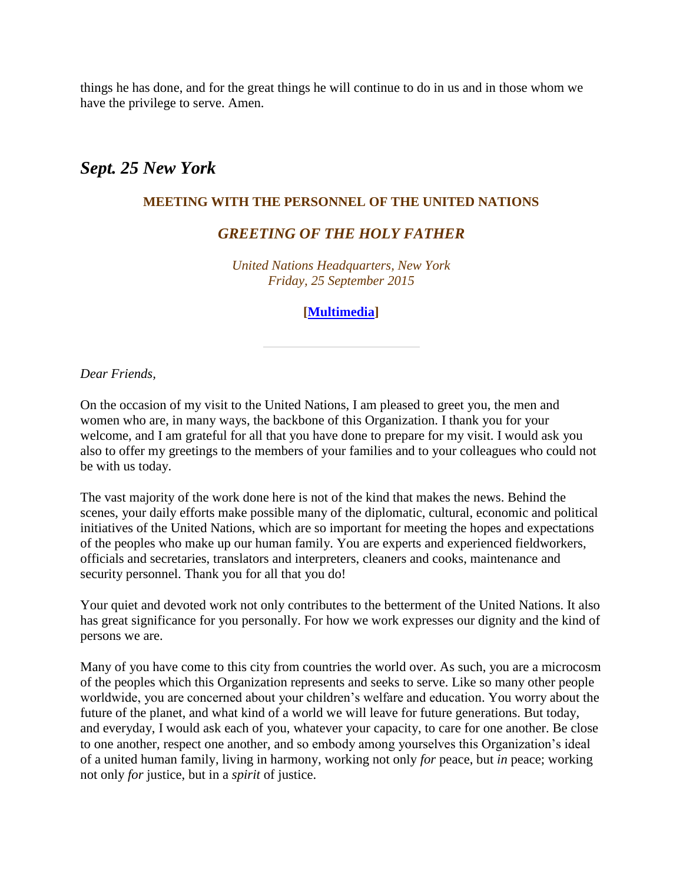things he has done, and for the great things he will continue to do in us and in those whom we have the privilege to serve. Amen.

## *Sept. 25 New York*

### MEETING WITH THE PERSONNEL OF THE UNITED NATIONS

### *GREETING OF THE HOLY FATHER*

*United Nations Headquarters, New York*
*Friday, 25 September 2015*

**[Multimedia]**

---

*Dear Friends,*

On the occasion of my visit to the United Nations, I am pleased to greet you, the men and women who are, in many ways, the backbone of this Organization. I thank you for your welcome, and I am grateful for all that you have done to prepare for my visit. I would ask you also to offer my greetings to the members of your families and to your colleagues who could not be with us today.

The vast majority of the work done here is not of the kind that makes the news. Behind the scenes, your daily efforts make possible many of the diplomatic, cultural, economic and political initiatives of the United Nations, which are so important for meeting the hopes and expectations of the peoples who make up our human family. You are experts and experienced fieldworkers, officials and secretaries, translators and interpreters, cleaners and cooks, maintenance and security personnel. Thank you for all that you do!

Your quiet and devoted work not only contributes to the betterment of the United Nations. It also has great significance for you personally. For how we work expresses our dignity and the kind of persons we are.

Many of you have come to this city from countries the world over. As such, you are a microcosm of the peoples which this Organization represents and seeks to serve. Like so many other people worldwide, you are concerned about your children's welfare and education. You worry about the future of the planet, and what kind of a world we will leave for future generations. But today, and everyday, I would ask each of you, whatever your capacity, to care for one another. Be close to one another, respect one another, and so embody among yourselves this Organization's ideal of a united human family, living in harmony, working not only *for* peace, but *in* peace; working not only *for* justice, but in a *spirit* of justice.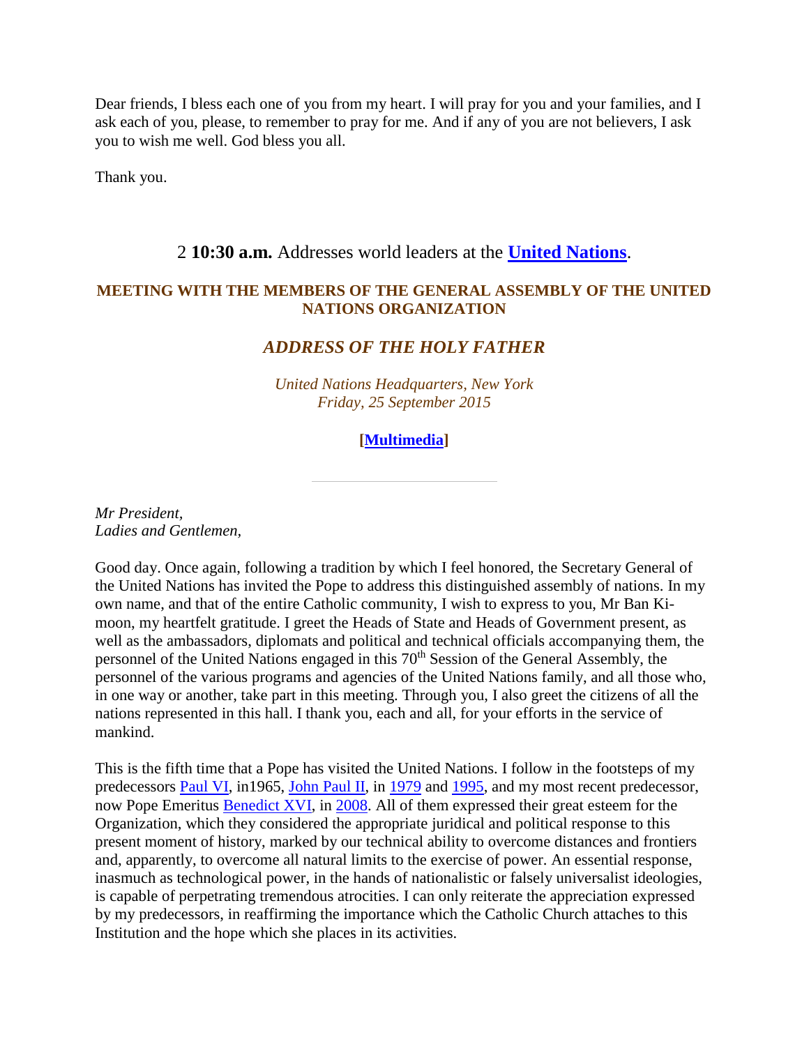Dear friends, I bless each one of you from my heart. I will pray for you and your families, and I ask each of you, please, to remember to pray for me. And if any of you are not believers, I ask you to wish me well. God bless you all.

Thank you.

## 2 **10:30 a.m.** Addresses world leaders at the **United Nations**.

### MEETING WITH THE MEMBERS OF THE GENERAL ASSEMBLY OF THE UNITED NATIONS ORGANIZATION

### *ADDRESS OF THE HOLY FATHER*

*United Nations Headquarters, New York*
*Friday, 25 September 2015*

**[Multimedia]**

---

*Mr President,*
*Ladies and Gentlemen,*

Good day. Once again, following a tradition by which I feel honored, the Secretary General of the United Nations has invited the Pope to address this distinguished assembly of nations. In my own name, and that of the entire Catholic community, I wish to express to you, Mr Ban Ki-moon, my heartfelt gratitude. I greet the Heads of State and Heads of Government present, as well as the ambassadors, diplomats and political and technical officials accompanying them, the personnel of the United Nations engaged in this 70th Session of the General Assembly, the personnel of the various programs and agencies of the United Nations family, and all those who, in one way or another, take part in this meeting. Through you, I also greet the citizens of all the nations represented in this hall. I thank you, each and all, for your efforts in the service of mankind.

This is the fifth time that a Pope has visited the United Nations. I follow in the footsteps of my predecessors Paul VI, in1965, John Paul II, in 1979 and 1995, and my most recent predecessor, now Pope Emeritus Benedict XVI, in 2008. All of them expressed their great esteem for the Organization, which they considered the appropriate juridical and political response to this present moment of history, marked by our technical ability to overcome distances and frontiers and, apparently, to overcome all natural limits to the exercise of power. An essential response, inasmuch as technological power, in the hands of nationalistic or falsely universalist ideologies, is capable of perpetrating tremendous atrocities. I can only reiterate the appreciation expressed by my predecessors, in reaffirming the importance which the Catholic Church attaches to this Institution and the hope which she places in its activities.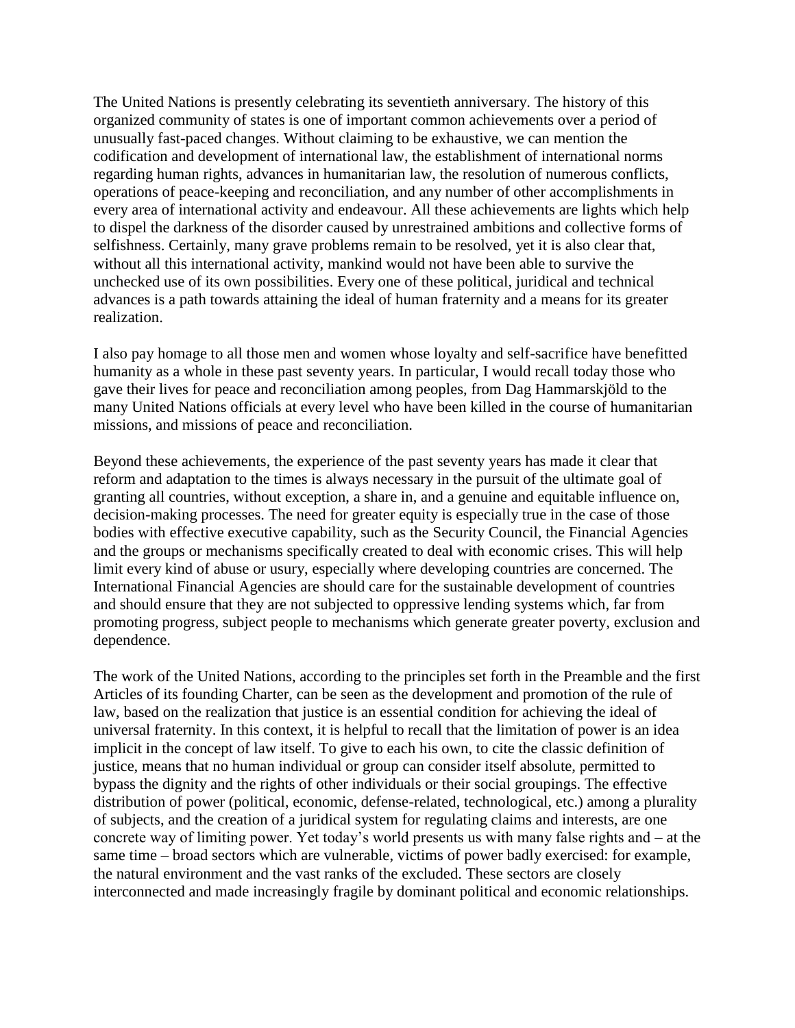The United Nations is presently celebrating its seventieth anniversary. The history of this organized community of states is one of important common achievements over a period of unusually fast-paced changes. Without claiming to be exhaustive, we can mention the codification and development of international law, the establishment of international norms regarding human rights, advances in humanitarian law, the resolution of numerous conflicts, operations of peace-keeping and reconciliation, and any number of other accomplishments in every area of international activity and endeavour. All these achievements are lights which help to dispel the darkness of the disorder caused by unrestrained ambitions and collective forms of selfishness. Certainly, many grave problems remain to be resolved, yet it is also clear that, without all this international activity, mankind would not have been able to survive the unchecked use of its own possibilities. Every one of these political, juridical and technical advances is a path towards attaining the ideal of human fraternity and a means for its greater realization.

I also pay homage to all those men and women whose loyalty and self-sacrifice have benefitted humanity as a whole in these past seventy years. In particular, I would recall today those who gave their lives for peace and reconciliation among peoples, from Dag Hammarskjöld to the many United Nations officials at every level who have been killed in the course of humanitarian missions, and missions of peace and reconciliation.

Beyond these achievements, the experience of the past seventy years has made it clear that reform and adaptation to the times is always necessary in the pursuit of the ultimate goal of granting all countries, without exception, a share in, and a genuine and equitable influence on, decision-making processes. The need for greater equity is especially true in the case of those bodies with effective executive capability, such as the Security Council, the Financial Agencies and the groups or mechanisms specifically created to deal with economic crises. This will help limit every kind of abuse or usury, especially where developing countries are concerned. The International Financial Agencies are should care for the sustainable development of countries and should ensure that they are not subjected to oppressive lending systems which, far from promoting progress, subject people to mechanisms which generate greater poverty, exclusion and dependence.

The work of the United Nations, according to the principles set forth in the Preamble and the first Articles of its founding Charter, can be seen as the development and promotion of the rule of law, based on the realization that justice is an essential condition for achieving the ideal of universal fraternity. In this context, it is helpful to recall that the limitation of power is an idea implicit in the concept of law itself. To give to each his own, to cite the classic definition of justice, means that no human individual or group can consider itself absolute, permitted to bypass the dignity and the rights of other individuals or their social groupings. The effective distribution of power (political, economic, defense-related, technological, etc.) among a plurality of subjects, and the creation of a juridical system for regulating claims and interests, are one concrete way of limiting power. Yet today's world presents us with many false rights and – at the same time – broad sectors which are vulnerable, victims of power badly exercised: for example, the natural environment and the vast ranks of the excluded. These sectors are closely interconnected and made increasingly fragile by dominant political and economic relationships.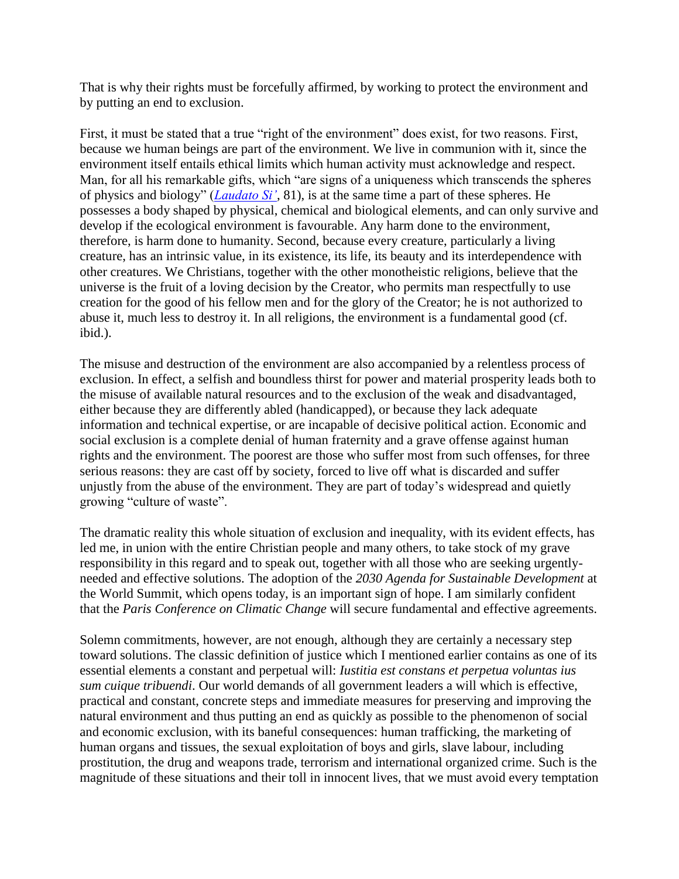That is why their rights must be forcefully affirmed, by working to protect the environment and by putting an end to exclusion.

First, it must be stated that a true "right of the environment" does exist, for two reasons. First, because we human beings are part of the environment. We live in communion with it, since the environment itself entails ethical limits which human activity must acknowledge and respect. Man, for all his remarkable gifts, which "are signs of a uniqueness which transcends the spheres of physics and biology" (*Laudato Si'*, 81), is at the same time a part of these spheres. He possesses a body shaped by physical, chemical and biological elements, and can only survive and develop if the ecological environment is favourable. Any harm done to the environment, therefore, is harm done to humanity. Second, because every creature, particularly a living creature, has an intrinsic value, in its existence, its life, its beauty and its interdependence with other creatures. We Christians, together with the other monotheistic religions, believe that the universe is the fruit of a loving decision by the Creator, who permits man respectfully to use creation for the good of his fellow men and for the glory of the Creator; he is not authorized to abuse it, much less to destroy it. In all religions, the environment is a fundamental good (cf. ibid.).

The misuse and destruction of the environment are also accompanied by a relentless process of exclusion. In effect, a selfish and boundless thirst for power and material prosperity leads both to the misuse of available natural resources and to the exclusion of the weak and disadvantaged, either because they are differently abled (handicapped), or because they lack adequate information and technical expertise, or are incapable of decisive political action. Economic and social exclusion is a complete denial of human fraternity and a grave offense against human rights and the environment. The poorest are those who suffer most from such offenses, for three serious reasons: they are cast off by society, forced to live off what is discarded and suffer unjustly from the abuse of the environment. They are part of today's widespread and quietly growing "culture of waste".

The dramatic reality this whole situation of exclusion and inequality, with its evident effects, has led me, in union with the entire Christian people and many others, to take stock of my grave responsibility in this regard and to speak out, together with all those who are seeking urgently-needed and effective solutions. The adoption of the *2030 Agenda for Sustainable Development* at the World Summit, which opens today, is an important sign of hope. I am similarly confident that the *Paris Conference on Climatic Change* will secure fundamental and effective agreements.

Solemn commitments, however, are not enough, although they are certainly a necessary step toward solutions. The classic definition of justice which I mentioned earlier contains as one of its essential elements a constant and perpetual will: *Iustitia est constans et perpetua voluntas ius sum cuique tribuendi*. Our world demands of all government leaders a will which is effective, practical and constant, concrete steps and immediate measures for preserving and improving the natural environment and thus putting an end as quickly as possible to the phenomenon of social and economic exclusion, with its baneful consequences: human trafficking, the marketing of human organs and tissues, the sexual exploitation of boys and girls, slave labour, including prostitution, the drug and weapons trade, terrorism and international organized crime. Such is the magnitude of these situations and their toll in innocent lives, that we must avoid every temptation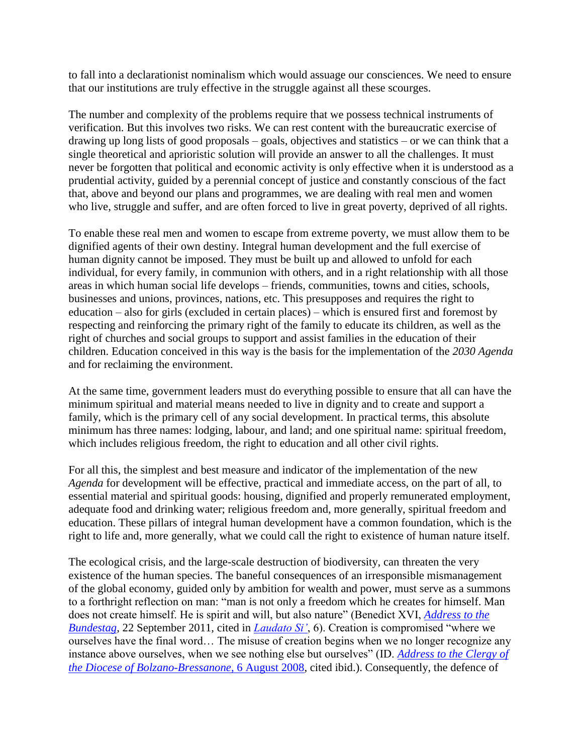to fall into a declarationist nominalism which would assuage our consciences. We need to ensure that our institutions are truly effective in the struggle against all these scourges.

The number and complexity of the problems require that we possess technical instruments of verification. But this involves two risks. We can rest content with the bureaucratic exercise of drawing up long lists of good proposals – goals, objectives and statistics – or we can think that a single theoretical and aprioristic solution will provide an answer to all the challenges. It must never be forgotten that political and economic activity is only effective when it is understood as a prudential activity, guided by a perennial concept of justice and constantly conscious of the fact that, above and beyond our plans and programmes, we are dealing with real men and women who live, struggle and suffer, and are often forced to live in great poverty, deprived of all rights.

To enable these real men and women to escape from extreme poverty, we must allow them to be dignified agents of their own destiny. Integral human development and the full exercise of human dignity cannot be imposed. They must be built up and allowed to unfold for each individual, for every family, in communion with others, and in a right relationship with all those areas in which human social life develops – friends, communities, towns and cities, schools, businesses and unions, provinces, nations, etc. This presupposes and requires the right to education – also for girls (excluded in certain places) – which is ensured first and foremost by respecting and reinforcing the primary right of the family to educate its children, as well as the right of churches and social groups to support and assist families in the education of their children. Education conceived in this way is the basis for the implementation of the *2030 Agenda* and for reclaiming the environment.

At the same time, government leaders must do everything possible to ensure that all can have the minimum spiritual and material means needed to live in dignity and to create and support a family, which is the primary cell of any social development. In practical terms, this absolute minimum has three names: lodging, labour, and land; and one spiritual name: spiritual freedom, which includes religious freedom, the right to education and all other civil rights.

For all this, the simplest and best measure and indicator of the implementation of the new *Agenda* for development will be effective, practical and immediate access, on the part of all, to essential material and spiritual goods: housing, dignified and properly remunerated employment, adequate food and drinking water; religious freedom and, more generally, spiritual freedom and education. These pillars of integral human development have a common foundation, which is the right to life and, more generally, what we could call the right to existence of human nature itself.

The ecological crisis, and the large-scale destruction of biodiversity, can threaten the very existence of the human species. The baneful consequences of an irresponsible mismanagement of the global economy, guided only by ambition for wealth and power, must serve as a summons to a forthright reflection on man: "man is not only a freedom which he creates for himself. Man does not create himself. He is spirit and will, but also nature" (Benedict XVI, *Address to the Bundestag*, 22 September 2011, cited in *Laudato Si'*, 6). Creation is compromised "where we ourselves have the final word… The misuse of creation begins when we no longer recognize any instance above ourselves, when we see nothing else but ourselves" (ID. *Address to the Clergy of the Diocese of Bolzano-Bressanone*, 6 August 2008, cited ibid.). Consequently, the defence of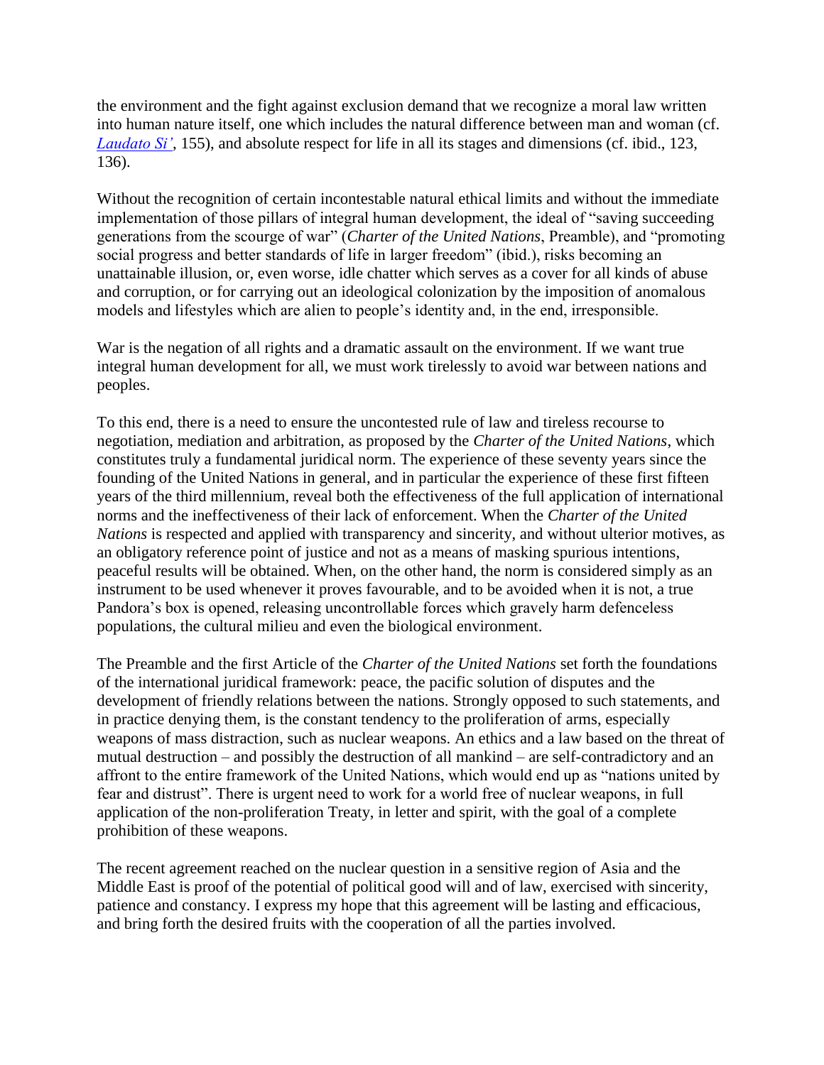the environment and the fight against exclusion demand that we recognize a moral law written into human nature itself, one which includes the natural difference between man and woman (cf. *Laudato Si'*, 155), and absolute respect for life in all its stages and dimensions (cf. ibid., 123, 136).

Without the recognition of certain incontestable natural ethical limits and without the immediate implementation of those pillars of integral human development, the ideal of "saving succeeding generations from the scourge of war" (*Charter of the United Nations*, Preamble), and "promoting social progress and better standards of life in larger freedom" (ibid.), risks becoming an unattainable illusion, or, even worse, idle chatter which serves as a cover for all kinds of abuse and corruption, or for carrying out an ideological colonization by the imposition of anomalous models and lifestyles which are alien to people's identity and, in the end, irresponsible.

War is the negation of all rights and a dramatic assault on the environment. If we want true integral human development for all, we must work tirelessly to avoid war between nations and peoples.

To this end, there is a need to ensure the uncontested rule of law and tireless recourse to negotiation, mediation and arbitration, as proposed by the *Charter of the United Nations*, which constitutes truly a fundamental juridical norm. The experience of these seventy years since the founding of the United Nations in general, and in particular the experience of these first fifteen years of the third millennium, reveal both the effectiveness of the full application of international norms and the ineffectiveness of their lack of enforcement. When the *Charter of the United Nations* is respected and applied with transparency and sincerity, and without ulterior motives, as an obligatory reference point of justice and not as a means of masking spurious intentions, peaceful results will be obtained. When, on the other hand, the norm is considered simply as an instrument to be used whenever it proves favourable, and to be avoided when it is not, a true Pandora's box is opened, releasing uncontrollable forces which gravely harm defenceless populations, the cultural milieu and even the biological environment.

The Preamble and the first Article of the *Charter of the United Nations* set forth the foundations of the international juridical framework: peace, the pacific solution of disputes and the development of friendly relations between the nations. Strongly opposed to such statements, and in practice denying them, is the constant tendency to the proliferation of arms, especially weapons of mass distraction, such as nuclear weapons. An ethics and a law based on the threat of mutual destruction – and possibly the destruction of all mankind – are self-contradictory and an affront to the entire framework of the United Nations, which would end up as "nations united by fear and distrust". There is urgent need to work for a world free of nuclear weapons, in full application of the non-proliferation Treaty, in letter and spirit, with the goal of a complete prohibition of these weapons.

The recent agreement reached on the nuclear question in a sensitive region of Asia and the Middle East is proof of the potential of political good will and of law, exercised with sincerity, patience and constancy. I express my hope that this agreement will be lasting and efficacious, and bring forth the desired fruits with the cooperation of all the parties involved.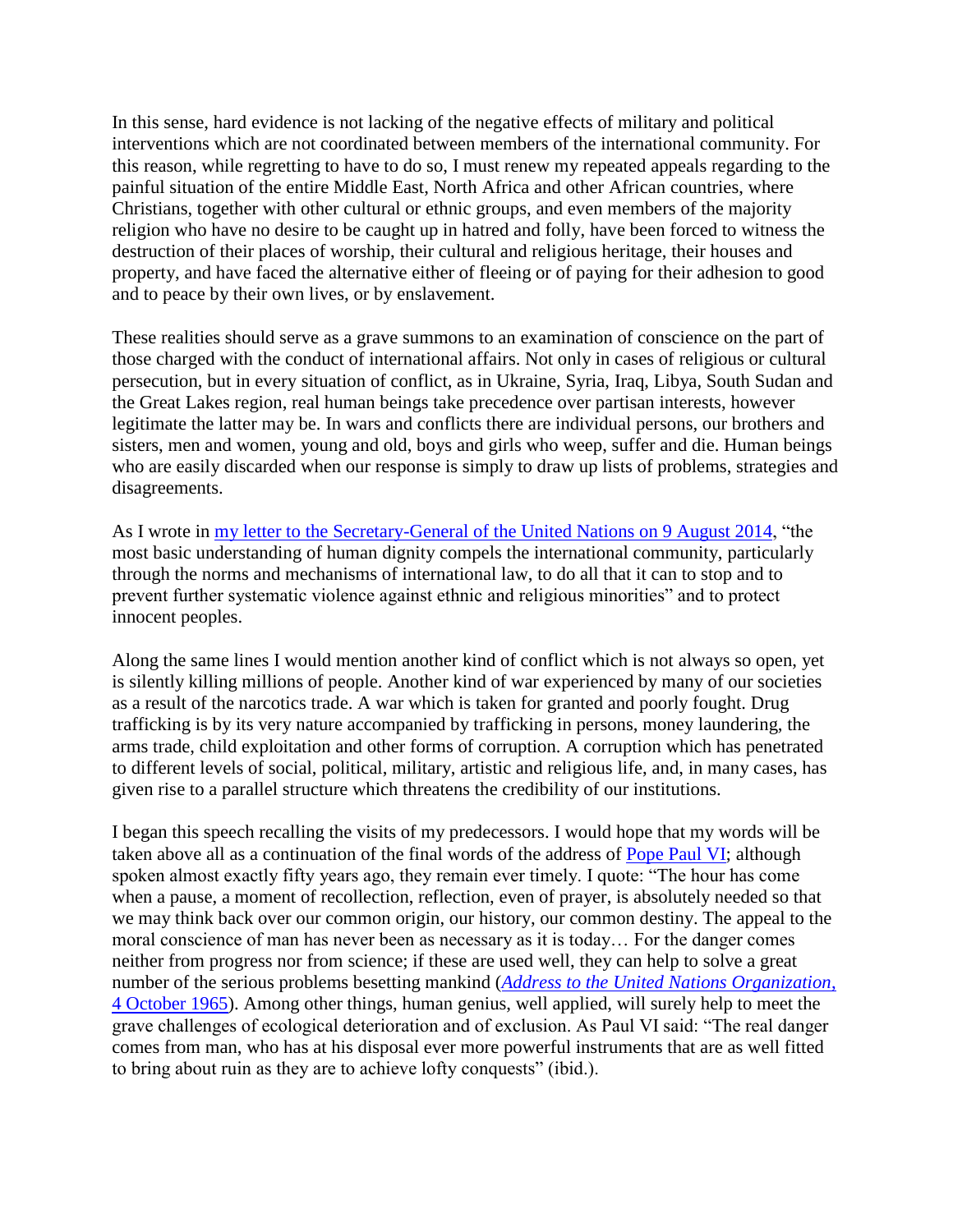In this sense, hard evidence is not lacking of the negative effects of military and political interventions which are not coordinated between members of the international community. For this reason, while regretting to have to do so, I must renew my repeated appeals regarding to the painful situation of the entire Middle East, North Africa and other African countries, where Christians, together with other cultural or ethnic groups, and even members of the majority religion who have no desire to be caught up in hatred and folly, have been forced to witness the destruction of their places of worship, their cultural and religious heritage, their houses and property, and have faced the alternative either of fleeing or of paying for their adhesion to good and to peace by their own lives, or by enslavement.

These realities should serve as a grave summons to an examination of conscience on the part of those charged with the conduct of international affairs. Not only in cases of religious or cultural persecution, but in every situation of conflict, as in Ukraine, Syria, Iraq, Libya, South Sudan and the Great Lakes region, real human beings take precedence over partisan interests, however legitimate the latter may be. In wars and conflicts there are individual persons, our brothers and sisters, men and women, young and old, boys and girls who weep, suffer and die. Human beings who are easily discarded when our response is simply to draw up lists of problems, strategies and disagreements.

As I wrote in [my letter to the Secretary-General of the United Nations on 9 August 2014](), "the most basic understanding of human dignity compels the international community, particularly through the norms and mechanisms of international law, to do all that it can to stop and to prevent further systematic violence against ethnic and religious minorities" and to protect innocent peoples.

Along the same lines I would mention another kind of conflict which is not always so open, yet is silently killing millions of people. Another kind of war experienced by many of our societies as a result of the narcotics trade. A war which is taken for granted and poorly fought. Drug trafficking is by its very nature accompanied by trafficking in persons, money laundering, the arms trade, child exploitation and other forms of corruption. A corruption which has penetrated to different levels of social, political, military, artistic and religious life, and, in many cases, has given rise to a parallel structure which threatens the credibility of our institutions.

I began this speech recalling the visits of my predecessors. I would hope that my words will be taken above all as a continuation of the final words of the address of [Pope Paul VI](); although spoken almost exactly fifty years ago, they remain ever timely. I quote: "The hour has come when a pause, a moment of recollection, reflection, even of prayer, is absolutely needed so that we may think back over our common origin, our history, our common destiny. The appeal to the moral conscience of man has never been as necessary as it is today… For the danger comes neither from progress nor from science; if these are used well, they can help to solve a great number of the serious problems besetting mankind ([*Address to the United Nations Organization,* 4 October 1965]()). Among other things, human genius, well applied, will surely help to meet the grave challenges of ecological deterioration and of exclusion. As Paul VI said: "The real danger comes from man, who has at his disposal ever more powerful instruments that are as well fitted to bring about ruin as they are to achieve lofty conquests" (ibid.).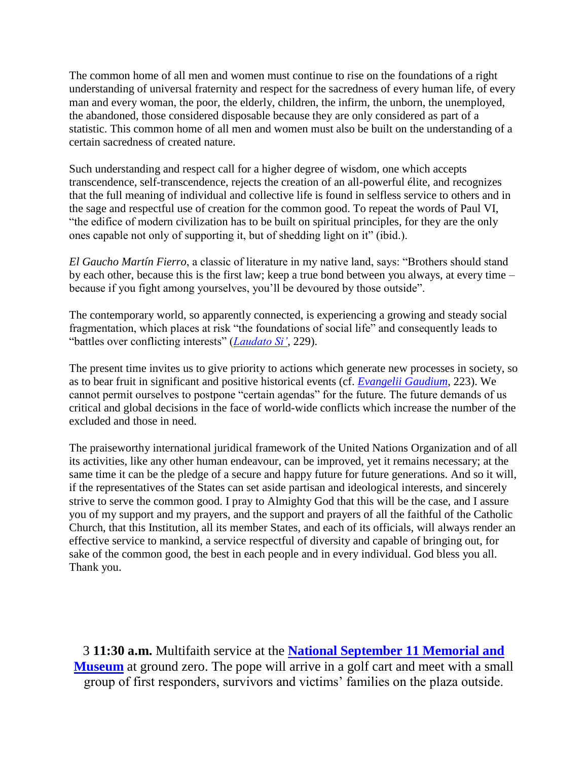The common home of all men and women must continue to rise on the foundations of a right understanding of universal fraternity and respect for the sacredness of every human life, of every man and every woman, the poor, the elderly, children, the infirm, the unborn, the unemployed, the abandoned, those considered disposable because they are only considered as part of a statistic. This common home of all men and women must also be built on the understanding of a certain sacredness of created nature.

Such understanding and respect call for a higher degree of wisdom, one which accepts transcendence, self-transcendence, rejects the creation of an all-powerful élite, and recognizes that the full meaning of individual and collective life is found in selfless service to others and in the sage and respectful use of creation for the common good. To repeat the words of Paul VI, "the edifice of modern civilization has to be built on spiritual principles, for they are the only ones capable not only of supporting it, but of shedding light on it" (ibid.).

*El Gaucho Martín Fierro*, a classic of literature in my native land, says: "Brothers should stand by each other, because this is the first law; keep a true bond between you always, at every time – because if you fight among yourselves, you'll be devoured by those outside".

The contemporary world, so apparently connected, is experiencing a growing and steady social fragmentation, which places at risk "the foundations of social life" and consequently leads to "battles over conflicting interests" (*Laudato Si'*, 229).

The present time invites us to give priority to actions which generate new processes in society, so as to bear fruit in significant and positive historical events (cf. *Evangelii Gaudium*, 223). We cannot permit ourselves to postpone "certain agendas" for the future. The future demands of us critical and global decisions in the face of world-wide conflicts which increase the number of the excluded and those in need.

The praiseworthy international juridical framework of the United Nations Organization and of all its activities, like any other human endeavour, can be improved, yet it remains necessary; at the same time it can be the pledge of a secure and happy future for future generations. And so it will, if the representatives of the States can set aside partisan and ideological interests, and sincerely strive to serve the common good. I pray to Almighty God that this will be the case, and I assure you of my support and my prayers, and the support and prayers of all the faithful of the Catholic Church, that this Institution, all its member States, and each of its officials, will always render an effective service to mankind, a service respectful of diversity and capable of bringing out, for sake of the common good, the best in each people and in every individual. God bless you all. Thank you.

3 **11:30 a.m.** Multifaith service at the **National September 11 Memorial and Museum** at ground zero. The pope will arrive in a golf cart and meet with a small group of first responders, survivors and victims' families on the plaza outside.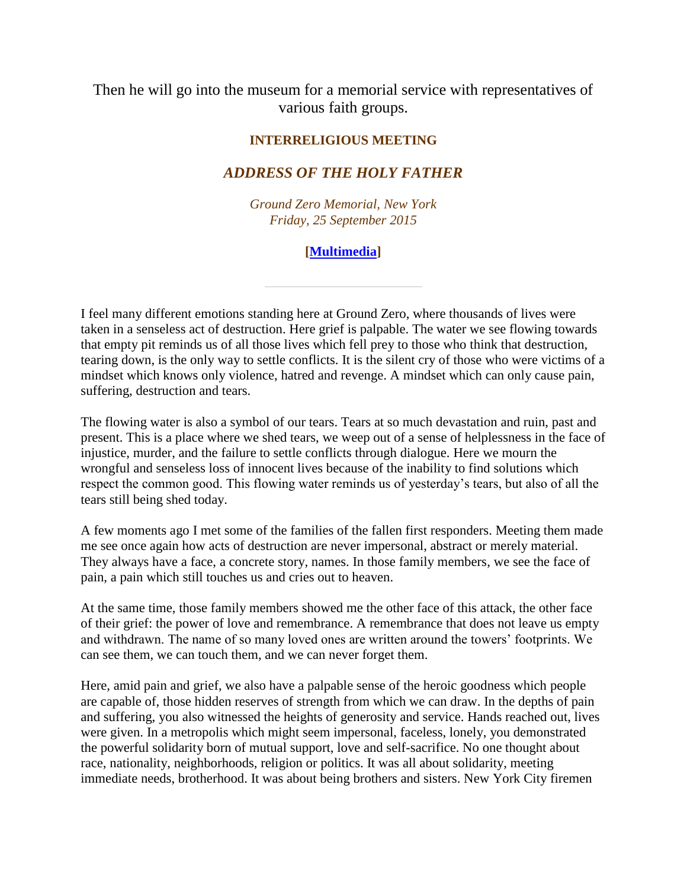Then he will go into the museum for a memorial service with representatives of various faith groups.

### INTERRELIGIOUS MEETING

## *ADDRESS OF THE HOLY FATHER*

*Ground Zero Memorial, New York*
*Friday, 25 September 2015*

**[Multimedia]**

---

I feel many different emotions standing here at Ground Zero, where thousands of lives were taken in a senseless act of destruction. Here grief is palpable. The water we see flowing towards that empty pit reminds us of all those lives which fell prey to those who think that destruction, tearing down, is the only way to settle conflicts. It is the silent cry of those who were victims of a mindset which knows only violence, hatred and revenge. A mindset which can only cause pain, suffering, destruction and tears.

The flowing water is also a symbol of our tears. Tears at so much devastation and ruin, past and present. This is a place where we shed tears, we weep out of a sense of helplessness in the face of injustice, murder, and the failure to settle conflicts through dialogue. Here we mourn the wrongful and senseless loss of innocent lives because of the inability to find solutions which respect the common good. This flowing water reminds us of yesterday's tears, but also of all the tears still being shed today.

A few moments ago I met some of the families of the fallen first responders. Meeting them made me see once again how acts of destruction are never impersonal, abstract or merely material. They always have a face, a concrete story, names. In those family members, we see the face of pain, a pain which still touches us and cries out to heaven.

At the same time, those family members showed me the other face of this attack, the other face of their grief: the power of love and remembrance. A remembrance that does not leave us empty and withdrawn. The name of so many loved ones are written around the towers' footprints. We can see them, we can touch them, and we can never forget them.

Here, amid pain and grief, we also have a palpable sense of the heroic goodness which people are capable of, those hidden reserves of strength from which we can draw. In the depths of pain and suffering, you also witnessed the heights of generosity and service. Hands reached out, lives were given. In a metropolis which might seem impersonal, faceless, lonely, you demonstrated the powerful solidarity born of mutual support, love and self-sacrifice. No one thought about race, nationality, neighborhoods, religion or politics. It was all about solidarity, meeting immediate needs, brotherhood. It was about being brothers and sisters. New York City firemen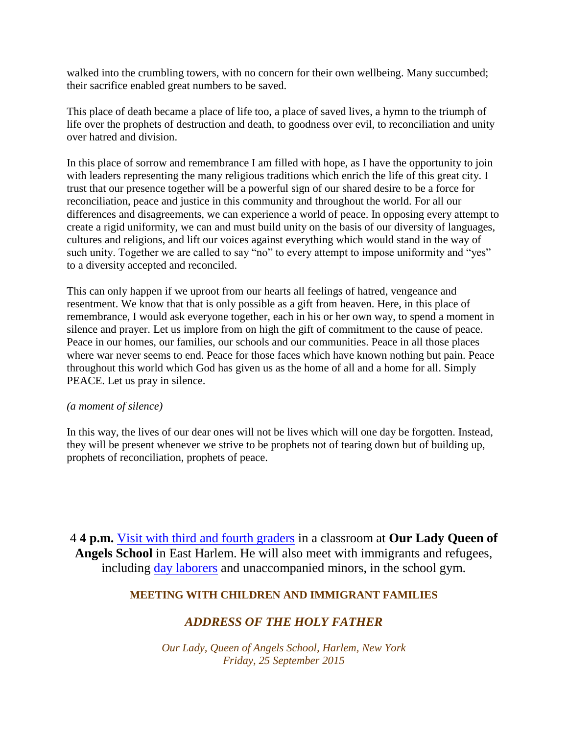walked into the crumbling towers, with no concern for their own wellbeing. Many succumbed; their sacrifice enabled great numbers to be saved.

This place of death became a place of life too, a place of saved lives, a hymn to the triumph of life over the prophets of destruction and death, to goodness over evil, to reconciliation and unity over hatred and division.

In this place of sorrow and remembrance I am filled with hope, as I have the opportunity to join with leaders representing the many religious traditions which enrich the life of this great city. I trust that our presence together will be a powerful sign of our shared desire to be a force for reconciliation, peace and justice in this community and throughout the world. For all our differences and disagreements, we can experience a world of peace. In opposing every attempt to create a rigid uniformity, we can and must build unity on the basis of our diversity of languages, cultures and religions, and lift our voices against everything which would stand in the way of such unity. Together we are called to say "no" to every attempt to impose uniformity and "yes" to a diversity accepted and reconciled.

This can only happen if we uproot from our hearts all feelings of hatred, vengeance and resentment. We know that that is only possible as a gift from heaven. Here, in this place of remembrance, I would ask everyone together, each in his or her own way, to spend a moment in silence and prayer. Let us implore from on high the gift of commitment to the cause of peace. Peace in our homes, our families, our schools and our communities. Peace in all those places where war never seems to end. Peace for those faces which have known nothing but pain. Peace throughout this world which God has given us as the home of all and a home for all. Simply PEACE. Let us pray in silence.

*(a moment of silence)*

In this way, the lives of our dear ones will not be lives which will one day be forgotten. Instead, they will be present whenever we strive to be prophets not of tearing down but of building up, prophets of reconciliation, prophets of peace.

4 **4 p.m.** Visit with third and fourth graders in a classroom at **Our Lady Queen of Angels School** in East Harlem. He will also meet with immigrants and refugees, including day laborers and unaccompanied minors, in the school gym.

**MEETING WITH CHILDREN AND IMMIGRANT FAMILIES**

***ADDRESS OF THE HOLY FATHER***

*Our Lady, Queen of Angels School, Harlem, New York*
*Friday, 25 September 2015*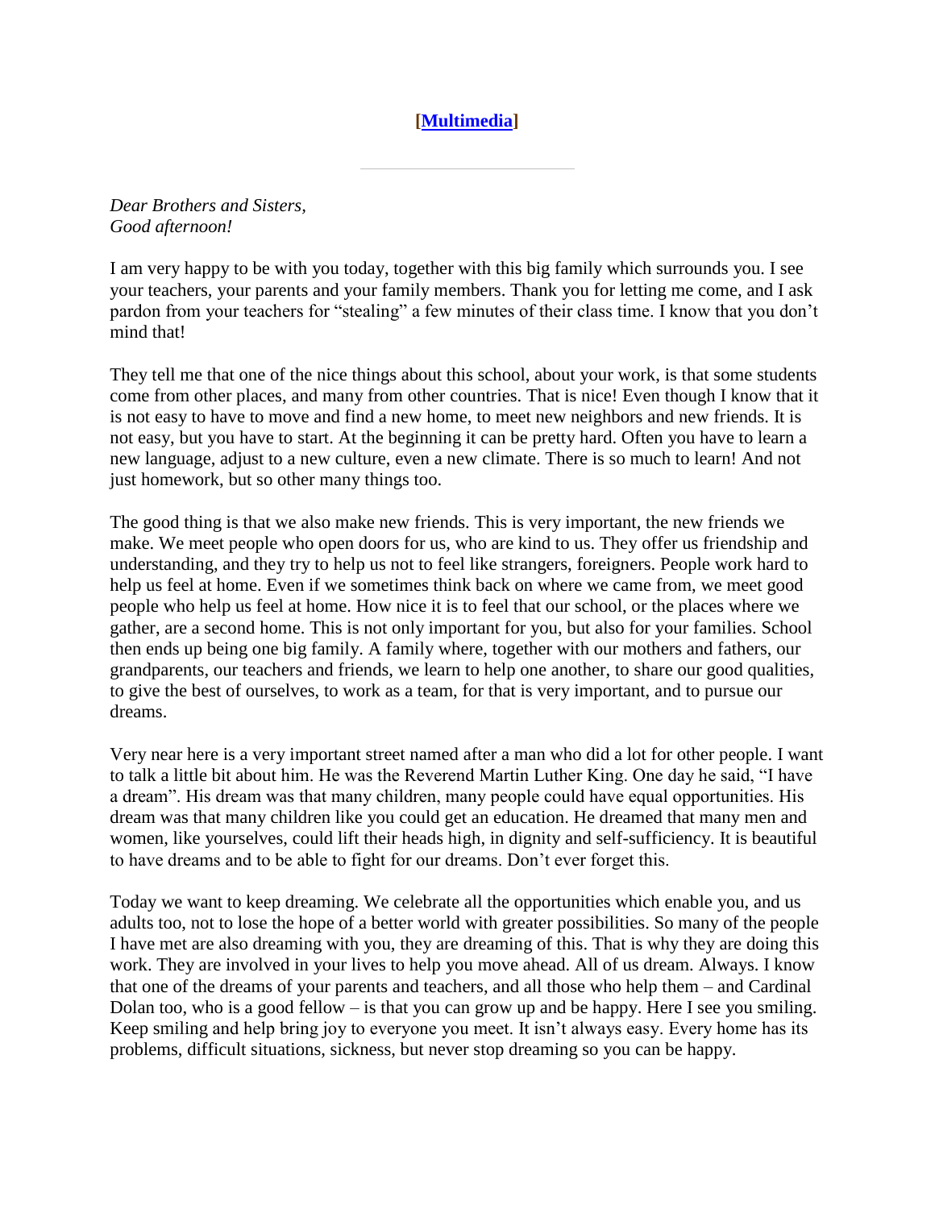**[[Multimedia](Multimedia)]**

---

*Dear Brothers and Sisters,*
*Good afternoon!*

I am very happy to be with you today, together with this big family which surrounds you. I see your teachers, your parents and your family members. Thank you for letting me come, and I ask pardon from your teachers for "stealing" a few minutes of their class time. I know that you don't mind that!

They tell me that one of the nice things about this school, about your work, is that some students come from other places, and many from other countries. That is nice! Even though I know that it is not easy to have to move and find a new home, to meet new neighbors and new friends. It is not easy, but you have to start. At the beginning it can be pretty hard. Often you have to learn a new language, adjust to a new culture, even a new climate. There is so much to learn! And not just homework, but so other many things too.

The good thing is that we also make new friends. This is very important, the new friends we make. We meet people who open doors for us, who are kind to us. They offer us friendship and understanding, and they try to help us not to feel like strangers, foreigners. People work hard to help us feel at home. Even if we sometimes think back on where we came from, we meet good people who help us feel at home. How nice it is to feel that our school, or the places where we gather, are a second home. This is not only important for you, but also for your families. School then ends up being one big family. A family where, together with our mothers and fathers, our grandparents, our teachers and friends, we learn to help one another, to share our good qualities, to give the best of ourselves, to work as a team, for that is very important, and to pursue our dreams.

Very near here is a very important street named after a man who did a lot for other people. I want to talk a little bit about him. He was the Reverend Martin Luther King. One day he said, "I have a dream". His dream was that many children, many people could have equal opportunities. His dream was that many children like you could get an education. He dreamed that many men and women, like yourselves, could lift their heads high, in dignity and self-sufficiency. It is beautiful to have dreams and to be able to fight for our dreams. Don't ever forget this.

Today we want to keep dreaming. We celebrate all the opportunities which enable you, and us adults too, not to lose the hope of a better world with greater possibilities. So many of the people I have met are also dreaming with you, they are dreaming of this. That is why they are doing this work. They are involved in your lives to help you move ahead. All of us dream. Always. I know that one of the dreams of your parents and teachers, and all those who help them – and Cardinal Dolan too, who is a good fellow – is that you can grow up and be happy. Here I see you smiling. Keep smiling and help bring joy to everyone you meet. It isn't always easy. Every home has its problems, difficult situations, sickness, but never stop dreaming so you can be happy.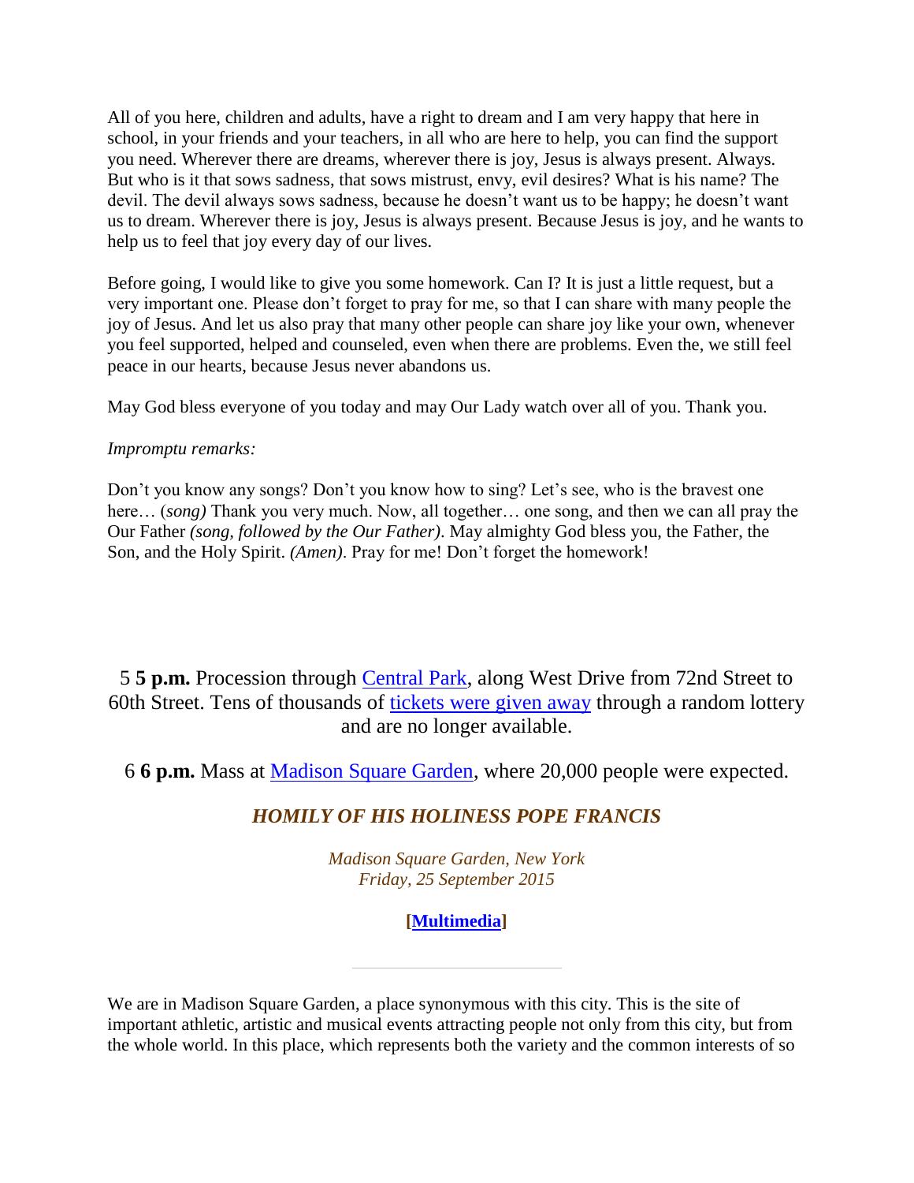All of you here, children and adults, have a right to dream and I am very happy that here in school, in your friends and your teachers, in all who are here to help, you can find the support you need. Wherever there are dreams, wherever there is joy, Jesus is always present. Always. But who is it that sows sadness, that sows mistrust, envy, evil desires? What is his name? The devil. The devil always sows sadness, because he doesn't want us to be happy; he doesn't want us to dream. Wherever there is joy, Jesus is always present. Because Jesus is joy, and he wants to help us to feel that joy every day of our lives.

Before going, I would like to give you some homework. Can I? It is just a little request, but a very important one. Please don't forget to pray for me, so that I can share with many people the joy of Jesus. And let us also pray that many other people can share joy like your own, whenever you feel supported, helped and counseled, even when there are problems. Even the, we still feel peace in our hearts, because Jesus never abandons us.

May God bless everyone of you today and may Our Lady watch over all of you. Thank you.

*Impromptu remarks:*

Don't you know any songs? Don't you know how to sing? Let's see, who is the bravest one here… (*song)* Thank you very much. Now, all together… one song, and then we can all pray the Our Father *(song, followed by the Our Father)*. May almighty God bless you, the Father, the Son, and the Holy Spirit. *(Amen)*. Pray for me! Don't forget the homework!

5 **5 p.m.** Procession through Central Park, along West Drive from 72nd Street to 60th Street. Tens of thousands of tickets were given away through a random lottery and are no longer available.

6 **6 p.m.** Mass at Madison Square Garden, where 20,000 people were expected.

## *HOMILY OF HIS HOLINESS POPE FRANCIS*

*Madison Square Garden, New York*
*Friday, 25 September 2015*

**[Multimedia]**

---

We are in Madison Square Garden, a place synonymous with this city. This is the site of important athletic, artistic and musical events attracting people not only from this city, but from the whole world. In this place, which represents both the variety and the common interests of so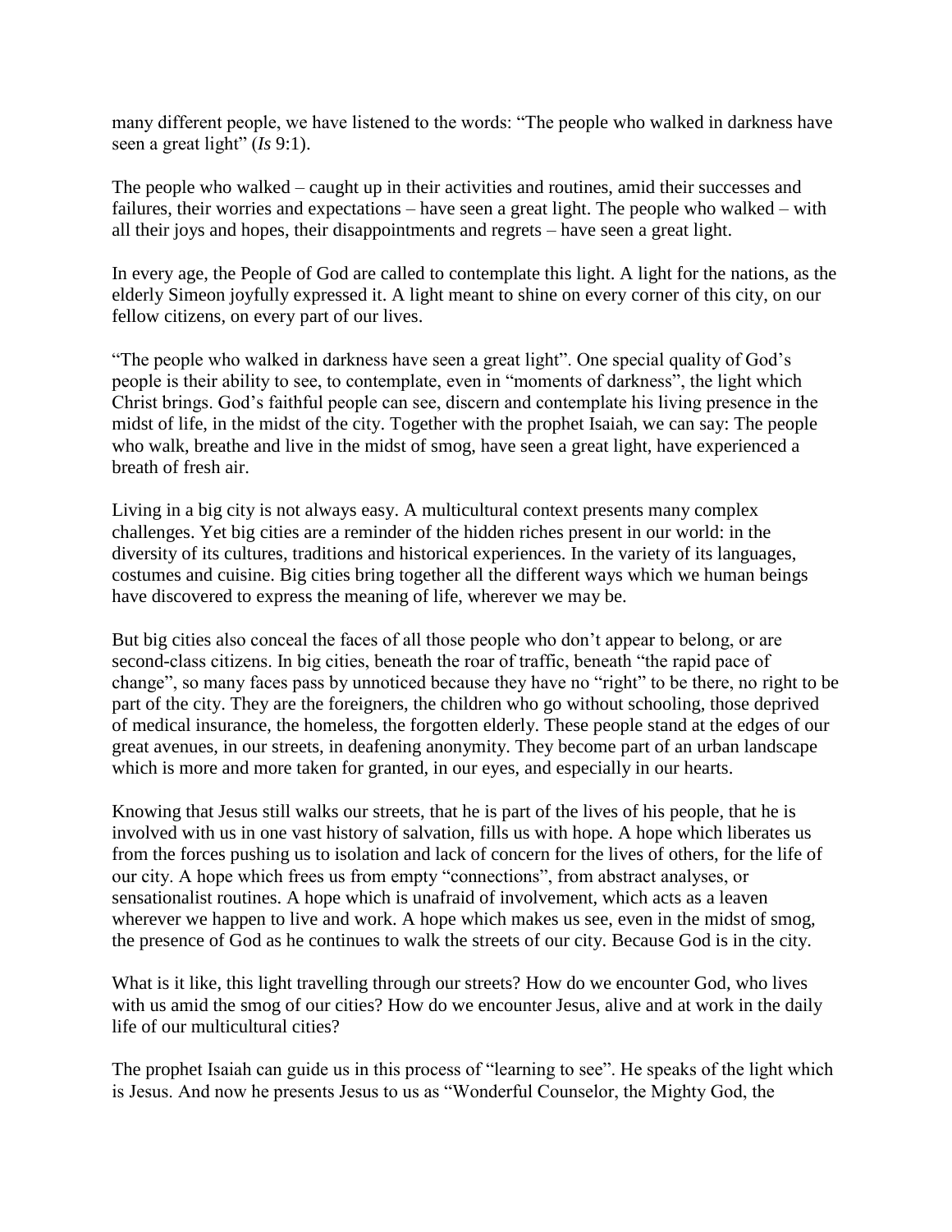many different people, we have listened to the words: "The people who walked in darkness have seen a great light" (*Is* 9:1).

The people who walked – caught up in their activities and routines, amid their successes and failures, their worries and expectations – have seen a great light. The people who walked – with all their joys and hopes, their disappointments and regrets – have seen a great light.

In every age, the People of God are called to contemplate this light. A light for the nations, as the elderly Simeon joyfully expressed it. A light meant to shine on every corner of this city, on our fellow citizens, on every part of our lives.

"The people who walked in darkness have seen a great light". One special quality of God's people is their ability to see, to contemplate, even in "moments of darkness", the light which Christ brings. God's faithful people can see, discern and contemplate his living presence in the midst of life, in the midst of the city. Together with the prophet Isaiah, we can say: The people who walk, breathe and live in the midst of smog, have seen a great light, have experienced a breath of fresh air.

Living in a big city is not always easy. A multicultural context presents many complex challenges. Yet big cities are a reminder of the hidden riches present in our world: in the diversity of its cultures, traditions and historical experiences. In the variety of its languages, costumes and cuisine. Big cities bring together all the different ways which we human beings have discovered to express the meaning of life, wherever we may be.

But big cities also conceal the faces of all those people who don't appear to belong, or are second-class citizens. In big cities, beneath the roar of traffic, beneath "the rapid pace of change", so many faces pass by unnoticed because they have no "right" to be there, no right to be part of the city. They are the foreigners, the children who go without schooling, those deprived of medical insurance, the homeless, the forgotten elderly. These people stand at the edges of our great avenues, in our streets, in deafening anonymity. They become part of an urban landscape which is more and more taken for granted, in our eyes, and especially in our hearts.

Knowing that Jesus still walks our streets, that he is part of the lives of his people, that he is involved with us in one vast history of salvation, fills us with hope. A hope which liberates us from the forces pushing us to isolation and lack of concern for the lives of others, for the life of our city. A hope which frees us from empty "connections", from abstract analyses, or sensationalist routines. A hope which is unafraid of involvement, which acts as a leaven wherever we happen to live and work. A hope which makes us see, even in the midst of smog, the presence of God as he continues to walk the streets of our city. Because God is in the city.

What is it like, this light travelling through our streets? How do we encounter God, who lives with us amid the smog of our cities? How do we encounter Jesus, alive and at work in the daily life of our multicultural cities?

The prophet Isaiah can guide us in this process of "learning to see". He speaks of the light which is Jesus. And now he presents Jesus to us as "Wonderful Counselor, the Mighty God, the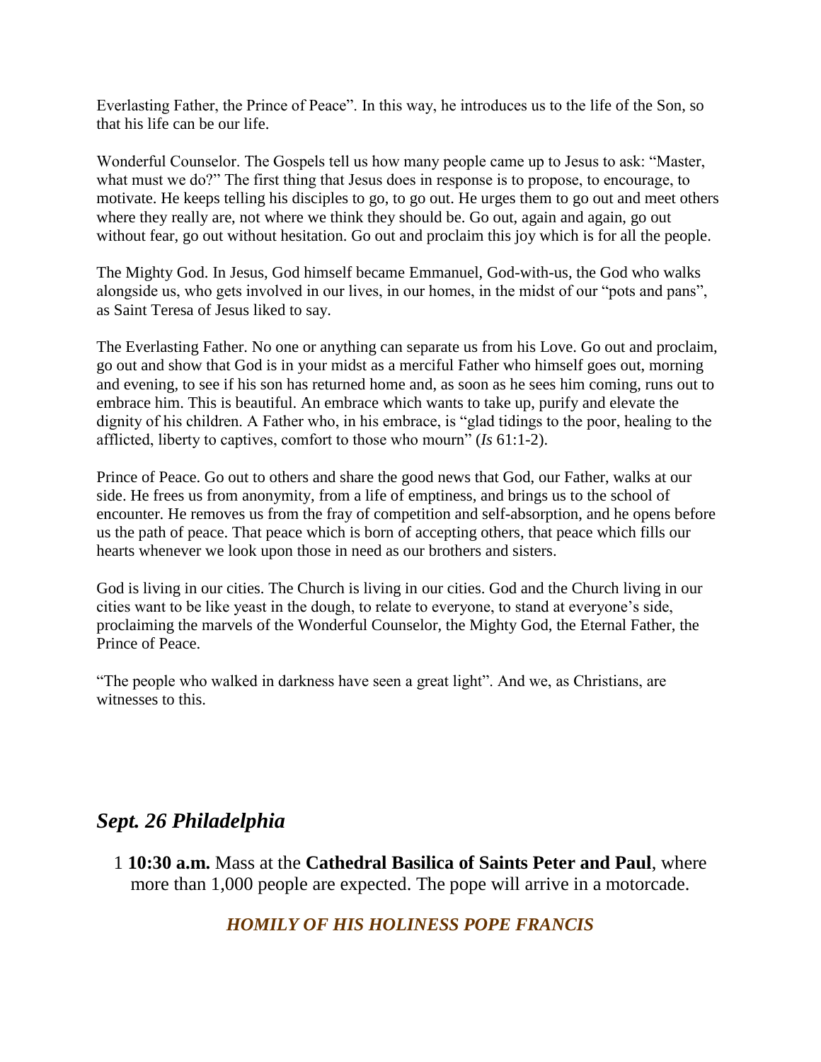Everlasting Father, the Prince of Peace". In this way, he introduces us to the life of the Son, so that his life can be our life.

Wonderful Counselor. The Gospels tell us how many people came up to Jesus to ask: "Master, what must we do?" The first thing that Jesus does in response is to propose, to encourage, to motivate. He keeps telling his disciples to go, to go out. He urges them to go out and meet others where they really are, not where we think they should be. Go out, again and again, go out without fear, go out without hesitation. Go out and proclaim this joy which is for all the people.

The Mighty God. In Jesus, God himself became Emmanuel, God-with-us, the God who walks alongside us, who gets involved in our lives, in our homes, in the midst of our "pots and pans", as Saint Teresa of Jesus liked to say.

The Everlasting Father. No one or anything can separate us from his Love. Go out and proclaim, go out and show that God is in your midst as a merciful Father who himself goes out, morning and evening, to see if his son has returned home and, as soon as he sees him coming, runs out to embrace him. This is beautiful. An embrace which wants to take up, purify and elevate the dignity of his children. A Father who, in his embrace, is "glad tidings to the poor, healing to the afflicted, liberty to captives, comfort to those who mourn" (*Is* 61:1-2).

Prince of Peace. Go out to others and share the good news that God, our Father, walks at our side. He frees us from anonymity, from a life of emptiness, and brings us to the school of encounter. He removes us from the fray of competition and self-absorption, and he opens before us the path of peace. That peace which is born of accepting others, that peace which fills our hearts whenever we look upon those in need as our brothers and sisters.

God is living in our cities. The Church is living in our cities. God and the Church living in our cities want to be like yeast in the dough, to relate to everyone, to stand at everyone's side, proclaiming the marvels of the Wonderful Counselor, the Mighty God, the Eternal Father, the Prince of Peace.

"The people who walked in darkness have seen a great light". And we, as Christians, are witnesses to this.

## *Sept. 26 Philadelphia*

1 **10:30 a.m.** Mass at the **Cathedral Basilica of Saints Peter and Paul**, where more than 1,000 people are expected. The pope will arrive in a motorcade.

### *HOMILY OF HIS HOLINESS POPE FRANCIS*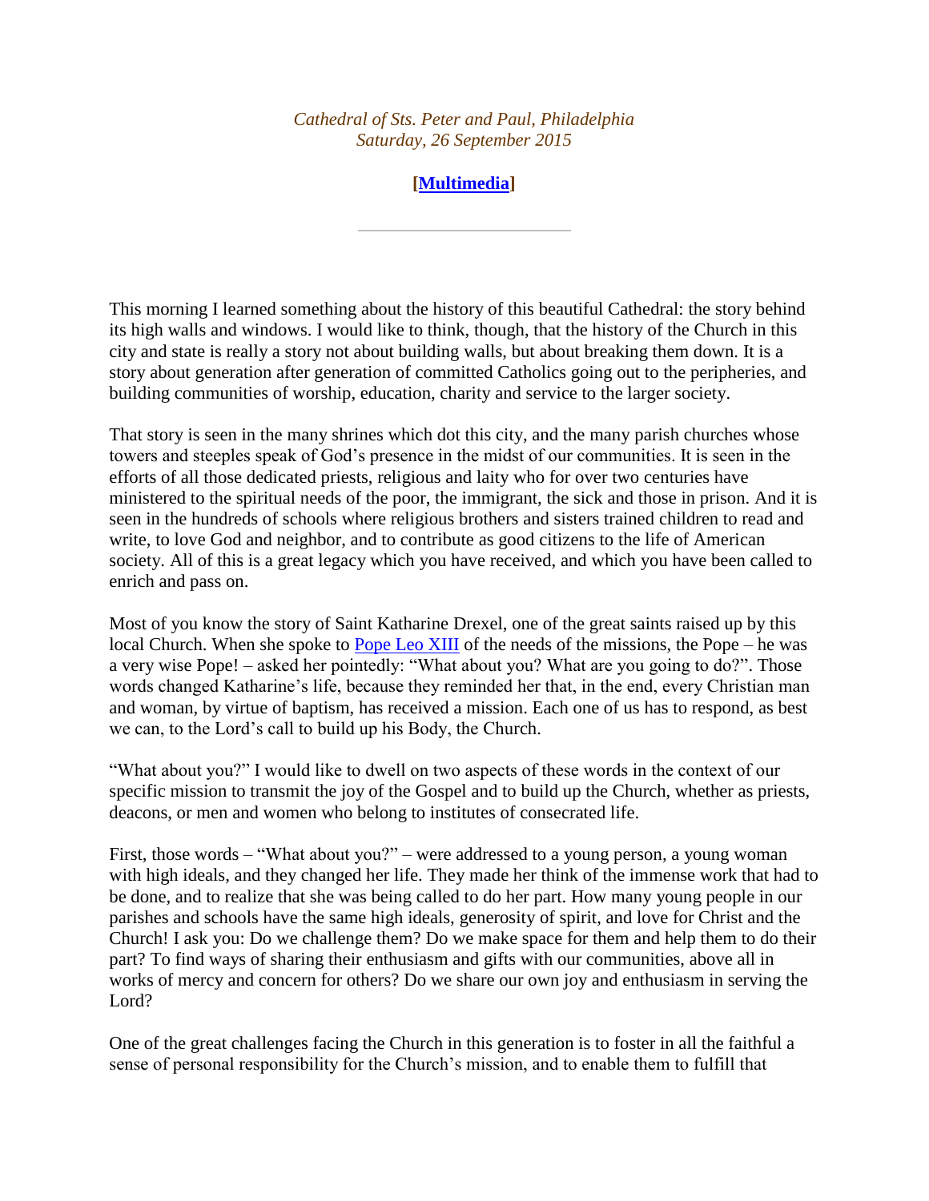*Cathedral of Sts. Peter and Paul, Philadelphia*
*Saturday, 26 September 2015*

**[Multimedia]**

---

This morning I learned something about the history of this beautiful Cathedral: the story behind its high walls and windows. I would like to think, though, that the history of the Church in this city and state is really a story not about building walls, but about breaking them down. It is a story about generation after generation of committed Catholics going out to the peripheries, and building communities of worship, education, charity and service to the larger society.

That story is seen in the many shrines which dot this city, and the many parish churches whose towers and steeples speak of God's presence in the midst of our communities. It is seen in the efforts of all those dedicated priests, religious and laity who for over two centuries have ministered to the spiritual needs of the poor, the immigrant, the sick and those in prison. And it is seen in the hundreds of schools where religious brothers and sisters trained children to read and write, to love God and neighbor, and to contribute as good citizens to the life of American society. All of this is a great legacy which you have received, and which you have been called to enrich and pass on.

Most of you know the story of Saint Katharine Drexel, one of the great saints raised up by this local Church. When she spoke to Pope Leo XIII of the needs of the missions, the Pope – he was a very wise Pope! – asked her pointedly: "What about you? What are you going to do?". Those words changed Katharine's life, because they reminded her that, in the end, every Christian man and woman, by virtue of baptism, has received a mission. Each one of us has to respond, as best we can, to the Lord's call to build up his Body, the Church.

"What about you?" I would like to dwell on two aspects of these words in the context of our specific mission to transmit the joy of the Gospel and to build up the Church, whether as priests, deacons, or men and women who belong to institutes of consecrated life.

First, those words – "What about you?" – were addressed to a young person, a young woman with high ideals, and they changed her life. They made her think of the immense work that had to be done, and to realize that she was being called to do her part. How many young people in our parishes and schools have the same high ideals, generosity of spirit, and love for Christ and the Church! I ask you: Do we challenge them? Do we make space for them and help them to do their part? To find ways of sharing their enthusiasm and gifts with our communities, above all in works of mercy and concern for others? Do we share our own joy and enthusiasm in serving the Lord?

One of the great challenges facing the Church in this generation is to foster in all the faithful a sense of personal responsibility for the Church's mission, and to enable them to fulfill that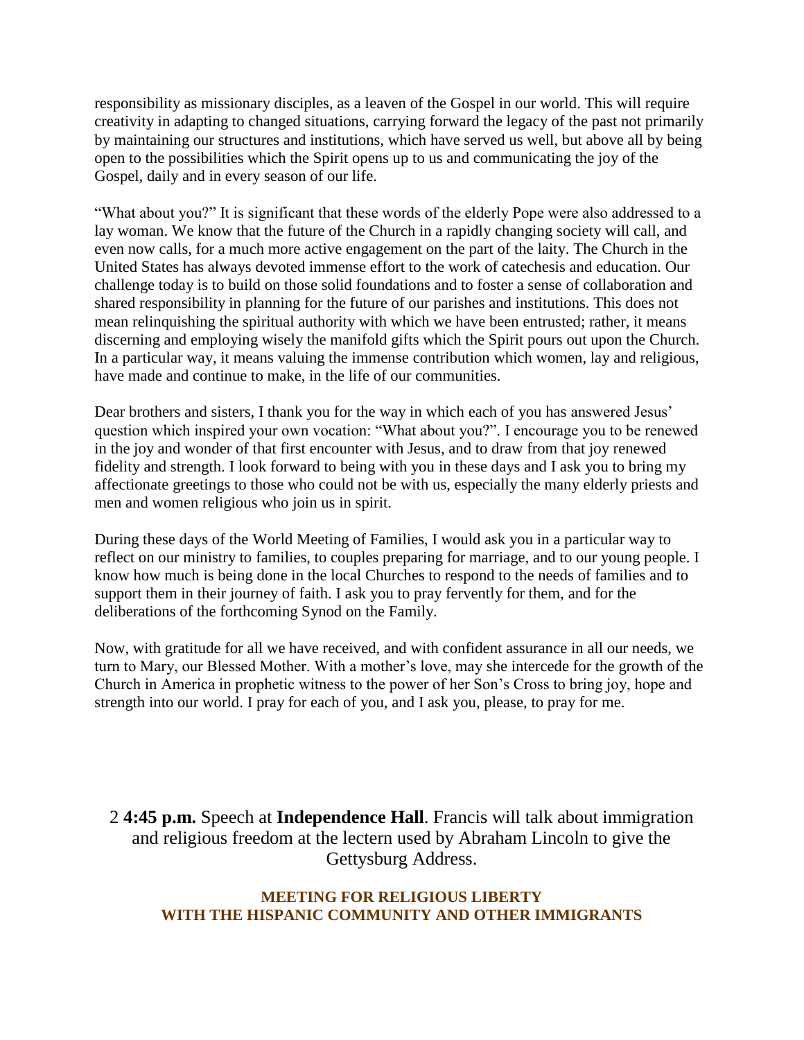responsibility as missionary disciples, as a leaven of the Gospel in our world. This will require creativity in adapting to changed situations, carrying forward the legacy of the past not primarily by maintaining our structures and institutions, which have served us well, but above all by being open to the possibilities which the Spirit opens up to us and communicating the joy of the Gospel, daily and in every season of our life.

"What about you?" It is significant that these words of the elderly Pope were also addressed to a lay woman. We know that the future of the Church in a rapidly changing society will call, and even now calls, for a much more active engagement on the part of the laity. The Church in the United States has always devoted immense effort to the work of catechesis and education. Our challenge today is to build on those solid foundations and to foster a sense of collaboration and shared responsibility in planning for the future of our parishes and institutions. This does not mean relinquishing the spiritual authority with which we have been entrusted; rather, it means discerning and employing wisely the manifold gifts which the Spirit pours out upon the Church. In a particular way, it means valuing the immense contribution which women, lay and religious, have made and continue to make, in the life of our communities.

Dear brothers and sisters, I thank you for the way in which each of you has answered Jesus' question which inspired your own vocation: "What about you?". I encourage you to be renewed in the joy and wonder of that first encounter with Jesus, and to draw from that joy renewed fidelity and strength. I look forward to being with you in these days and I ask you to bring my affectionate greetings to those who could not be with us, especially the many elderly priests and men and women religious who join us in spirit.

During these days of the World Meeting of Families, I would ask you in a particular way to reflect on our ministry to families, to couples preparing for marriage, and to our young people. I know how much is being done in the local Churches to respond to the needs of families and to support them in their journey of faith. I ask you to pray fervently for them, and for the deliberations of the forthcoming Synod on the Family.

Now, with gratitude for all we have received, and with confident assurance in all our needs, we turn to Mary, our Blessed Mother. With a mother's love, may she intercede for the growth of the Church in America in prophetic witness to the power of her Son's Cross to bring joy, hope and strength into our world. I pray for each of you, and I ask you, please, to pray for me.

2 **4:45 p.m.** Speech at **Independence Hall**. Francis will talk about immigration and religious freedom at the lectern used by Abraham Lincoln to give the Gettysburg Address.

**MEETING FOR RELIGIOUS LIBERTY WITH THE HISPANIC COMMUNITY AND OTHER IMMIGRANTS**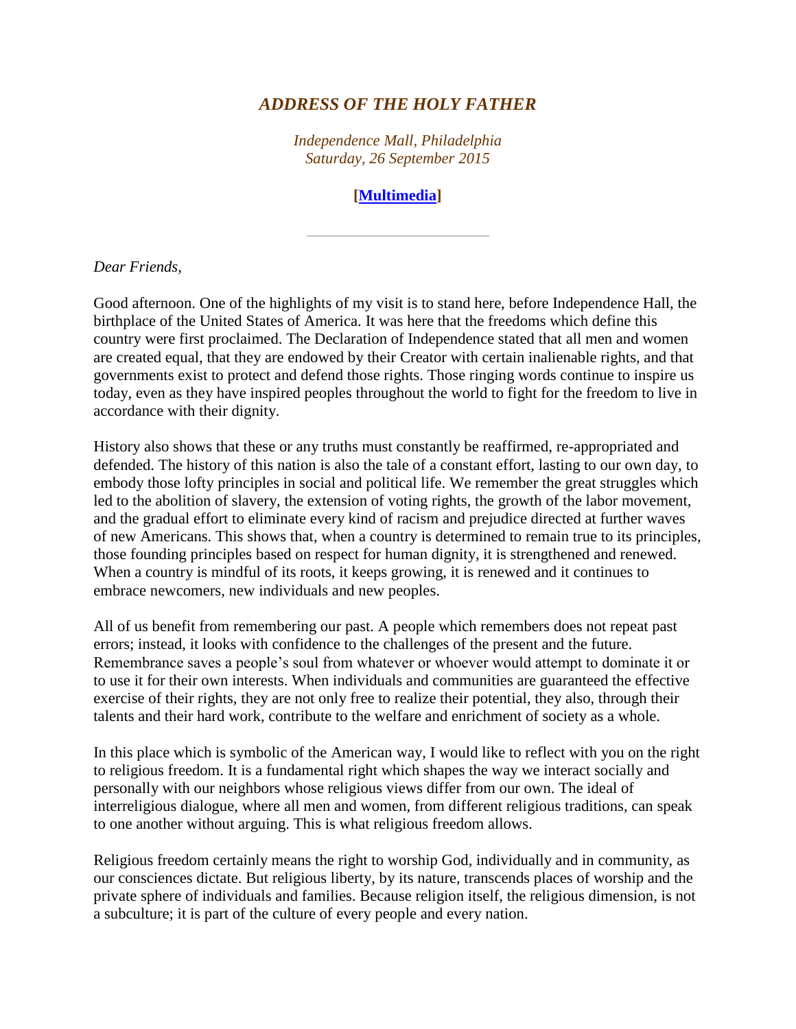## *ADDRESS OF THE HOLY FATHER*

*Independence Mall, Philadelphia*
*Saturday, 26 September 2015*

**[Multimedia]**

---

*Dear Friends,*

Good afternoon. One of the highlights of my visit is to stand here, before Independence Hall, the birthplace of the United States of America. It was here that the freedoms which define this country were first proclaimed. The Declaration of Independence stated that all men and women are created equal, that they are endowed by their Creator with certain inalienable rights, and that governments exist to protect and defend those rights. Those ringing words continue to inspire us today, even as they have inspired peoples throughout the world to fight for the freedom to live in accordance with their dignity.

History also shows that these or any truths must constantly be reaffirmed, re-appropriated and defended. The history of this nation is also the tale of a constant effort, lasting to our own day, to embody those lofty principles in social and political life. We remember the great struggles which led to the abolition of slavery, the extension of voting rights, the growth of the labor movement, and the gradual effort to eliminate every kind of racism and prejudice directed at further waves of new Americans. This shows that, when a country is determined to remain true to its principles, those founding principles based on respect for human dignity, it is strengthened and renewed. When a country is mindful of its roots, it keeps growing, it is renewed and it continues to embrace newcomers, new individuals and new peoples.

All of us benefit from remembering our past. A people which remembers does not repeat past errors; instead, it looks with confidence to the challenges of the present and the future. Remembrance saves a people's soul from whatever or whoever would attempt to dominate it or to use it for their own interests. When individuals and communities are guaranteed the effective exercise of their rights, they are not only free to realize their potential, they also, through their talents and their hard work, contribute to the welfare and enrichment of society as a whole.

In this place which is symbolic of the American way, I would like to reflect with you on the right to religious freedom. It is a fundamental right which shapes the way we interact socially and personally with our neighbors whose religious views differ from our own. The ideal of interreligious dialogue, where all men and women, from different religious traditions, can speak to one another without arguing. This is what religious freedom allows.

Religious freedom certainly means the right to worship God, individually and in community, as our consciences dictate. But religious liberty, by its nature, transcends places of worship and the private sphere of individuals and families. Because religion itself, the religious dimension, is not a subculture; it is part of the culture of every people and every nation.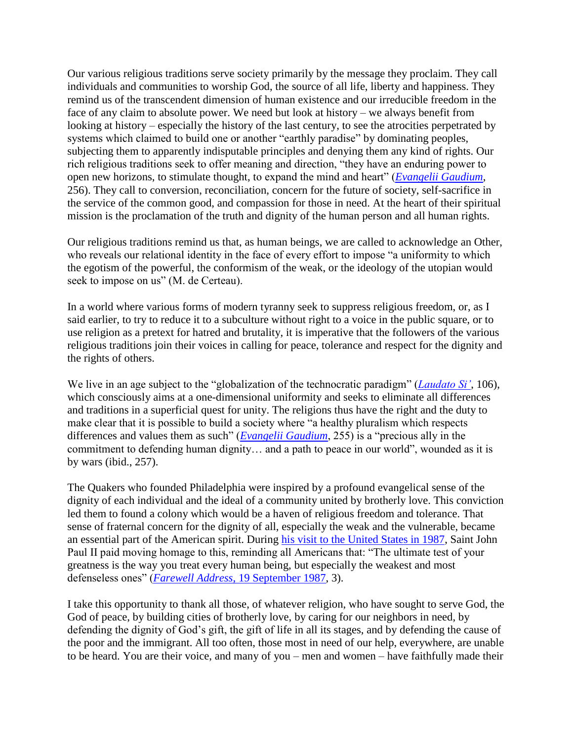Our various religious traditions serve society primarily by the message they proclaim. They call individuals and communities to worship God, the source of all life, liberty and happiness. They remind us of the transcendent dimension of human existence and our irreducible freedom in the face of any claim to absolute power. We need but look at history – we always benefit from looking at history – especially the history of the last century, to see the atrocities perpetrated by systems which claimed to build one or another "earthly paradise" by dominating peoples, subjecting them to apparently indisputable principles and denying them any kind of rights. Our rich religious traditions seek to offer meaning and direction, "they have an enduring power to open new horizons, to stimulate thought, to expand the mind and heart" (*Evangelii Gaudium*, 256). They call to conversion, reconciliation, concern for the future of society, self-sacrifice in the service of the common good, and compassion for those in need. At the heart of their spiritual mission is the proclamation of the truth and dignity of the human person and all human rights.

Our religious traditions remind us that, as human beings, we are called to acknowledge an Other, who reveals our relational identity in the face of every effort to impose "a uniformity to which the egotism of the powerful, the conformism of the weak, or the ideology of the utopian would seek to impose on us" (M. de Certeau).

In a world where various forms of modern tyranny seek to suppress religious freedom, or, as I said earlier, to try to reduce it to a subculture without right to a voice in the public square, or to use religion as a pretext for hatred and brutality, it is imperative that the followers of the various religious traditions join their voices in calling for peace, tolerance and respect for the dignity and the rights of others.

We live in an age subject to the "globalization of the technocratic paradigm" (*Laudato Si'*, 106), which consciously aims at a one-dimensional uniformity and seeks to eliminate all differences and traditions in a superficial quest for unity. The religions thus have the right and the duty to make clear that it is possible to build a society where "a healthy pluralism which respects differences and values them as such" (*Evangelii Gaudium*, 255) is a "precious ally in the commitment to defending human dignity… and a path to peace in our world", wounded as it is by wars (ibid., 257).

The Quakers who founded Philadelphia were inspired by a profound evangelical sense of the dignity of each individual and the ideal of a community united by brotherly love. This conviction led them to found a colony which would be a haven of religious freedom and tolerance. That sense of fraternal concern for the dignity of all, especially the weak and the vulnerable, became an essential part of the American spirit. During his visit to the United States in 1987, Saint John Paul II paid moving homage to this, reminding all Americans that: "The ultimate test of your greatness is the way you treat every human being, but especially the weakest and most defenseless ones" (*Farewell Address*, 19 September 1987, 3).

I take this opportunity to thank all those, of whatever religion, who have sought to serve God, the God of peace, by building cities of brotherly love, by caring for our neighbors in need, by defending the dignity of God's gift, the gift of life in all its stages, and by defending the cause of the poor and the immigrant. All too often, those most in need of our help, everywhere, are unable to be heard. You are their voice, and many of you – men and women – have faithfully made their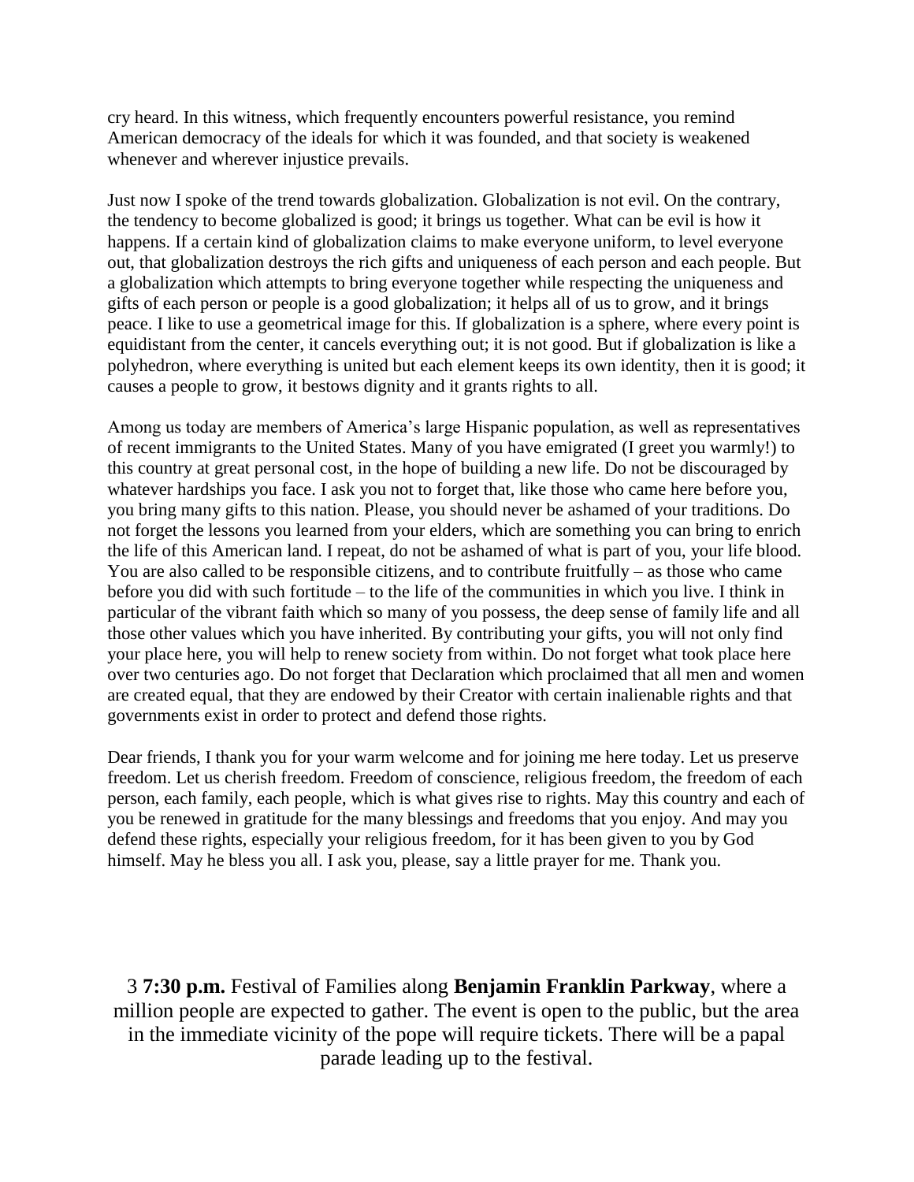cry heard. In this witness, which frequently encounters powerful resistance, you remind American democracy of the ideals for which it was founded, and that society is weakened whenever and wherever injustice prevails.

Just now I spoke of the trend towards globalization. Globalization is not evil. On the contrary, the tendency to become globalized is good; it brings us together. What can be evil is how it happens. If a certain kind of globalization claims to make everyone uniform, to level everyone out, that globalization destroys the rich gifts and uniqueness of each person and each people. But a globalization which attempts to bring everyone together while respecting the uniqueness and gifts of each person or people is a good globalization; it helps all of us to grow, and it brings peace. I like to use a geometrical image for this. If globalization is a sphere, where every point is equidistant from the center, it cancels everything out; it is not good. But if globalization is like a polyhedron, where everything is united but each element keeps its own identity, then it is good; it causes a people to grow, it bestows dignity and it grants rights to all.

Among us today are members of America's large Hispanic population, as well as representatives of recent immigrants to the United States. Many of you have emigrated (I greet you warmly!) to this country at great personal cost, in the hope of building a new life. Do not be discouraged by whatever hardships you face. I ask you not to forget that, like those who came here before you, you bring many gifts to this nation. Please, you should never be ashamed of your traditions. Do not forget the lessons you learned from your elders, which are something you can bring to enrich the life of this American land. I repeat, do not be ashamed of what is part of you, your life blood. You are also called to be responsible citizens, and to contribute fruitfully – as those who came before you did with such fortitude – to the life of the communities in which you live. I think in particular of the vibrant faith which so many of you possess, the deep sense of family life and all those other values which you have inherited. By contributing your gifts, you will not only find your place here, you will help to renew society from within. Do not forget what took place here over two centuries ago. Do not forget that Declaration which proclaimed that all men and women are created equal, that they are endowed by their Creator with certain inalienable rights and that governments exist in order to protect and defend those rights.

Dear friends, I thank you for your warm welcome and for joining me here today. Let us preserve freedom. Let us cherish freedom. Freedom of conscience, religious freedom, the freedom of each person, each family, each people, which is what gives rise to rights. May this country and each of you be renewed in gratitude for the many blessings and freedoms that you enjoy. And may you defend these rights, especially your religious freedom, for it has been given to you by God himself. May he bless you all. I ask you, please, say a little prayer for me. Thank you.

3 **7:30 p.m.** Festival of Families along **Benjamin Franklin Parkway**, where a million people are expected to gather. The event is open to the public, but the area in the immediate vicinity of the pope will require tickets. There will be a papal parade leading up to the festival.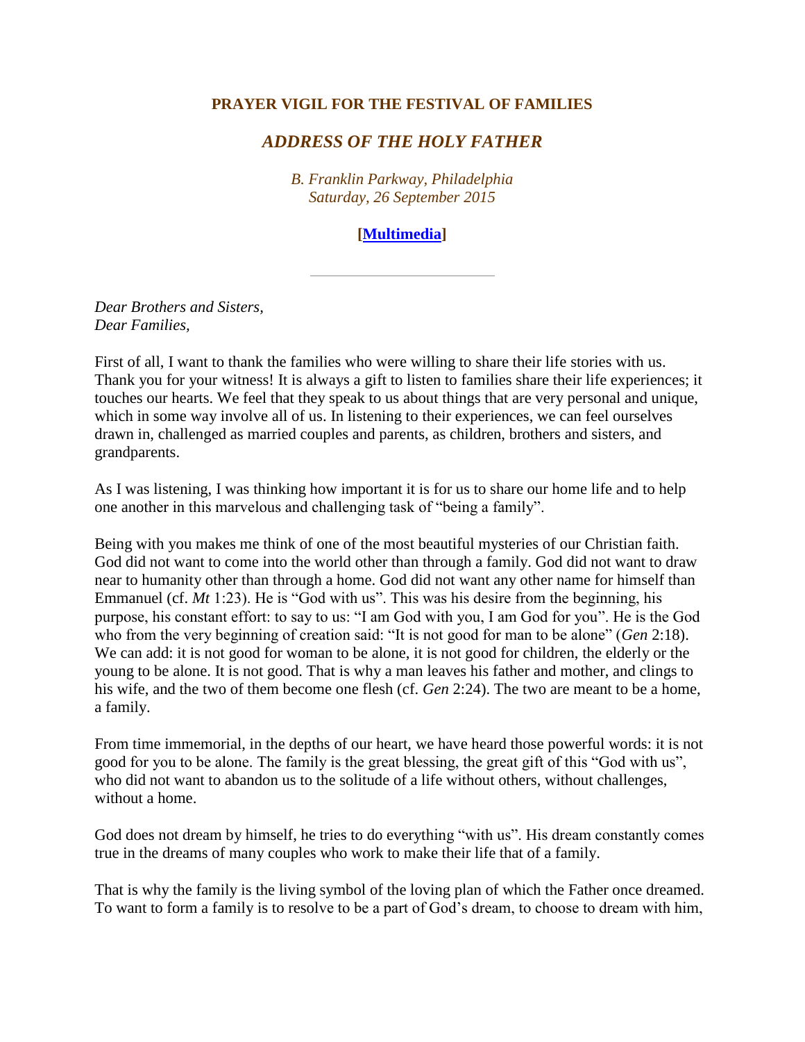**PRAYER VIGIL FOR THE FESTIVAL OF FAMILIES**

***ADDRESS OF THE HOLY FATHER***

*B. Franklin Parkway, Philadelphia*
*Saturday, 26 September 2015*

**[Multimedia]**

---

*Dear Brothers and Sisters,*
*Dear Families,*

First of all, I want to thank the families who were willing to share their life stories with us. Thank you for your witness! It is always a gift to listen to families share their life experiences; it touches our hearts. We feel that they speak to us about things that are very personal and unique, which in some way involve all of us. In listening to their experiences, we can feel ourselves drawn in, challenged as married couples and parents, as children, brothers and sisters, and grandparents.

As I was listening, I was thinking how important it is for us to share our home life and to help one another in this marvelous and challenging task of "being a family".

Being with you makes me think of one of the most beautiful mysteries of our Christian faith. God did not want to come into the world other than through a family. God did not want to draw near to humanity other than through a home. God did not want any other name for himself than Emmanuel (cf. *Mt* 1:23). He is "God with us". This was his desire from the beginning, his purpose, his constant effort: to say to us: "I am God with you, I am God for you". He is the God who from the very beginning of creation said: "It is not good for man to be alone" (*Gen* 2:18). We can add: it is not good for woman to be alone, it is not good for children, the elderly or the young to be alone. It is not good. That is why a man leaves his father and mother, and clings to his wife, and the two of them become one flesh (cf. *Gen* 2:24). The two are meant to be a home, a family.

From time immemorial, in the depths of our heart, we have heard those powerful words: it is not good for you to be alone. The family is the great blessing, the great gift of this "God with us", who did not want to abandon us to the solitude of a life without others, without challenges, without a home.

God does not dream by himself, he tries to do everything "with us". His dream constantly comes true in the dreams of many couples who work to make their life that of a family.

That is why the family is the living symbol of the loving plan of which the Father once dreamed. To want to form a family is to resolve to be a part of God's dream, to choose to dream with him,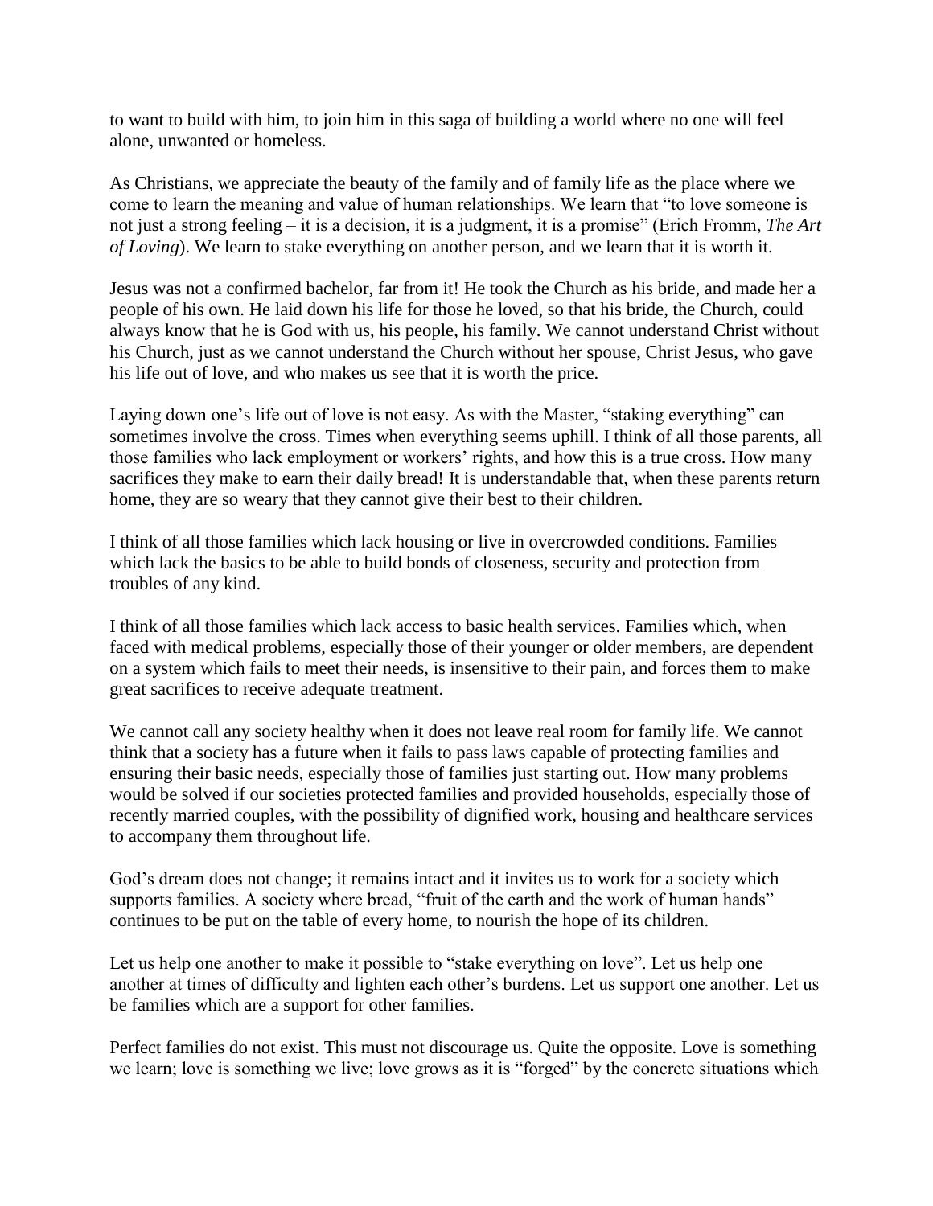to want to build with him, to join him in this saga of building a world where no one will feel alone, unwanted or homeless.

As Christians, we appreciate the beauty of the family and of family life as the place where we come to learn the meaning and value of human relationships. We learn that "to love someone is not just a strong feeling – it is a decision, it is a judgment, it is a promise" (Erich Fromm, *The Art of Loving*). We learn to stake everything on another person, and we learn that it is worth it.

Jesus was not a confirmed bachelor, far from it! He took the Church as his bride, and made her a people of his own. He laid down his life for those he loved, so that his bride, the Church, could always know that he is God with us, his people, his family. We cannot understand Christ without his Church, just as we cannot understand the Church without her spouse, Christ Jesus, who gave his life out of love, and who makes us see that it is worth the price.

Laying down one's life out of love is not easy. As with the Master, "staking everything" can sometimes involve the cross. Times when everything seems uphill. I think of all those parents, all those families who lack employment or workers' rights, and how this is a true cross. How many sacrifices they make to earn their daily bread! It is understandable that, when these parents return home, they are so weary that they cannot give their best to their children.

I think of all those families which lack housing or live in overcrowded conditions. Families which lack the basics to be able to build bonds of closeness, security and protection from troubles of any kind.

I think of all those families which lack access to basic health services. Families which, when faced with medical problems, especially those of their younger or older members, are dependent on a system which fails to meet their needs, is insensitive to their pain, and forces them to make great sacrifices to receive adequate treatment.

We cannot call any society healthy when it does not leave real room for family life. We cannot think that a society has a future when it fails to pass laws capable of protecting families and ensuring their basic needs, especially those of families just starting out. How many problems would be solved if our societies protected families and provided households, especially those of recently married couples, with the possibility of dignified work, housing and healthcare services to accompany them throughout life.

God's dream does not change; it remains intact and it invites us to work for a society which supports families. A society where bread, "fruit of the earth and the work of human hands" continues to be put on the table of every home, to nourish the hope of its children.

Let us help one another to make it possible to "stake everything on love". Let us help one another at times of difficulty and lighten each other's burdens. Let us support one another. Let us be families which are a support for other families.

Perfect families do not exist. This must not discourage us. Quite the opposite. Love is something we learn; love is something we live; love grows as it is "forged" by the concrete situations which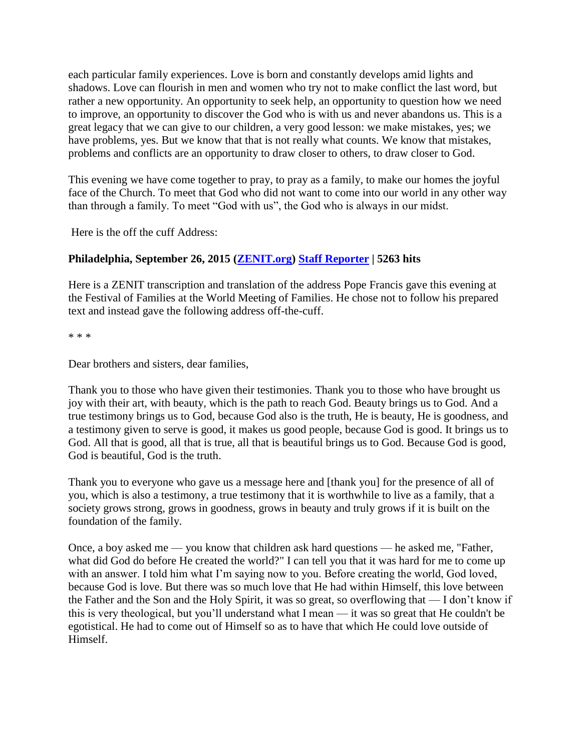each particular family experiences. Love is born and constantly develops amid lights and shadows. Love can flourish in men and women who try not to make conflict the last word, but rather a new opportunity. An opportunity to seek help, an opportunity to question how we need to improve, an opportunity to discover the God who is with us and never abandons us. This is a great legacy that we can give to our children, a very good lesson: we make mistakes, yes; we have problems, yes. But we know that that is not really what counts. We know that mistakes, problems and conflicts are an opportunity to draw closer to others, to draw closer to God.

This evening we have come together to pray, to pray as a family, to make our homes the joyful face of the Church. To meet that God who did not want to come into our world in any other way than through a family. To meet "God with us", the God who is always in our midst.

Here is the off the cuff Address:

**Philadelphia, September 26, 2015 ([ZENIT.org](ZENIT.org)) [Staff Reporter](Staff Reporter) | 5263 hits**

Here is a ZENIT transcription and translation of the address Pope Francis gave this evening at the Festival of Families at the World Meeting of Families. He chose not to follow his prepared text and instead gave the following address off-the-cuff.

* * *

Dear brothers and sisters, dear families,

Thank you to those who have given their testimonies. Thank you to those who have brought us joy with their art, with beauty, which is the path to reach God. Beauty brings us to God. And a true testimony brings us to God, because God also is the truth, He is beauty, He is goodness, and a testimony given to serve is good, it makes us good people, because God is good. It brings us to God. All that is good, all that is true, all that is beautiful brings us to God. Because God is good, God is beautiful, God is the truth.

Thank you to everyone who gave us a message here and [thank you] for the presence of all of you, which is also a testimony, a true testimony that it is worthwhile to live as a family, that a society grows strong, grows in goodness, grows in beauty and truly grows if it is built on the foundation of the family.

Once, a boy asked me — you know that children ask hard questions — he asked me, "Father, what did God do before He created the world?" I can tell you that it was hard for me to come up with an answer. I told him what I'm saying now to you. Before creating the world, God loved, because God is love. But there was so much love that He had within Himself, this love between the Father and the Son and the Holy Spirit, it was so great, so overflowing that — I don't know if this is very theological, but you'll understand what I mean — it was so great that He couldn't be egotistical. He had to come out of Himself so as to have that which He could love outside of Himself.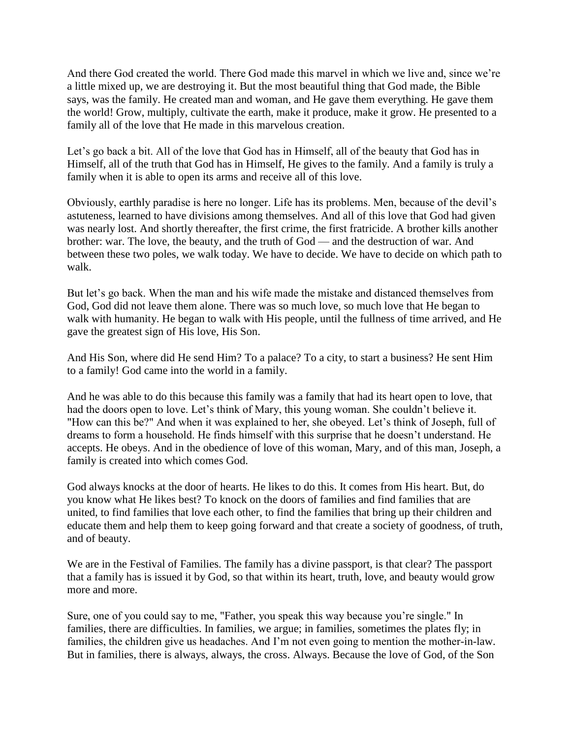And there God created the world. There God made this marvel in which we live and, since we're a little mixed up, we are destroying it. But the most beautiful thing that God made, the Bible says, was the family. He created man and woman, and He gave them everything. He gave them the world! Grow, multiply, cultivate the earth, make it produce, make it grow. He presented to a family all of the love that He made in this marvelous creation.

Let's go back a bit. All of the love that God has in Himself, all of the beauty that God has in Himself, all of the truth that God has in Himself, He gives to the family. And a family is truly a family when it is able to open its arms and receive all of this love.

Obviously, earthly paradise is here no longer. Life has its problems. Men, because of the devil's astuteness, learned to have divisions among themselves. And all of this love that God had given was nearly lost. And shortly thereafter, the first crime, the first fratricide. A brother kills another brother: war. The love, the beauty, and the truth of God — and the destruction of war. And between these two poles, we walk today. We have to decide. We have to decide on which path to walk.

But let's go back. When the man and his wife made the mistake and distanced themselves from God, God did not leave them alone. There was so much love, so much love that He began to walk with humanity. He began to walk with His people, until the fullness of time arrived, and He gave the greatest sign of His love, His Son.

And His Son, where did He send Him? To a palace? To a city, to start a business? He sent Him to a family! God came into the world in a family.

And he was able to do this because this family was a family that had its heart open to love, that had the doors open to love. Let's think of Mary, this young woman. She couldn't believe it. "How can this be?" And when it was explained to her, she obeyed. Let's think of Joseph, full of dreams to form a household. He finds himself with this surprise that he doesn't understand. He accepts. He obeys. And in the obedience of love of this woman, Mary, and of this man, Joseph, a family is created into which comes God.

God always knocks at the door of hearts. He likes to do this. It comes from His heart. But, do you know what He likes best? To knock on the doors of families and find families that are united, to find families that love each other, to find the families that bring up their children and educate them and help them to keep going forward and that create a society of goodness, of truth, and of beauty.

We are in the Festival of Families. The family has a divine passport, is that clear? The passport that a family has is issued it by God, so that within its heart, truth, love, and beauty would grow more and more.

Sure, one of you could say to me, "Father, you speak this way because you're single." In families, there are difficulties. In families, we argue; in families, sometimes the plates fly; in families, the children give us headaches. And I'm not even going to mention the mother-in-law. But in families, there is always, always, the cross. Always. Because the love of God, of the Son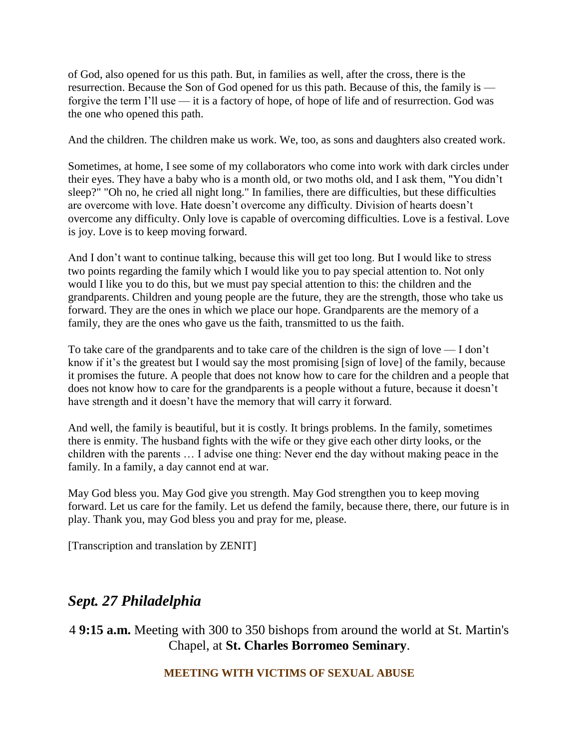of God, also opened for us this path. But, in families as well, after the cross, there is the resurrection. Because the Son of God opened for us this path. Because of this, the family is — forgive the term I'll use — it is a factory of hope, of hope of life and of resurrection. God was the one who opened this path.

And the children. The children make us work. We, too, as sons and daughters also created work.

Sometimes, at home, I see some of my collaborators who come into work with dark circles under their eyes. They have a baby who is a month old, or two moths old, and I ask them, "You didn't sleep?" "Oh no, he cried all night long." In families, there are difficulties, but these difficulties are overcome with love. Hate doesn't overcome any difficulty. Division of hearts doesn't overcome any difficulty. Only love is capable of overcoming difficulties. Love is a festival. Love is joy. Love is to keep moving forward.

And I don't want to continue talking, because this will get too long. But I would like to stress two points regarding the family which I would like you to pay special attention to. Not only would I like you to do this, but we must pay special attention to this: the children and the grandparents. Children and young people are the future, they are the strength, those who take us forward. They are the ones in which we place our hope. Grandparents are the memory of a family, they are the ones who gave us the faith, transmitted to us the faith.

To take care of the grandparents and to take care of the children is the sign of love — I don't know if it's the greatest but I would say the most promising [sign of love] of the family, because it promises the future. A people that does not know how to care for the children and a people that does not know how to care for the grandparents is a people without a future, because it doesn't have strength and it doesn't have the memory that will carry it forward.

And well, the family is beautiful, but it is costly. It brings problems. In the family, sometimes there is enmity. The husband fights with the wife or they give each other dirty looks, or the children with the parents … I advise one thing: Never end the day without making peace in the family. In a family, a day cannot end at war.

May God bless you. May God give you strength. May God strengthen you to keep moving forward. Let us care for the family. Let us defend the family, because there, there, our future is in play. Thank you, may God bless you and pray for me, please.

[Transcription and translation by ZENIT]

## *Sept. 27 Philadelphia*

4 **9:15 a.m.** Meeting with 300 to 350 bishops from around the world at St. Martin's Chapel, at **St. Charles Borromeo Seminary**.

**MEETING WITH VICTIMS OF SEXUAL ABUSE**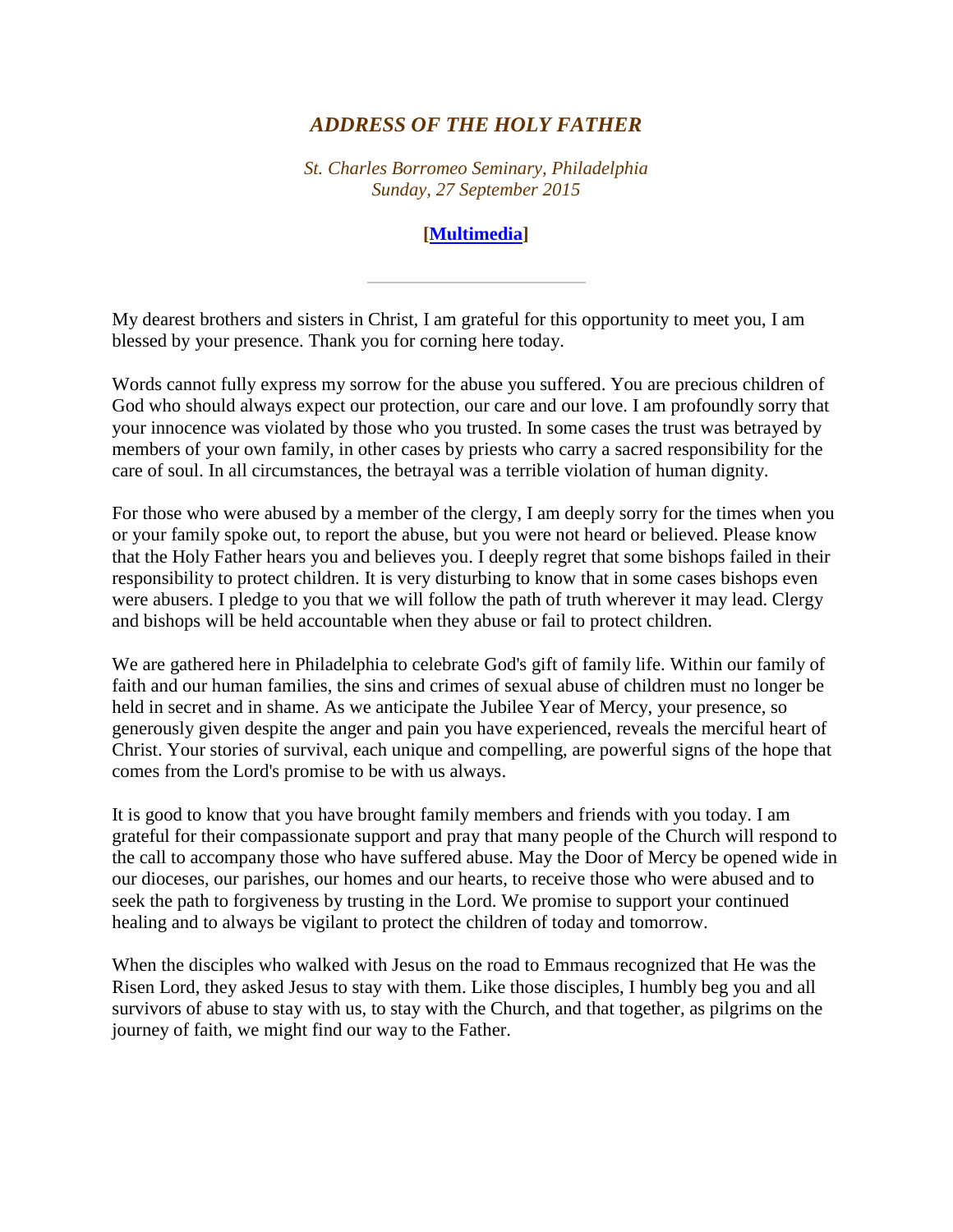## *ADDRESS OF THE HOLY FATHER*

*St. Charles Borromeo Seminary, Philadelphia*
*Sunday, 27 September 2015*

**[Multimedia]**

---

My dearest brothers and sisters in Christ, I am grateful for this opportunity to meet you, I am blessed by your presence. Thank you for corning here today.

Words cannot fully express my sorrow for the abuse you suffered. You are precious children of God who should always expect our protection, our care and our love. I am profoundly sorry that your innocence was violated by those who you trusted. In some cases the trust was betrayed by members of your own family, in other cases by priests who carry a sacred responsibility for the care of soul. In all circumstances, the betrayal was a terrible violation of human dignity.

For those who were abused by a member of the clergy, I am deeply sorry for the times when you or your family spoke out, to report the abuse, but you were not heard or believed. Please know that the Holy Father hears you and believes you. I deeply regret that some bishops failed in their responsibility to protect children. It is very disturbing to know that in some cases bishops even were abusers. I pledge to you that we will follow the path of truth wherever it may lead. Clergy and bishops will be held accountable when they abuse or fail to protect children.

We are gathered here in Philadelphia to celebrate God's gift of family life. Within our family of faith and our human families, the sins and crimes of sexual abuse of children must no longer be held in secret and in shame. As we anticipate the Jubilee Year of Mercy, your presence, so generously given despite the anger and pain you have experienced, reveals the merciful heart of Christ. Your stories of survival, each unique and compelling, are powerful signs of the hope that comes from the Lord's promise to be with us always.

It is good to know that you have brought family members and friends with you today. I am grateful for their compassionate support and pray that many people of the Church will respond to the call to accompany those who have suffered abuse. May the Door of Mercy be opened wide in our dioceses, our parishes, our homes and our hearts, to receive those who were abused and to seek the path to forgiveness by trusting in the Lord. We promise to support your continued healing and to always be vigilant to protect the children of today and tomorrow.

When the disciples who walked with Jesus on the road to Emmaus recognized that He was the Risen Lord, they asked Jesus to stay with them. Like those disciples, I humbly beg you and all survivors of abuse to stay with us, to stay with the Church, and that together, as pilgrims on the journey of faith, we might find our way to the Father.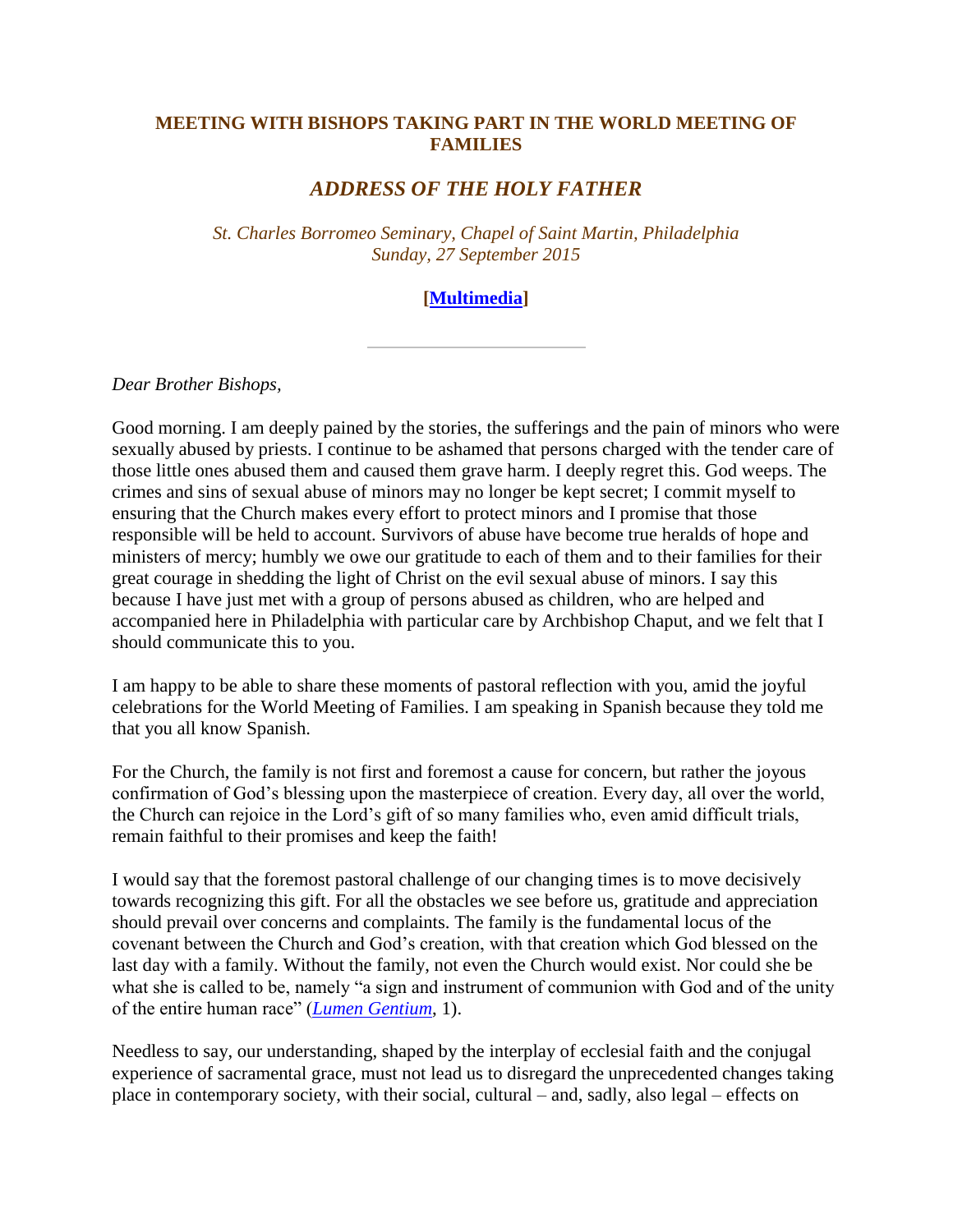### MEETING WITH BISHOPS TAKING PART IN THE WORLD MEETING OF FAMILIES

## *ADDRESS OF THE HOLY FATHER*

*St. Charles Borromeo Seminary, Chapel of Saint Martin, Philadelphia*
*Sunday, 27 September 2015*

**[Multimedia]**

---

*Dear Brother Bishops,*

Good morning. I am deeply pained by the stories, the sufferings and the pain of minors who were sexually abused by priests. I continue to be ashamed that persons charged with the tender care of those little ones abused them and caused them grave harm. I deeply regret this. God weeps. The crimes and sins of sexual abuse of minors may no longer be kept secret; I commit myself to ensuring that the Church makes every effort to protect minors and I promise that those responsible will be held to account. Survivors of abuse have become true heralds of hope and ministers of mercy; humbly we owe our gratitude to each of them and to their families for their great courage in shedding the light of Christ on the evil sexual abuse of minors. I say this because I have just met with a group of persons abused as children, who are helped and accompanied here in Philadelphia with particular care by Archbishop Chaput, and we felt that I should communicate this to you.

I am happy to be able to share these moments of pastoral reflection with you, amid the joyful celebrations for the World Meeting of Families. I am speaking in Spanish because they told me that you all know Spanish.

For the Church, the family is not first and foremost a cause for concern, but rather the joyous confirmation of God's blessing upon the masterpiece of creation. Every day, all over the world, the Church can rejoice in the Lord's gift of so many families who, even amid difficult trials, remain faithful to their promises and keep the faith!

I would say that the foremost pastoral challenge of our changing times is to move decisively towards recognizing this gift. For all the obstacles we see before us, gratitude and appreciation should prevail over concerns and complaints. The family is the fundamental locus of the covenant between the Church and God's creation, with that creation which God blessed on the last day with a family. Without the family, not even the Church would exist. Nor could she be what she is called to be, namely "a sign and instrument of communion with God and of the unity of the entire human race" (*Lumen Gentium*, 1).

Needless to say, our understanding, shaped by the interplay of ecclesial faith and the conjugal experience of sacramental grace, must not lead us to disregard the unprecedented changes taking place in contemporary society, with their social, cultural – and, sadly, also legal – effects on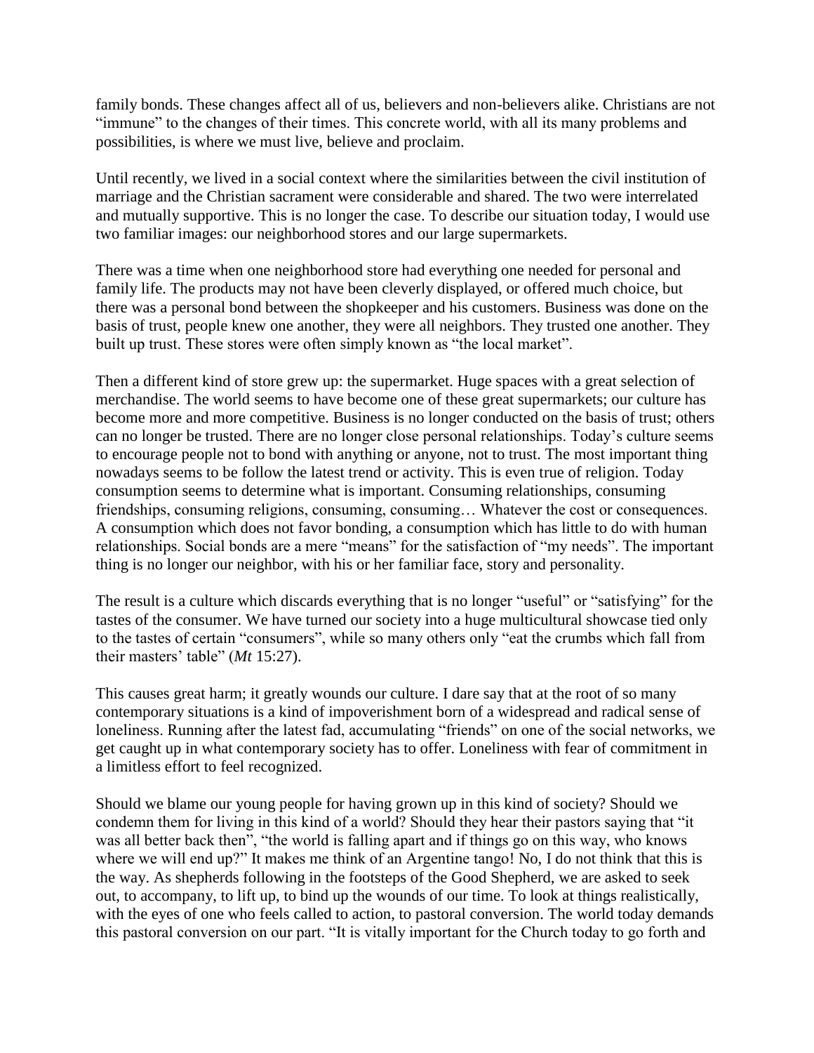family bonds. These changes affect all of us, believers and non-believers alike. Christians are not "immune" to the changes of their times. This concrete world, with all its many problems and possibilities, is where we must live, believe and proclaim.

Until recently, we lived in a social context where the similarities between the civil institution of marriage and the Christian sacrament were considerable and shared. The two were interrelated and mutually supportive. This is no longer the case. To describe our situation today, I would use two familiar images: our neighborhood stores and our large supermarkets.

There was a time when one neighborhood store had everything one needed for personal and family life. The products may not have been cleverly displayed, or offered much choice, but there was a personal bond between the shopkeeper and his customers. Business was done on the basis of trust, people knew one another, they were all neighbors. They trusted one another. They built up trust. These stores were often simply known as "the local market".

Then a different kind of store grew up: the supermarket. Huge spaces with a great selection of merchandise. The world seems to have become one of these great supermarkets; our culture has become more and more competitive. Business is no longer conducted on the basis of trust; others can no longer be trusted. There are no longer close personal relationships. Today's culture seems to encourage people not to bond with anything or anyone, not to trust. The most important thing nowadays seems to be follow the latest trend or activity. This is even true of religion. Today consumption seems to determine what is important. Consuming relationships, consuming friendships, consuming religions, consuming, consuming… Whatever the cost or consequences. A consumption which does not favor bonding, a consumption which has little to do with human relationships. Social bonds are a mere "means" for the satisfaction of "my needs". The important thing is no longer our neighbor, with his or her familiar face, story and personality.

The result is a culture which discards everything that is no longer "useful" or "satisfying" for the tastes of the consumer. We have turned our society into a huge multicultural showcase tied only to the tastes of certain "consumers", while so many others only "eat the crumbs which fall from their masters' table" (*Mt* 15:27).

This causes great harm; it greatly wounds our culture. I dare say that at the root of so many contemporary situations is a kind of impoverishment born of a widespread and radical sense of loneliness. Running after the latest fad, accumulating "friends" on one of the social networks, we get caught up in what contemporary society has to offer. Loneliness with fear of commitment in a limitless effort to feel recognized.

Should we blame our young people for having grown up in this kind of society? Should we condemn them for living in this kind of a world? Should they hear their pastors saying that "it was all better back then", "the world is falling apart and if things go on this way, who knows where we will end up?" It makes me think of an Argentine tango! No, I do not think that this is the way. As shepherds following in the footsteps of the Good Shepherd, we are asked to seek out, to accompany, to lift up, to bind up the wounds of our time. To look at things realistically, with the eyes of one who feels called to action, to pastoral conversion. The world today demands this pastoral conversion on our part. "It is vitally important for the Church today to go forth and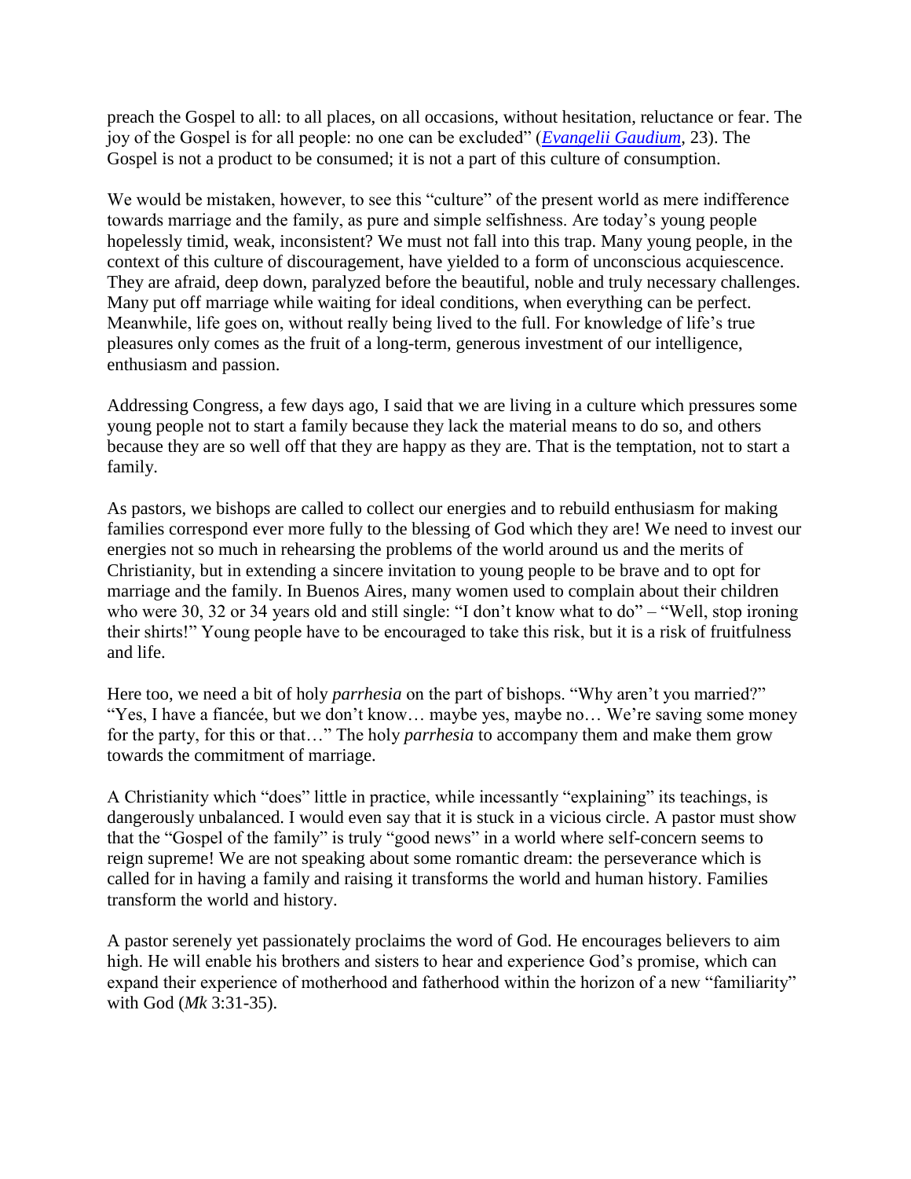preach the Gospel to all: to all places, on all occasions, without hesitation, reluctance or fear. The joy of the Gospel is for all people: no one can be excluded" (*Evangelii Gaudium*, 23). The Gospel is not a product to be consumed; it is not a part of this culture of consumption.

We would be mistaken, however, to see this "culture" of the present world as mere indifference towards marriage and the family, as pure and simple selfishness. Are today's young people hopelessly timid, weak, inconsistent? We must not fall into this trap. Many young people, in the context of this culture of discouragement, have yielded to a form of unconscious acquiescence. They are afraid, deep down, paralyzed before the beautiful, noble and truly necessary challenges. Many put off marriage while waiting for ideal conditions, when everything can be perfect. Meanwhile, life goes on, without really being lived to the full. For knowledge of life's true pleasures only comes as the fruit of a long-term, generous investment of our intelligence, enthusiasm and passion.

Addressing Congress, a few days ago, I said that we are living in a culture which pressures some young people not to start a family because they lack the material means to do so, and others because they are so well off that they are happy as they are. That is the temptation, not to start a family.

As pastors, we bishops are called to collect our energies and to rebuild enthusiasm for making families correspond ever more fully to the blessing of God which they are! We need to invest our energies not so much in rehearsing the problems of the world around us and the merits of Christianity, but in extending a sincere invitation to young people to be brave and to opt for marriage and the family. In Buenos Aires, many women used to complain about their children who were 30, 32 or 34 years old and still single: "I don't know what to do" – "Well, stop ironing their shirts!" Young people have to be encouraged to take this risk, but it is a risk of fruitfulness and life.

Here too, we need a bit of holy *parrhesia* on the part of bishops. "Why aren't you married?" "Yes, I have a fiancée, but we don't know… maybe yes, maybe no… We're saving some money for the party, for this or that…" The holy *parrhesia* to accompany them and make them grow towards the commitment of marriage.

A Christianity which "does" little in practice, while incessantly "explaining" its teachings, is dangerously unbalanced. I would even say that it is stuck in a vicious circle. A pastor must show that the "Gospel of the family" is truly "good news" in a world where self-concern seems to reign supreme! We are not speaking about some romantic dream: the perseverance which is called for in having a family and raising it transforms the world and human history. Families transform the world and history.

A pastor serenely yet passionately proclaims the word of God. He encourages believers to aim high. He will enable his brothers and sisters to hear and experience God's promise, which can expand their experience of motherhood and fatherhood within the horizon of a new "familiarity" with God (*Mk* 3:31-35).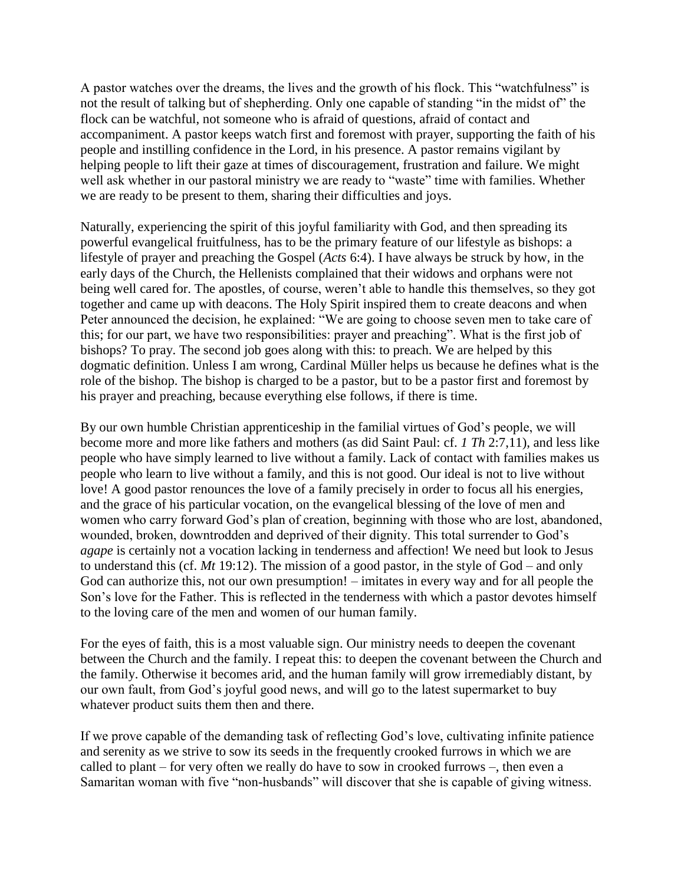A pastor watches over the dreams, the lives and the growth of his flock. This "watchfulness" is not the result of talking but of shepherding. Only one capable of standing "in the midst of" the flock can be watchful, not someone who is afraid of questions, afraid of contact and accompaniment. A pastor keeps watch first and foremost with prayer, supporting the faith of his people and instilling confidence in the Lord, in his presence. A pastor remains vigilant by helping people to lift their gaze at times of discouragement, frustration and failure. We might well ask whether in our pastoral ministry we are ready to "waste" time with families. Whether we are ready to be present to them, sharing their difficulties and joys.

Naturally, experiencing the spirit of this joyful familiarity with God, and then spreading its powerful evangelical fruitfulness, has to be the primary feature of our lifestyle as bishops: a lifestyle of prayer and preaching the Gospel (*Acts* 6:4). I have always be struck by how, in the early days of the Church, the Hellenists complained that their widows and orphans were not being well cared for. The apostles, of course, weren't able to handle this themselves, so they got together and came up with deacons. The Holy Spirit inspired them to create deacons and when Peter announced the decision, he explained: "We are going to choose seven men to take care of this; for our part, we have two responsibilities: prayer and preaching". What is the first job of bishops? To pray. The second job goes along with this: to preach. We are helped by this dogmatic definition. Unless I am wrong, Cardinal Müller helps us because he defines what is the role of the bishop. The bishop is charged to be a pastor, but to be a pastor first and foremost by his prayer and preaching, because everything else follows, if there is time.

By our own humble Christian apprenticeship in the familial virtues of God's people, we will become more and more like fathers and mothers (as did Saint Paul: cf. *1 Th* 2:7,11), and less like people who have simply learned to live without a family. Lack of contact with families makes us people who learn to live without a family, and this is not good. Our ideal is not to live without love! A good pastor renounces the love of a family precisely in order to focus all his energies, and the grace of his particular vocation, on the evangelical blessing of the love of men and women who carry forward God's plan of creation, beginning with those who are lost, abandoned, wounded, broken, downtrodden and deprived of their dignity. This total surrender to God's *agape* is certainly not a vocation lacking in tenderness and affection! We need but look to Jesus to understand this (cf. *Mt* 19:12). The mission of a good pastor, in the style of God – and only God can authorize this, not our own presumption! – imitates in every way and for all people the Son's love for the Father. This is reflected in the tenderness with which a pastor devotes himself to the loving care of the men and women of our human family.

For the eyes of faith, this is a most valuable sign. Our ministry needs to deepen the covenant between the Church and the family. I repeat this: to deepen the covenant between the Church and the family. Otherwise it becomes arid, and the human family will grow irremediably distant, by our own fault, from God's joyful good news, and will go to the latest supermarket to buy whatever product suits them then and there.

If we prove capable of the demanding task of reflecting God's love, cultivating infinite patience and serenity as we strive to sow its seeds in the frequently crooked furrows in which we are called to plant – for very often we really do have to sow in crooked furrows –, then even a Samaritan woman with five "non-husbands" will discover that she is capable of giving witness.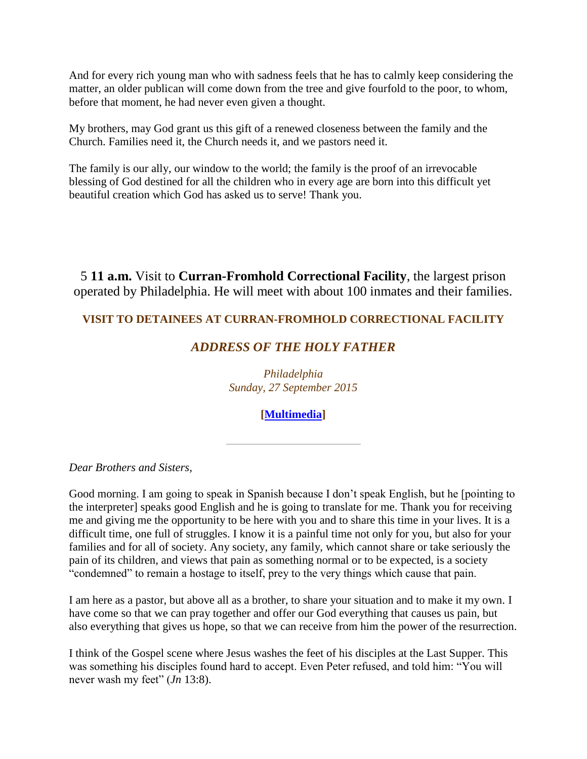And for every rich young man who with sadness feels that he has to calmly keep considering the matter, an older publican will come down from the tree and give fourfold to the poor, to whom, before that moment, he had never even given a thought.

My brothers, may God grant us this gift of a renewed closeness between the family and the Church. Families need it, the Church needs it, and we pastors need it.

The family is our ally, our window to the world; the family is the proof of an irrevocable blessing of God destined for all the children who in every age are born into this difficult yet beautiful creation which God has asked us to serve! Thank you.

5 **11 a.m.** Visit to **Curran-Fromhold Correctional Facility**, the largest prison operated by Philadelphia. He will meet with about 100 inmates and their families.

### VISIT TO DETAINEES AT CURRAN-FROMHOLD CORRECTIONAL FACILITY

### *ADDRESS OF THE HOLY FATHER*

*Philadelphia*
*Sunday, 27 September 2015*

**[Multimedia]**

---

*Dear Brothers and Sisters,*

Good morning. I am going to speak in Spanish because I don't speak English, but he [pointing to the interpreter] speaks good English and he is going to translate for me. Thank you for receiving me and giving me the opportunity to be here with you and to share this time in your lives. It is a difficult time, one full of struggles. I know it is a painful time not only for you, but also for your families and for all of society. Any society, any family, which cannot share or take seriously the pain of its children, and views that pain as something normal or to be expected, is a society "condemned" to remain a hostage to itself, prey to the very things which cause that pain.

I am here as a pastor, but above all as a brother, to share your situation and to make it my own. I have come so that we can pray together and offer our God everything that causes us pain, but also everything that gives us hope, so that we can receive from him the power of the resurrection.

I think of the Gospel scene where Jesus washes the feet of his disciples at the Last Supper. This was something his disciples found hard to accept. Even Peter refused, and told him: "You will never wash my feet" (*Jn* 13:8).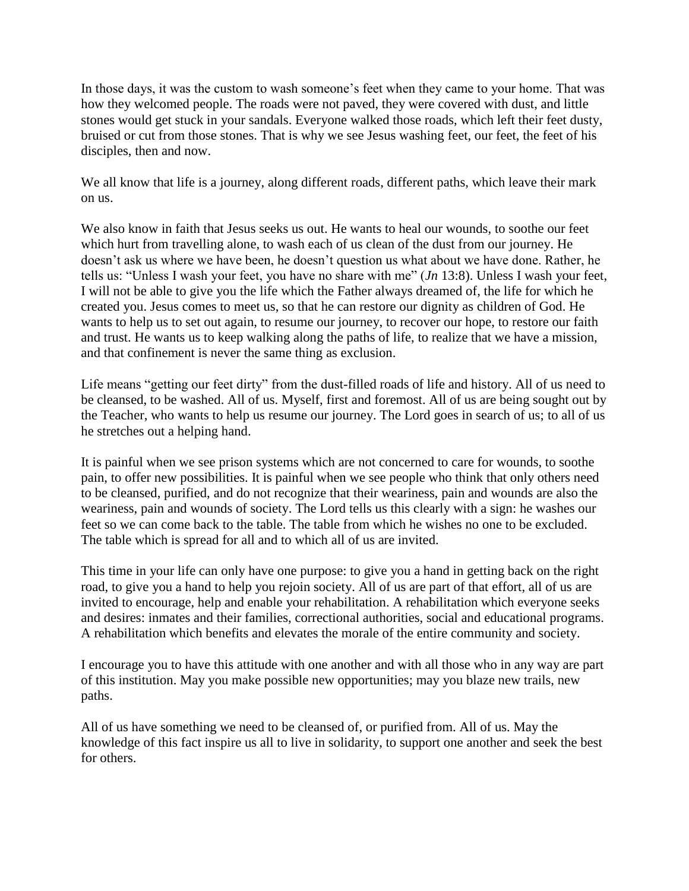In those days, it was the custom to wash someone's feet when they came to your home. That was how they welcomed people. The roads were not paved, they were covered with dust, and little stones would get stuck in your sandals. Everyone walked those roads, which left their feet dusty, bruised or cut from those stones. That is why we see Jesus washing feet, our feet, the feet of his disciples, then and now.

We all know that life is a journey, along different roads, different paths, which leave their mark on us.

We also know in faith that Jesus seeks us out. He wants to heal our wounds, to soothe our feet which hurt from travelling alone, to wash each of us clean of the dust from our journey. He doesn't ask us where we have been, he doesn't question us what about we have done. Rather, he tells us: "Unless I wash your feet, you have no share with me" (*Jn* 13:8). Unless I wash your feet, I will not be able to give you the life which the Father always dreamed of, the life for which he created you. Jesus comes to meet us, so that he can restore our dignity as children of God. He wants to help us to set out again, to resume our journey, to recover our hope, to restore our faith and trust. He wants us to keep walking along the paths of life, to realize that we have a mission, and that confinement is never the same thing as exclusion.

Life means "getting our feet dirty" from the dust-filled roads of life and history. All of us need to be cleansed, to be washed. All of us. Myself, first and foremost. All of us are being sought out by the Teacher, who wants to help us resume our journey. The Lord goes in search of us; to all of us he stretches out a helping hand.

It is painful when we see prison systems which are not concerned to care for wounds, to soothe pain, to offer new possibilities. It is painful when we see people who think that only others need to be cleansed, purified, and do not recognize that their weariness, pain and wounds are also the weariness, pain and wounds of society. The Lord tells us this clearly with a sign: he washes our feet so we can come back to the table. The table from which he wishes no one to be excluded. The table which is spread for all and to which all of us are invited.

This time in your life can only have one purpose: to give you a hand in getting back on the right road, to give you a hand to help you rejoin society. All of us are part of that effort, all of us are invited to encourage, help and enable your rehabilitation. A rehabilitation which everyone seeks and desires: inmates and their families, correctional authorities, social and educational programs. A rehabilitation which benefits and elevates the morale of the entire community and society.

I encourage you to have this attitude with one another and with all those who in any way are part of this institution. May you make possible new opportunities; may you blaze new trails, new paths.

All of us have something we need to be cleansed of, or purified from. All of us. May the knowledge of this fact inspire us all to live in solidarity, to support one another and seek the best for others.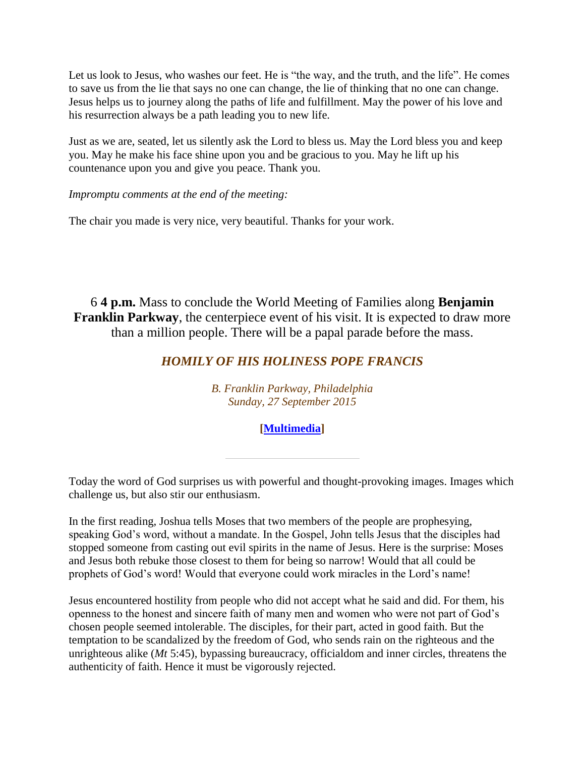Let us look to Jesus, who washes our feet. He is "the way, and the truth, and the life". He comes to save us from the lie that says no one can change, the lie of thinking that no one can change. Jesus helps us to journey along the paths of life and fulfillment. May the power of his love and his resurrection always be a path leading you to new life.

Just as we are, seated, let us silently ask the Lord to bless us. May the Lord bless you and keep you. May he make his face shine upon you and be gracious to you. May he lift up his countenance upon you and give you peace. Thank you.

*Impromptu comments at the end of the meeting:*

The chair you made is very nice, very beautiful. Thanks for your work.

6 **4 p.m.** Mass to conclude the World Meeting of Families along **Benjamin Franklin Parkway**, the centerpiece event of his visit. It is expected to draw more than a million people. There will be a papal parade before the mass.

## *HOMILY OF HIS HOLINESS POPE FRANCIS*

*B. Franklin Parkway, Philadelphia*
*Sunday, 27 September 2015*

**[Multimedia]**

---

Today the word of God surprises us with powerful and thought-provoking images. Images which challenge us, but also stir our enthusiasm.

In the first reading, Joshua tells Moses that two members of the people are prophesying, speaking God's word, without a mandate. In the Gospel, John tells Jesus that the disciples had stopped someone from casting out evil spirits in the name of Jesus. Here is the surprise: Moses and Jesus both rebuke those closest to them for being so narrow! Would that all could be prophets of God's word! Would that everyone could work miracles in the Lord's name!

Jesus encountered hostility from people who did not accept what he said and did. For them, his openness to the honest and sincere faith of many men and women who were not part of God's chosen people seemed intolerable. The disciples, for their part, acted in good faith. But the temptation to be scandalized by the freedom of God, who sends rain on the righteous and the unrighteous alike (*Mt* 5:45), bypassing bureaucracy, officialdom and inner circles, threatens the authenticity of faith. Hence it must be vigorously rejected.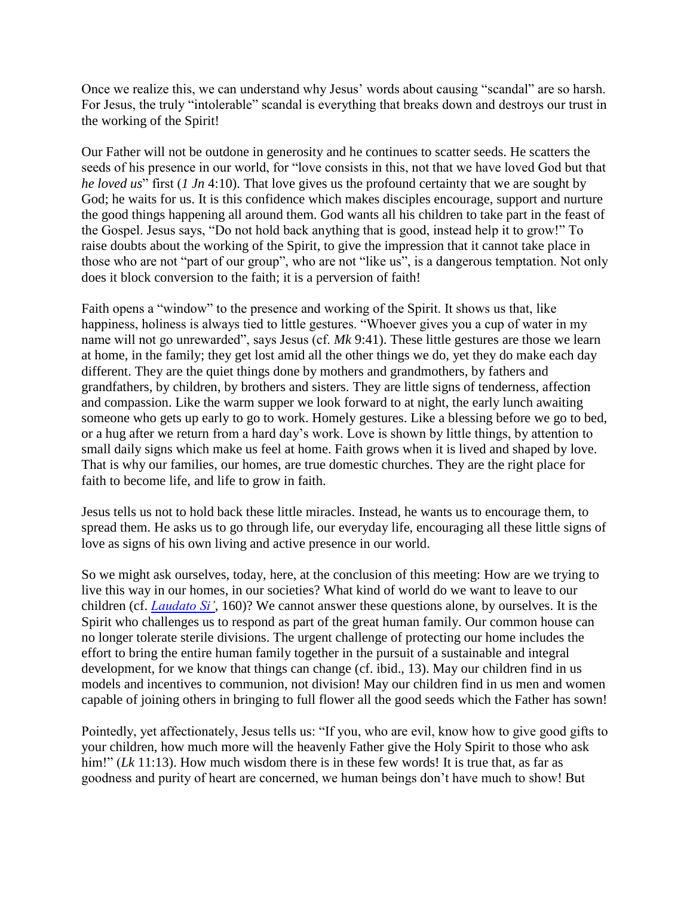Once we realize this, we can understand why Jesus' words about causing "scandal" are so harsh. For Jesus, the truly "intolerable" scandal is everything that breaks down and destroys our trust in the working of the Spirit!

Our Father will not be outdone in generosity and he continues to scatter seeds. He scatters the seeds of his presence in our world, for "love consists in this, not that we have loved God but that *he loved us*" first (*1 Jn* 4:10). That love gives us the profound certainty that we are sought by God; he waits for us. It is this confidence which makes disciples encourage, support and nurture the good things happening all around them. God wants all his children to take part in the feast of the Gospel. Jesus says, "Do not hold back anything that is good, instead help it to grow!" To raise doubts about the working of the Spirit, to give the impression that it cannot take place in those who are not "part of our group", who are not "like us", is a dangerous temptation. Not only does it block conversion to the faith; it is a perversion of faith!

Faith opens a "window" to the presence and working of the Spirit. It shows us that, like happiness, holiness is always tied to little gestures. "Whoever gives you a cup of water in my name will not go unrewarded", says Jesus (cf. *Mk* 9:41). These little gestures are those we learn at home, in the family; they get lost amid all the other things we do, yet they do make each day different. They are the quiet things done by mothers and grandmothers, by fathers and grandfathers, by children, by brothers and sisters. They are little signs of tenderness, affection and compassion. Like the warm supper we look forward to at night, the early lunch awaiting someone who gets up early to go to work. Homely gestures. Like a blessing before we go to bed, or a hug after we return from a hard day's work. Love is shown by little things, by attention to small daily signs which make us feel at home. Faith grows when it is lived and shaped by love. That is why our families, our homes, are true domestic churches. They are the right place for faith to become life, and life to grow in faith.

Jesus tells us not to hold back these little miracles. Instead, he wants us to encourage them, to spread them. He asks us to go through life, our everyday life, encouraging all these little signs of love as signs of his own living and active presence in our world.

So we might ask ourselves, today, here, at the conclusion of this meeting: How are we trying to live this way in our homes, in our societies? What kind of world do we want to leave to our children (cf. *Laudato Si'*, 160)? We cannot answer these questions alone, by ourselves. It is the Spirit who challenges us to respond as part of the great human family. Our common house can no longer tolerate sterile divisions. The urgent challenge of protecting our home includes the effort to bring the entire human family together in the pursuit of a sustainable and integral development, for we know that things can change (cf. ibid., 13). May our children find in us models and incentives to communion, not division! May our children find in us men and women capable of joining others in bringing to full flower all the good seeds which the Father has sown!

Pointedly, yet affectionately, Jesus tells us: "If you, who are evil, know how to give good gifts to your children, how much more will the heavenly Father give the Holy Spirit to those who ask him!" (*Lk* 11:13). How much wisdom there is in these few words! It is true that, as far as goodness and purity of heart are concerned, we human beings don't have much to show! But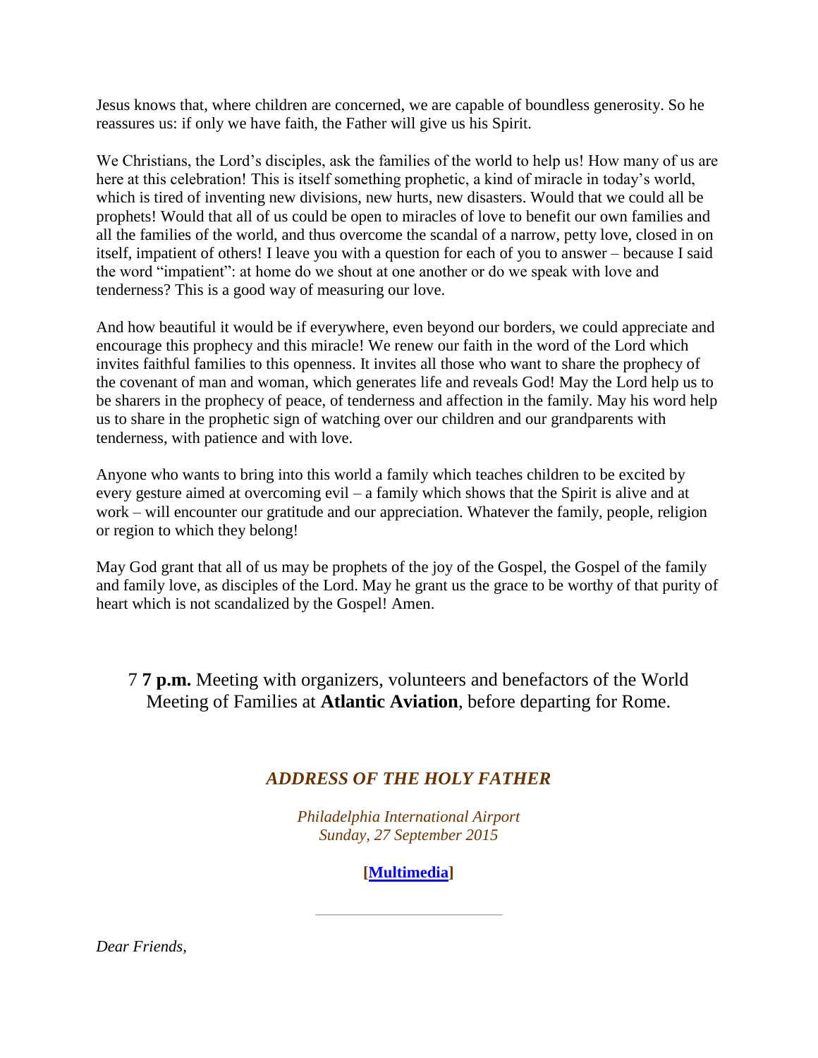Jesus knows that, where children are concerned, we are capable of boundless generosity. So he reassures us: if only we have faith, the Father will give us his Spirit.

We Christians, the Lord's disciples, ask the families of the world to help us! How many of us are here at this celebration! This is itself something prophetic, a kind of miracle in today's world, which is tired of inventing new divisions, new hurts, new disasters. Would that we could all be prophets! Would that all of us could be open to miracles of love to benefit our own families and all the families of the world, and thus overcome the scandal of a narrow, petty love, closed in on itself, impatient of others! I leave you with a question for each of you to answer – because I said the word "impatient": at home do we shout at one another or do we speak with love and tenderness? This is a good way of measuring our love.

And how beautiful it would be if everywhere, even beyond our borders, we could appreciate and encourage this prophecy and this miracle! We renew our faith in the word of the Lord which invites faithful families to this openness. It invites all those who want to share the prophecy of the covenant of man and woman, which generates life and reveals God! May the Lord help us to be sharers in the prophecy of peace, of tenderness and affection in the family. May his word help us to share in the prophetic sign of watching over our children and our grandparents with tenderness, with patience and with love.

Anyone who wants to bring into this world a family which teaches children to be excited by every gesture aimed at overcoming evil – a family which shows that the Spirit is alive and at work – will encounter our gratitude and our appreciation. Whatever the family, people, religion or region to which they belong!

May God grant that all of us may be prophets of the joy of the Gospel, the Gospel of the family and family love, as disciples of the Lord. May he grant us the grace to be worthy of that purity of heart which is not scandalized by the Gospel! Amen.

7 **7 p.m.** Meeting with organizers, volunteers and benefactors of the World Meeting of Families at **Atlantic Aviation**, before departing for Rome.

## *ADDRESS OF THE HOLY FATHER*

*Philadelphia International Airport*
*Sunday, 27 September 2015*

**[Multimedia]**

---

*Dear Friends,*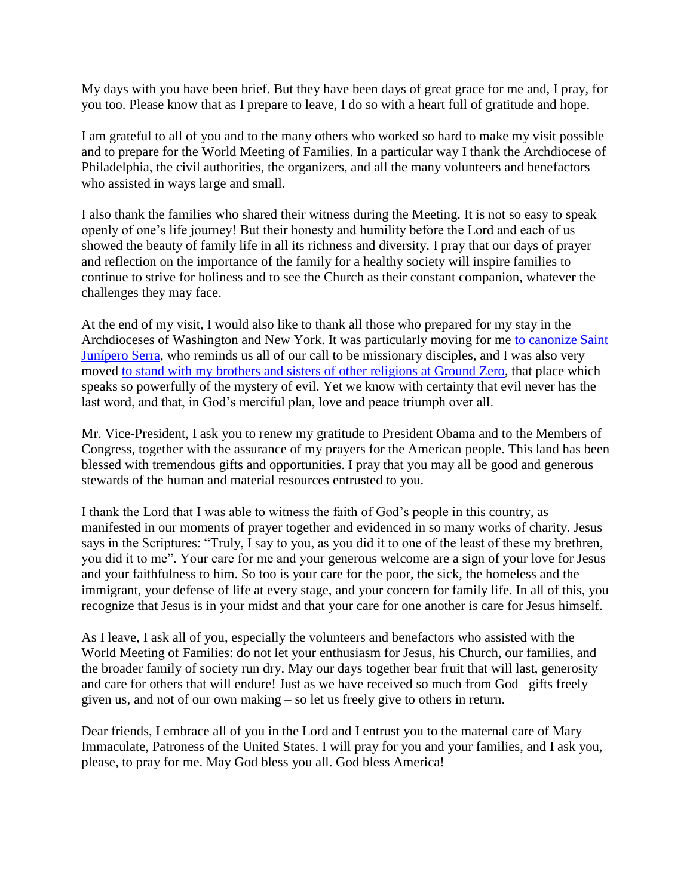My days with you have been brief. But they have been days of great grace for me and, I pray, for you too. Please know that as I prepare to leave, I do so with a heart full of gratitude and hope.

I am grateful to all of you and to the many others who worked so hard to make my visit possible and to prepare for the World Meeting of Families. In a particular way I thank the Archdiocese of Philadelphia, the civil authorities, the organizers, and all the many volunteers and benefactors who assisted in ways large and small.

I also thank the families who shared their witness during the Meeting. It is not so easy to speak openly of one's life journey! But their honesty and humility before the Lord and each of us showed the beauty of family life in all its richness and diversity. I pray that our days of prayer and reflection on the importance of the family for a healthy society will inspire families to continue to strive for holiness and to see the Church as their constant companion, whatever the challenges they may face.

At the end of my visit, I would also like to thank all those who prepared for my stay in the Archdioceses of Washington and New York. It was particularly moving for me to canonize Saint Junípero Serra, who reminds us all of our call to be missionary disciples, and I was also very moved to stand with my brothers and sisters of other religions at Ground Zero, that place which speaks so powerfully of the mystery of evil. Yet we know with certainty that evil never has the last word, and that, in God's merciful plan, love and peace triumph over all.

Mr. Vice-President, I ask you to renew my gratitude to President Obama and to the Members of Congress, together with the assurance of my prayers for the American people. This land has been blessed with tremendous gifts and opportunities. I pray that you may all be good and generous stewards of the human and material resources entrusted to you.

I thank the Lord that I was able to witness the faith of God's people in this country, as manifested in our moments of prayer together and evidenced in so many works of charity. Jesus says in the Scriptures: "Truly, I say to you, as you did it to one of the least of these my brethren, you did it to me". Your care for me and your generous welcome are a sign of your love for Jesus and your faithfulness to him. So too is your care for the poor, the sick, the homeless and the immigrant, your defense of life at every stage, and your concern for family life. In all of this, you recognize that Jesus is in your midst and that your care for one another is care for Jesus himself.

As I leave, I ask all of you, especially the volunteers and benefactors who assisted with the World Meeting of Families: do not let your enthusiasm for Jesus, his Church, our families, and the broader family of society run dry. May our days together bear fruit that will last, generosity and care for others that will endure! Just as we have received so much from God –gifts freely given us, and not of our own making – so let us freely give to others in return.

Dear friends, I embrace all of you in the Lord and I entrust you to the maternal care of Mary Immaculate, Patroness of the United States. I will pray for you and your families, and I ask you, please, to pray for me. May God bless you all. God bless America!